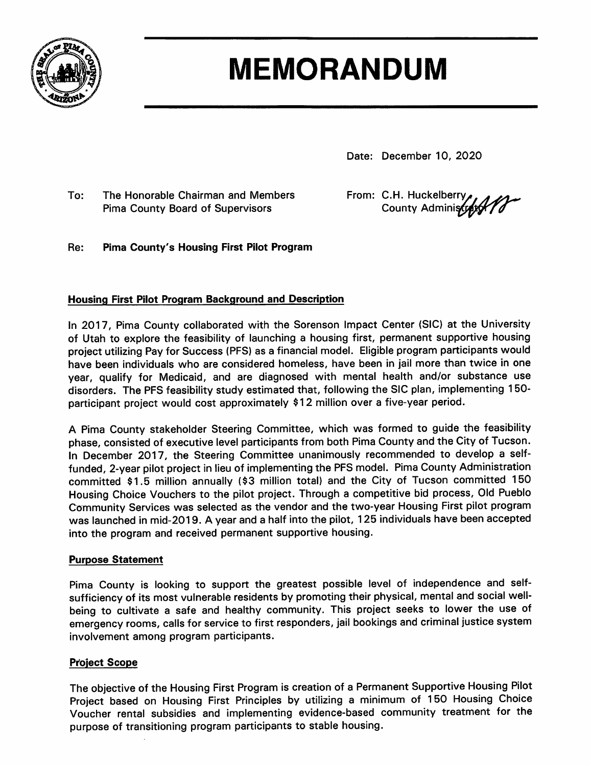# MEMORANDUM

Date: December 10, 2020

To: The Honorable Chairman and Members
Pima County Board of Supervisors

From: C.H. Huckelberry
County Administrator

Re: **Pima County's Housing First Pilot Program**

## Housing First Pilot Program Background and Description

In 2017, Pima County collaborated with the Sorenson Impact Center (SIC) at the University of Utah to explore the feasibility of launching a housing first, permanent supportive housing project utilizing Pay for Success (PFS) as a financial model. Eligible program participants would have been individuals who are considered homeless, have been in jail more than twice in one year, qualify for Medicaid, and are diagnosed with mental health and/or substance use disorders. The PFS feasibility study estimated that, following the SIC plan, implementing 150-participant project would cost approximately $12 million over a five-year period.

A Pima County stakeholder Steering Committee, which was formed to guide the feasibility phase, consisted of executive level participants from both Pima County and the City of Tucson. In December 2017, the Steering Committee unanimously recommended to develop a self-funded, 2-year pilot project in lieu of implementing the PFS model. Pima County Administration committed $1.5 million annually ($3 million total) and the City of Tucson committed 150 Housing Choice Vouchers to the pilot project. Through a competitive bid process, Old Pueblo Community Services was selected as the vendor and the two-year Housing First pilot program was launched in mid-2019. A year and a half into the pilot, 125 individuals have been accepted into the program and received permanent supportive housing.

## Purpose Statement

Pima County is looking to support the greatest possible level of independence and self-sufficiency of its most vulnerable residents by promoting their physical, mental and social well-being to cultivate a safe and healthy community. This project seeks to lower the use of emergency rooms, calls for service to first responders, jail bookings and criminal justice system involvement among program participants.

## Project Scope

The objective of the Housing First Program is creation of a Permanent Supportive Housing Pilot Project based on Housing First Principles by utilizing a minimum of 150 Housing Choice Voucher rental subsidies and implementing evidence-based community treatment for the purpose of transitioning program participants to stable housing.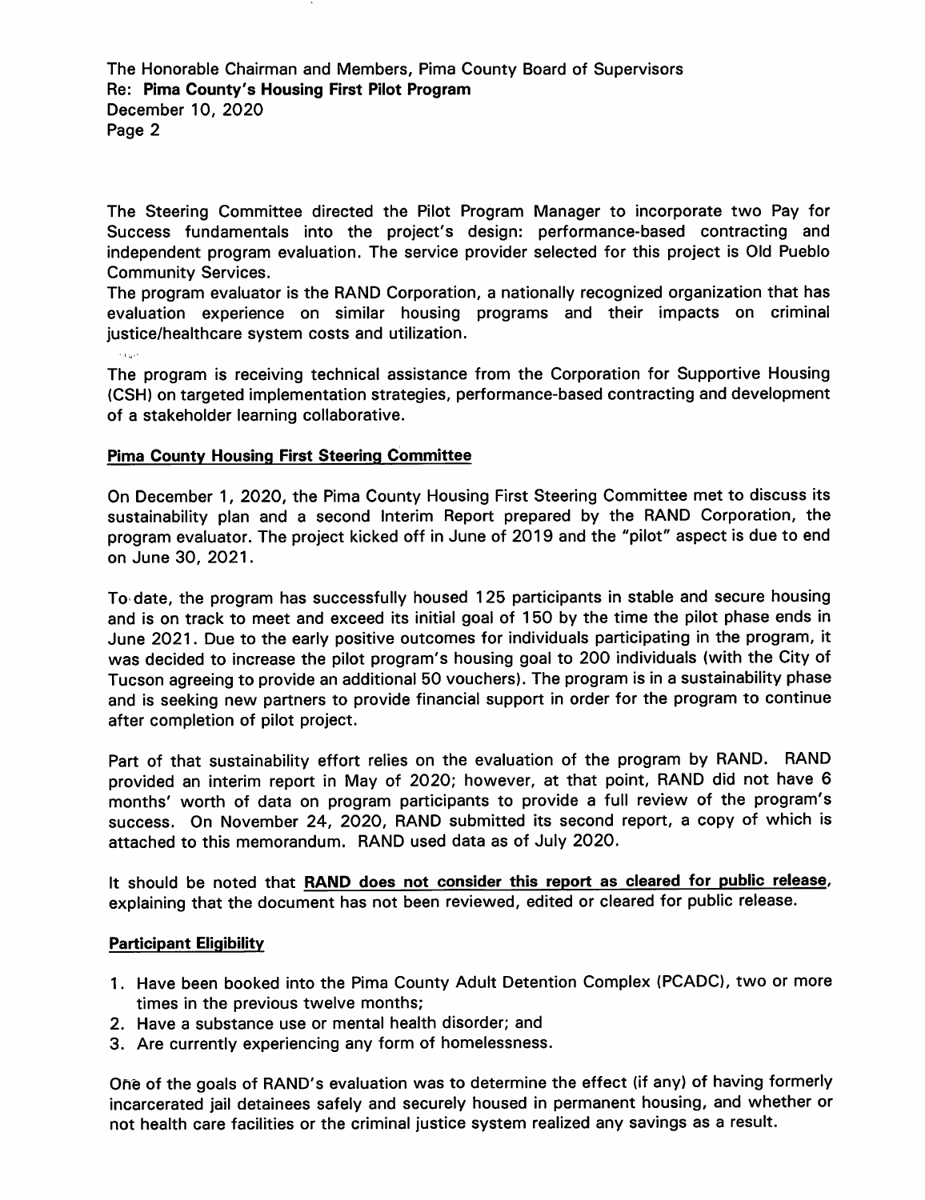The Steering Committee directed the Pilot Program Manager to incorporate two Pay for Success fundamentals into the project's design: performance-based contracting and independent program evaluation. The service provider selected for this project is Old Pueblo Community Services.
The program evaluator is the RAND Corporation, a nationally recognized organization that has evaluation experience on similar housing programs and their impacts on criminal justice/healthcare system costs and utilization.

The program is receiving technical assistance from the Corporation for Supportive Housing (CSH) on targeted implementation strategies, performance-based contracting and development of a stakeholder learning collaborative.

## Pima County Housing First Steering Committee

On December 1, 2020, the Pima County Housing First Steering Committee met to discuss its sustainability plan and a second Interim Report prepared by the RAND Corporation, the program evaluator. The project kicked off in June of 2019 and the "pilot" aspect is due to end on June 30, 2021.

To date, the program has successfully housed 125 participants in stable and secure housing and is on track to meet and exceed its initial goal of 150 by the time the pilot phase ends in June 2021. Due to the early positive outcomes for individuals participating in the program, it was decided to increase the pilot program's housing goal to 200 individuals (with the City of Tucson agreeing to provide an additional 50 vouchers). The program is in a sustainability phase and is seeking new partners to provide financial support in order for the program to continue after completion of pilot project.

Part of that sustainability effort relies on the evaluation of the program by RAND. RAND provided an interim report in May of 2020; however, at that point, RAND did not have 6 months' worth of data on program participants to provide a full review of the program's success. On November 24, 2020, RAND submitted its second report, a copy of which is attached to this memorandum. RAND used data as of July 2020.

It should be noted that **RAND does not consider this report as cleared for public release**, explaining that the document has not been reviewed, edited or cleared for public release.

## Participant Eligibility

1. Have been booked into the Pima County Adult Detention Complex (PCADC), two or more times in the previous twelve months;
2. Have a substance use or mental health disorder; and
3. Are currently experiencing any form of homelessness.

One of the goals of RAND's evaluation was to determine the effect (if any) of having formerly incarcerated jail detainees safely and securely housed in permanent housing, and whether or not health care facilities or the criminal justice system realized any savings as a result.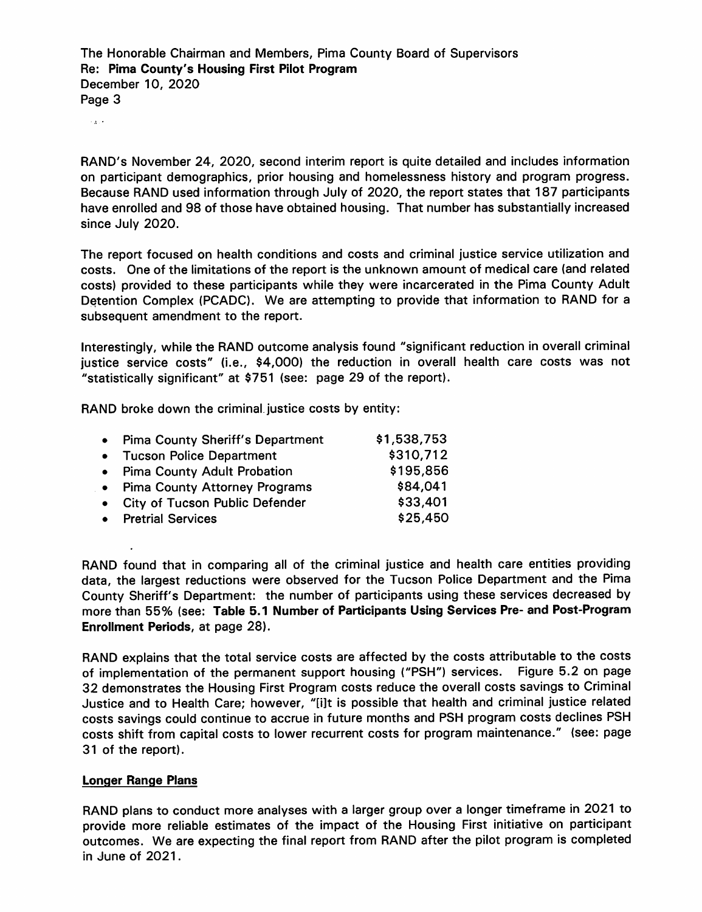RAND's November 24, 2020, second interim report is quite detailed and includes information on participant demographics, prior housing and homelessness history and program progress. Because RAND used information through July of 2020, the report states that 187 participants have enrolled and 98 of those have obtained housing. That number has substantially increased since July 2020.

The report focused on health conditions and costs and criminal justice service utilization and costs. One of the limitations of the report is the unknown amount of medical care (and related costs) provided to these participants while they were incarcerated in the Pima County Adult Detention Complex (PCADC). We are attempting to provide that information to RAND for a subsequent amendment to the report.

Interestingly, while the RAND outcome analysis found "significant reduction in overall criminal justice service costs" (i.e., $4,000) the reduction in overall health care costs was not "statistically significant" at $751 (see: page 29 of the report).

RAND broke down the criminal justice costs by entity:

- Pima County Sheriff's Department $1,538,753
- Tucson Police Department $310,712
- Pima County Adult Probation $195,856
- Pima County Attorney Programs $84,041
- City of Tucson Public Defender $33,401
- Pretrial Services $25,450

RAND found that in comparing all of the criminal justice and health care entities providing data, the largest reductions were observed for the Tucson Police Department and the Pima County Sheriff's Department: the number of participants using these services decreased by more than 55% (see: **Table 5.1 Number of Participants Using Services Pre- and Post-Program Enrollment Periods**, at page 28).

RAND explains that the total service costs are affected by the costs attributable to the costs of implementation of the permanent support housing ("PSH") services. Figure 5.2 on page 32 demonstrates the Housing First Program costs reduce the overall costs savings to Criminal Justice and to Health Care; however, "[i]t is possible that health and criminal justice related costs savings could continue to accrue in future months and PSH program costs declines PSH costs shift from capital costs to lower recurrent costs for program maintenance." (see: page 31 of the report).

**Longer Range Plans**

RAND plans to conduct more analyses with a larger group over a longer timeframe in 2021 to provide more reliable estimates of the impact of the Housing First initiative on participant outcomes. We are expecting the final report from RAND after the pilot program is completed in June of 2021.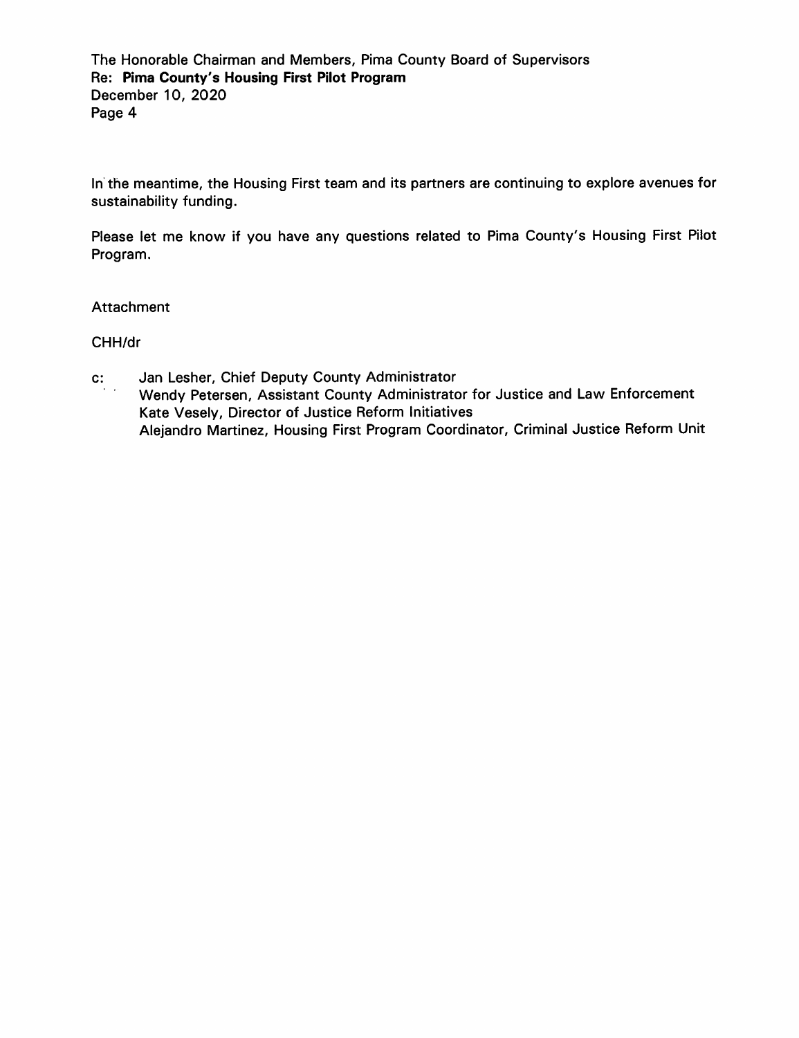In the meantime, the Housing First team and its partners are continuing to explore avenues for sustainability funding.

Please let me know if you have any questions related to Pima County's Housing First Pilot Program.

Attachment

CHH/dr

c: Jan Lesher, Chief Deputy County Administrator
Wendy Petersen, Assistant County Administrator for Justice and Law Enforcement
Kate Vesely, Director of Justice Reform Initiatives
Alejandro Martinez, Housing First Program Coordinator, Criminal Justice Reform Unit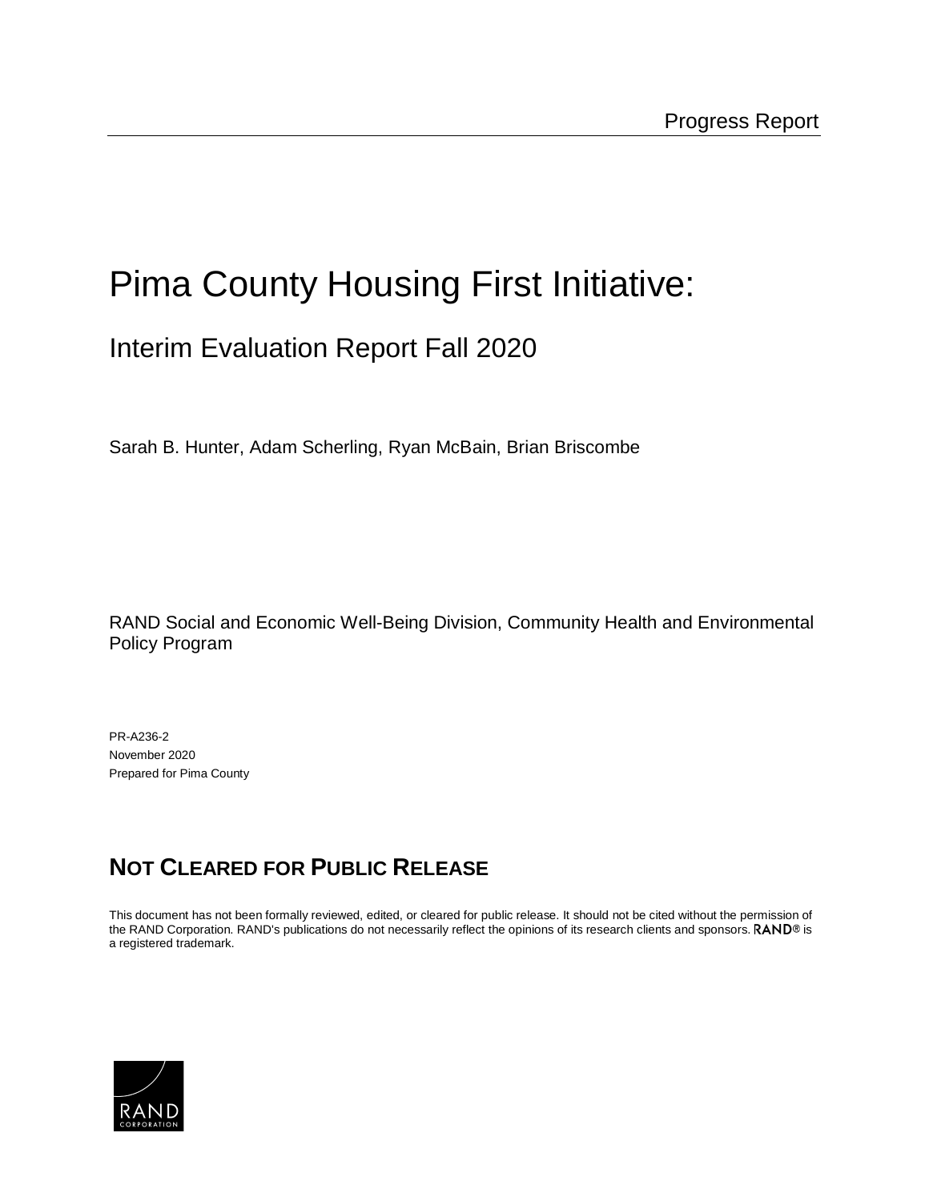Progress Report

# Pima County Housing First Initiative:

## Interim Evaluation Report Fall 2020

Sarah B. Hunter, Adam Scherling, Ryan McBain, Brian Briscombe

RAND Social and Economic Well-Being Division, Community Health and Environmental Policy Program

PR-A236-2
November 2020
Prepared for Pima County

## **NOT CLEARED FOR PUBLIC RELEASE**

This document has not been formally reviewed, edited, or cleared for public release. It should not be cited without the permission of the RAND Corporation. RAND's publications do not necessarily reflect the opinions of its research clients and sponsors. RAND® is a registered trademark.

RAND CORPORATION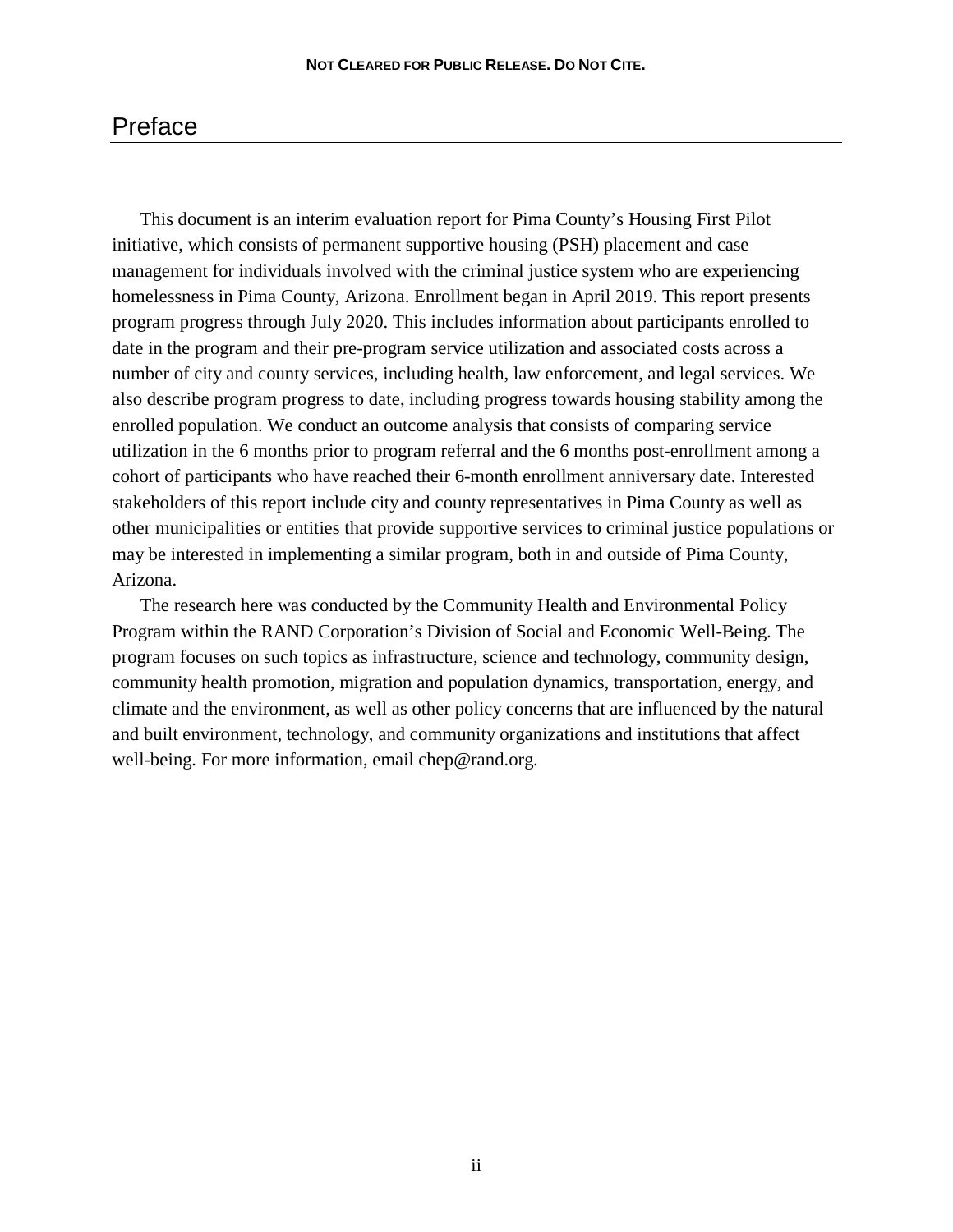## Preface

This document is an interim evaluation report for Pima County's Housing First Pilot initiative, which consists of permanent supportive housing (PSH) placement and case management for individuals involved with the criminal justice system who are experiencing homelessness in Pima County, Arizona. Enrollment began in April 2019. This report presents program progress through July 2020. This includes information about participants enrolled to date in the program and their pre-program service utilization and associated costs across a number of city and county services, including health, law enforcement, and legal services. We also describe program progress to date, including progress towards housing stability among the enrolled population. We conduct an outcome analysis that consists of comparing service utilization in the 6 months prior to program referral and the 6 months post-enrollment among a cohort of participants who have reached their 6-month enrollment anniversary date. Interested stakeholders of this report include city and county representatives in Pima County as well as other municipalities or entities that provide supportive services to criminal justice populations or may be interested in implementing a similar program, both in and outside of Pima County, Arizona.

The research here was conducted by the Community Health and Environmental Policy Program within the RAND Corporation's Division of Social and Economic Well-Being. The program focuses on such topics as infrastructure, science and technology, community design, community health promotion, migration and population dynamics, transportation, energy, and climate and the environment, as well as other policy concerns that are influenced by the natural and built environment, technology, and community organizations and institutions that affect well-being. For more information, email chep@rand.org.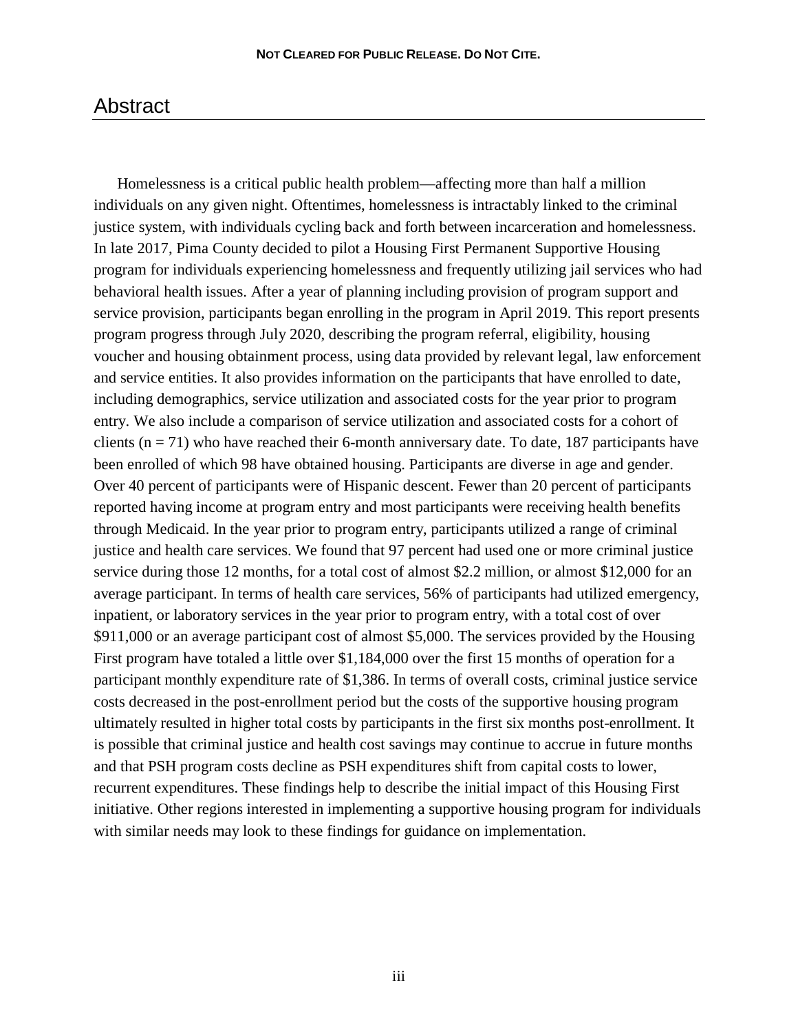# Abstract

Homelessness is a critical public health problem—affecting more than half a million individuals on any given night. Oftentimes, homelessness is intractably linked to the criminal justice system, with individuals cycling back and forth between incarceration and homelessness. In late 2017, Pima County decided to pilot a Housing First Permanent Supportive Housing program for individuals experiencing homelessness and frequently utilizing jail services who had behavioral health issues. After a year of planning including provision of program support and service provision, participants began enrolling in the program in April 2019. This report presents program progress through July 2020, describing the program referral, eligibility, housing voucher and housing obtainment process, using data provided by relevant legal, law enforcement and service entities. It also provides information on the participants that have enrolled to date, including demographics, service utilization and associated costs for the year prior to program entry. We also include a comparison of service utilization and associated costs for a cohort of clients (n = 71) who have reached their 6-month anniversary date. To date, 187 participants have been enrolled of which 98 have obtained housing. Participants are diverse in age and gender. Over 40 percent of participants were of Hispanic descent. Fewer than 20 percent of participants reported having income at program entry and most participants were receiving health benefits through Medicaid. In the year prior to program entry, participants utilized a range of criminal justice and health care services. We found that 97 percent had used one or more criminal justice service during those 12 months, for a total cost of almost $2.2 million, or almost $12,000 for an average participant. In terms of health care services, 56% of participants had utilized emergency, inpatient, or laboratory services in the year prior to program entry, with a total cost of over $911,000 or an average participant cost of almost $5,000. The services provided by the Housing First program have totaled a little over $1,184,000 over the first 15 months of operation for a participant monthly expenditure rate of $1,386. In terms of overall costs, criminal justice service costs decreased in the post-enrollment period but the costs of the supportive housing program ultimately resulted in higher total costs by participants in the first six months post-enrollment. It is possible that criminal justice and health cost savings may continue to accrue in future months and that PSH program costs decline as PSH expenditures shift from capital costs to lower, recurrent expenditures. These findings help to describe the initial impact of this Housing First initiative. Other regions interested in implementing a supportive housing program for individuals with similar needs may look to these findings for guidance on implementation.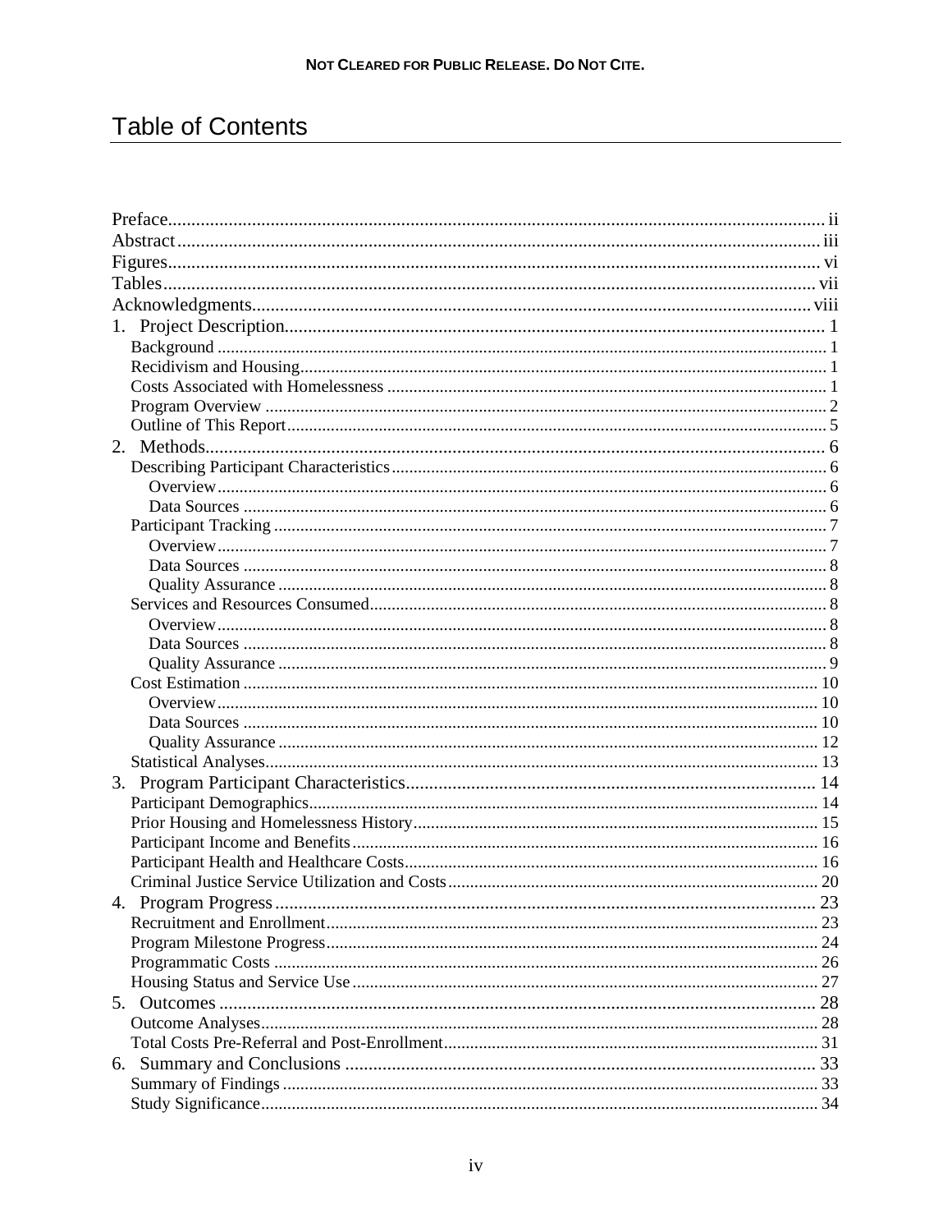# Table of Contents

Preface.......................................................................................................................................... ii
Abstract......................................................................................................................................... iii
Figures.......................................................................................................................................... vi
Tables........................................................................................................................................... vii
Acknowledgments........................................................................................................................ viii
1. Project Description.................................................................................................................... 1
  Background .................................................................................................................................. 1
  Recidivism and Housing................................................................................................................ 1
  Costs Associated with Homelessness ............................................................................................ 1
  Program Overview ........................................................................................................................ 2
  Outline of This Report................................................................................................................... 5
2. Methods..................................................................................................................................... 6
  Describing Participant Characteristics............................................................................................ 6
    Overview................................................................................................................................... 6
    Data Sources ............................................................................................................................. 6
  Participant Tracking ...................................................................................................................... 7
    Overview................................................................................................................................... 7
    Data Sources ............................................................................................................................. 8
    Quality Assurance ..................................................................................................................... 8
  Services and Resources Consumed................................................................................................. 8
    Overview................................................................................................................................... 8
    Data Sources ............................................................................................................................. 8
    Quality Assurance ..................................................................................................................... 9
  Cost Estimation ........................................................................................................................... 10
    Overview................................................................................................................................. 10
    Data Sources ........................................................................................................................... 10
    Quality Assurance ................................................................................................................... 12
  Statistical Analyses...................................................................................................................... 13
3. Program Participant Characteristics........................................................................................ 14
  Participant Demographics............................................................................................................ 14
  Prior Housing and Homelessness History..................................................................................... 15
  Participant Income and Benefits.................................................................................................. 16
  Participant Health and Healthcare Costs....................................................................................... 16
  Criminal Justice Service Utilization and Costs.............................................................................. 20
4. Program Progress..................................................................................................................... 23
  Recruitment and Enrollment........................................................................................................ 23
  Program Milestone Progress........................................................................................................ 24
  Programmatic Costs .................................................................................................................... 26
  Housing Status and Service Use................................................................................................... 27
5. Outcomes ................................................................................................................................ 28
  Outcome Analyses....................................................................................................................... 28
  Total Costs Pre-Referral and Post-Enrollment.............................................................................. 31
6. Summary and Conclusions ...................................................................................................... 33
  Summary of Findings .................................................................................................................. 33
  Study Significance....................................................................................................................... 34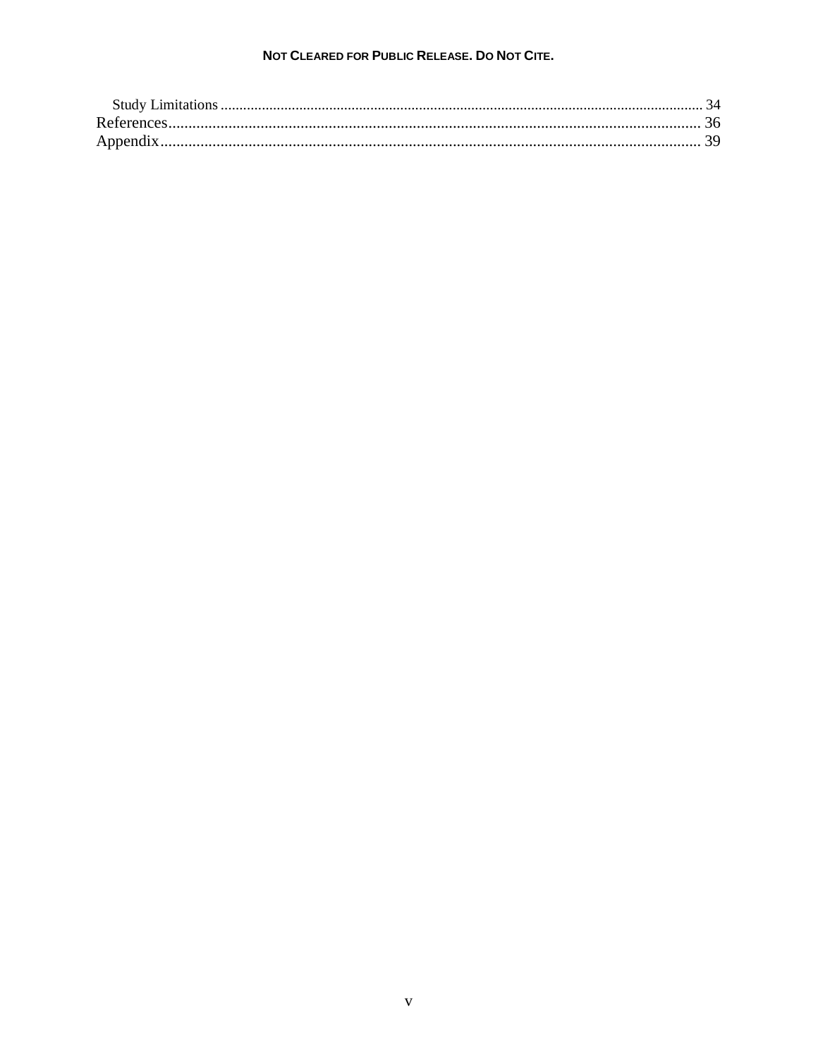Study Limitations ........................................................................................................................ 34

References..................................................................................................................... 36

Appendix....................................................................................................................... 39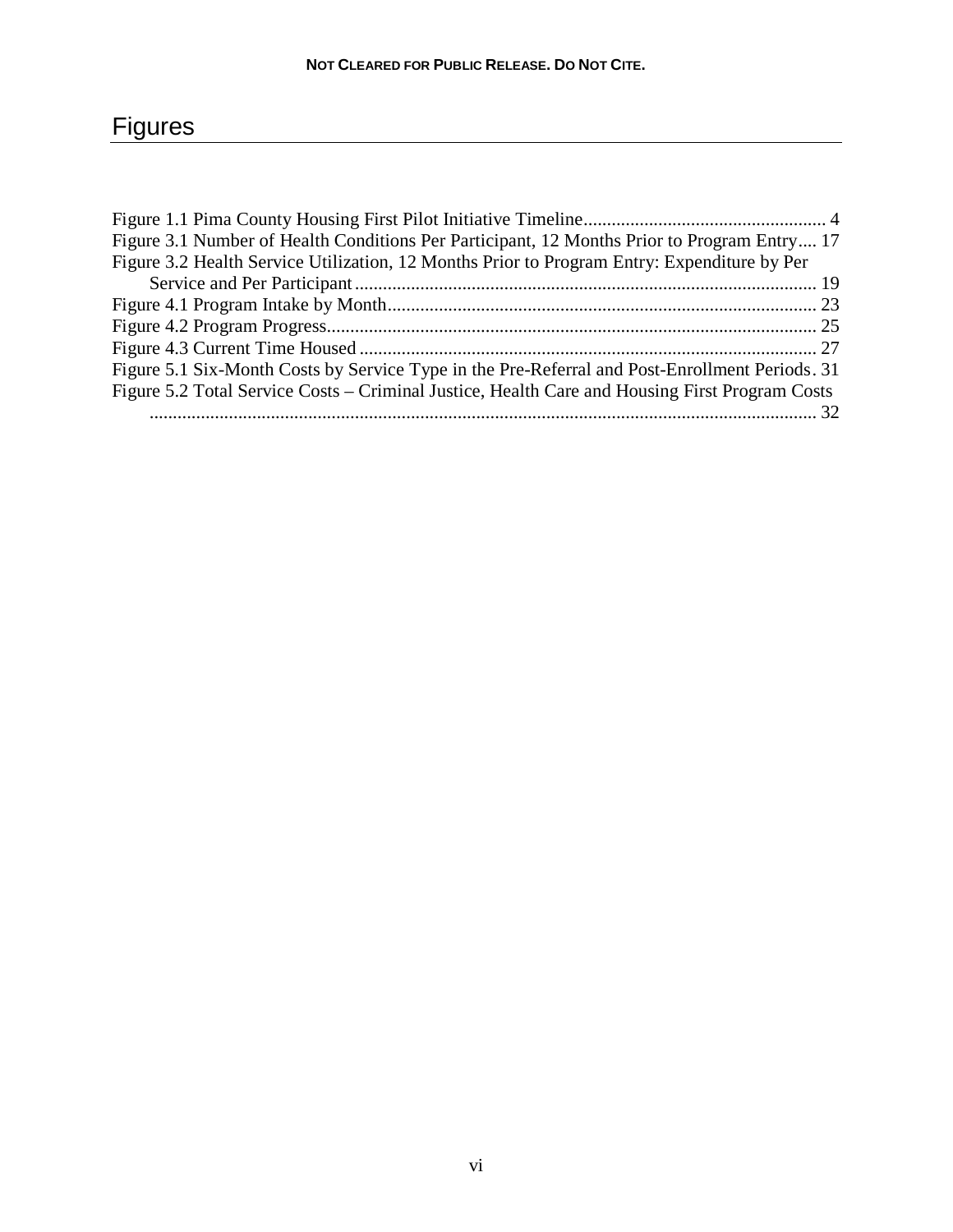# Figures

Figure 1.1 Pima County Housing First Pilot Initiative Timeline .................................................... 4
Figure 3.1 Number of Health Conditions Per Participant, 12 Months Prior to Program Entry .... 17
Figure 3.2 Health Service Utilization, 12 Months Prior to Program Entry: Expenditure by Per Service and Per Participant .................................................................................................. 19
Figure 4.1 Program Intake by Month ........................................................................................... 23
Figure 4.2 Program Progress ........................................................................................................ 25
Figure 4.3 Current Time Housed ................................................................................................. 27
Figure 5.1 Six-Month Costs by Service Type in the Pre-Referral and Post-Enrollment Periods . 31
Figure 5.2 Total Service Costs – Criminal Justice, Health Care and Housing First Program Costs ............................................................................................................................................. 32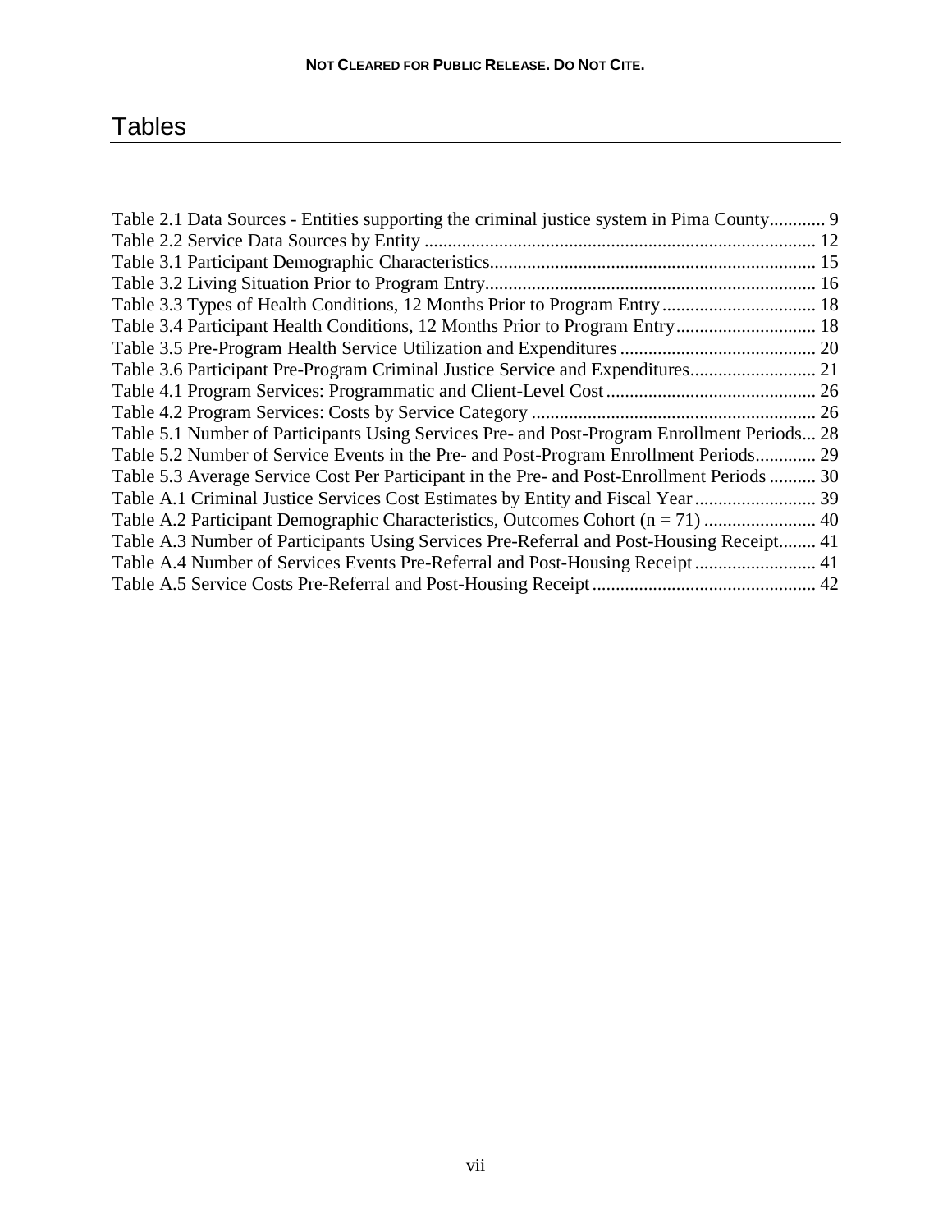# Tables

Table 2.1 Data Sources - Entities supporting the criminal justice system in Pima County............ 9
Table 2.2 Service Data Sources by Entity ................................................................................... 12
Table 3.1 Participant Demographic Characteristics..................................................................... 15
Table 3.2 Living Situation Prior to Program Entry...................................................................... 16
Table 3.3 Types of Health Conditions, 12 Months Prior to Program Entry ................................. 18
Table 3.4 Participant Health Conditions, 12 Months Prior to Program Entry.............................. 18
Table 3.5 Pre-Program Health Service Utilization and Expenditures .......................................... 20
Table 3.6 Participant Pre-Program Criminal Justice Service and Expenditures........................... 21
Table 4.1 Program Services: Programmatic and Client-Level Cost............................................. 26
Table 4.2 Program Services: Costs by Service Category ............................................................ 26
Table 5.1 Number of Participants Using Services Pre- and Post-Program Enrollment Periods... 28
Table 5.2 Number of Service Events in the Pre- and Post-Program Enrollment Periods............. 29
Table 5.3 Average Service Cost Per Participant in the Pre- and Post-Enrollment Periods .......... 30
Table A.1 Criminal Justice Services Cost Estimates by Entity and Fiscal Year.......................... 39
Table A.2 Participant Demographic Characteristics, Outcomes Cohort (n = 71) ........................ 40
Table A.3 Number of Participants Using Services Pre-Referral and Post-Housing Receipt........ 41
Table A.4 Number of Services Events Pre-Referral and Post-Housing Receipt.......................... 41
Table A.5 Service Costs Pre-Referral and Post-Housing Receipt................................................ 42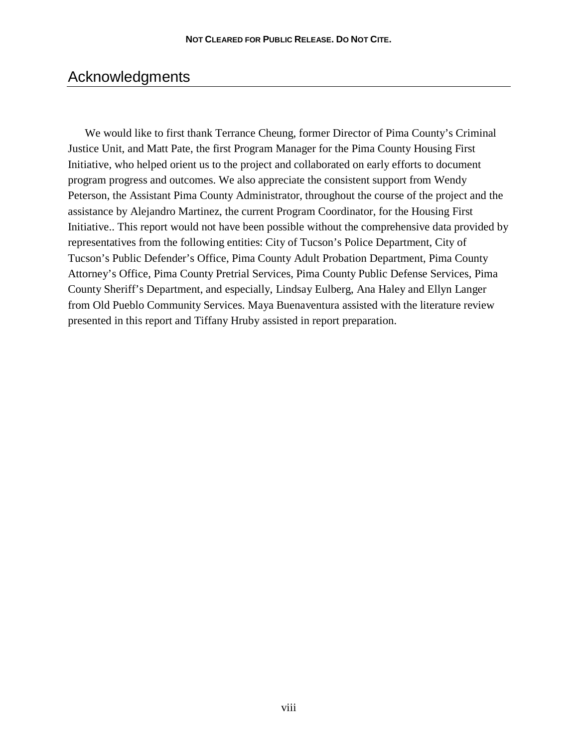# Acknowledgments

We would like to first thank Terrance Cheung, former Director of Pima County's Criminal Justice Unit, and Matt Pate, the first Program Manager for the Pima County Housing First Initiative, who helped orient us to the project and collaborated on early efforts to document program progress and outcomes. We also appreciate the consistent support from Wendy Peterson, the Assistant Pima County Administrator, throughout the course of the project and the assistance by Alejandro Martinez, the current Program Coordinator, for the Housing First Initiative.. This report would not have been possible without the comprehensive data provided by representatives from the following entities: City of Tucson's Police Department, City of Tucson's Public Defender's Office, Pima County Adult Probation Department, Pima County Attorney's Office, Pima County Pretrial Services, Pima County Public Defense Services, Pima County Sheriff's Department, and especially, Lindsay Eulberg, Ana Haley and Ellyn Langer from Old Pueblo Community Services. Maya Buenaventura assisted with the literature review presented in this report and Tiffany Hruby assisted in report preparation.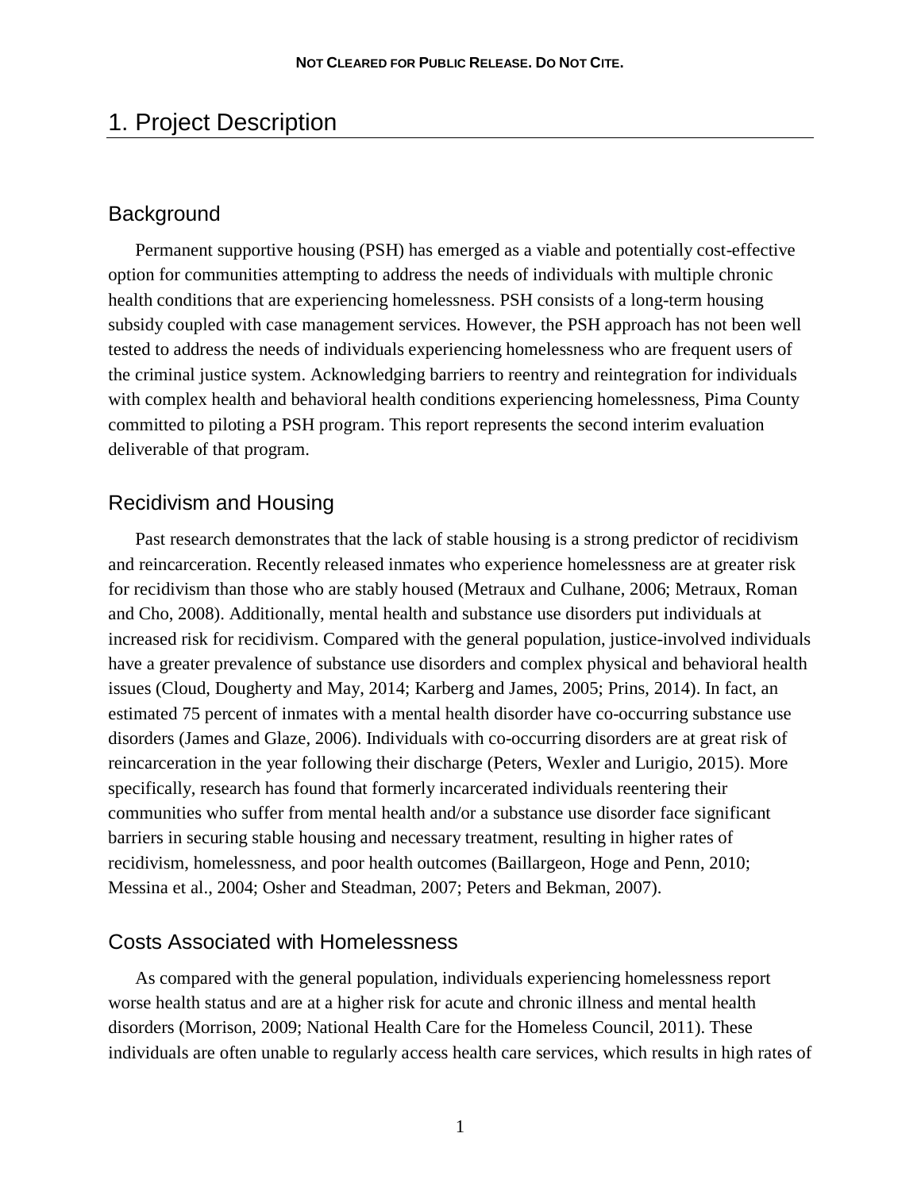# 1. Project Description

## Background

Permanent supportive housing (PSH) has emerged as a viable and potentially cost-effective option for communities attempting to address the needs of individuals with multiple chronic health conditions that are experiencing homelessness. PSH consists of a long-term housing subsidy coupled with case management services. However, the PSH approach has not been well tested to address the needs of individuals experiencing homelessness who are frequent users of the criminal justice system. Acknowledging barriers to reentry and reintegration for individuals with complex health and behavioral health conditions experiencing homelessness, Pima County committed to piloting a PSH program. This report represents the second interim evaluation deliverable of that program.

## Recidivism and Housing

Past research demonstrates that the lack of stable housing is a strong predictor of recidivism and reincarceration. Recently released inmates who experience homelessness are at greater risk for recidivism than those who are stably housed (Metraux and Culhane, 2006; Metraux, Roman and Cho, 2008). Additionally, mental health and substance use disorders put individuals at increased risk for recidivism. Compared with the general population, justice-involved individuals have a greater prevalence of substance use disorders and complex physical and behavioral health issues (Cloud, Dougherty and May, 2014; Karberg and James, 2005; Prins, 2014). In fact, an estimated 75 percent of inmates with a mental health disorder have co-occurring substance use disorders (James and Glaze, 2006). Individuals with co-occurring disorders are at great risk of reincarceration in the year following their discharge (Peters, Wexler and Lurigio, 2015). More specifically, research has found that formerly incarcerated individuals reentering their communities who suffer from mental health and/or a substance use disorder face significant barriers in securing stable housing and necessary treatment, resulting in higher rates of recidivism, homelessness, and poor health outcomes (Baillargeon, Hoge and Penn, 2010; Messina et al., 2004; Osher and Steadman, 2007; Peters and Bekman, 2007).

## Costs Associated with Homelessness

As compared with the general population, individuals experiencing homelessness report worse health status and are at a higher risk for acute and chronic illness and mental health disorders (Morrison, 2009; National Health Care for the Homeless Council, 2011). These individuals are often unable to regularly access health care services, which results in high rates of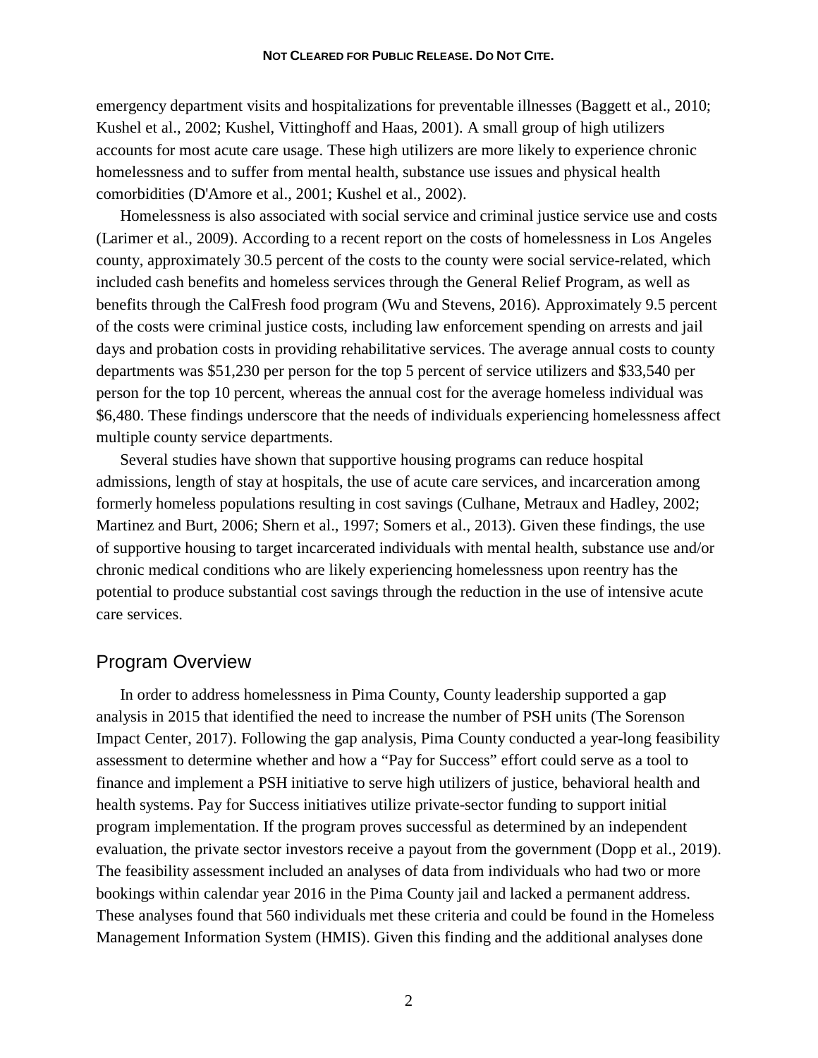emergency department visits and hospitalizations for preventable illnesses (Baggett et al., 2010; Kushel et al., 2002; Kushel, Vittinghoff and Haas, 2001). A small group of high utilizers accounts for most acute care usage. These high utilizers are more likely to experience chronic homelessness and to suffer from mental health, substance use issues and physical health comorbidities (D'Amore et al., 2001; Kushel et al., 2002).

Homelessness is also associated with social service and criminal justice service use and costs (Larimer et al., 2009). According to a recent report on the costs of homelessness in Los Angeles county, approximately 30.5 percent of the costs to the county were social service-related, which included cash benefits and homeless services through the General Relief Program, as well as benefits through the CalFresh food program (Wu and Stevens, 2016). Approximately 9.5 percent of the costs were criminal justice costs, including law enforcement spending on arrests and jail days and probation costs in providing rehabilitative services. The average annual costs to county departments was $51,230 per person for the top 5 percent of service utilizers and $33,540 per person for the top 10 percent, whereas the annual cost for the average homeless individual was $6,480. These findings underscore that the needs of individuals experiencing homelessness affect multiple county service departments.

Several studies have shown that supportive housing programs can reduce hospital admissions, length of stay at hospitals, the use of acute care services, and incarceration among formerly homeless populations resulting in cost savings (Culhane, Metraux and Hadley, 2002; Martinez and Burt, 2006; Shern et al., 1997; Somers et al., 2013). Given these findings, the use of supportive housing to target incarcerated individuals with mental health, substance use and/or chronic medical conditions who are likely experiencing homelessness upon reentry has the potential to produce substantial cost savings through the reduction in the use of intensive acute care services.

## Program Overview

In order to address homelessness in Pima County, County leadership supported a gap analysis in 2015 that identified the need to increase the number of PSH units (The Sorenson Impact Center, 2017). Following the gap analysis, Pima County conducted a year-long feasibility assessment to determine whether and how a "Pay for Success" effort could serve as a tool to finance and implement a PSH initiative to serve high utilizers of justice, behavioral health and health systems. Pay for Success initiatives utilize private-sector funding to support initial program implementation. If the program proves successful as determined by an independent evaluation, the private sector investors receive a payout from the government (Dopp et al., 2019). The feasibility assessment included an analyses of data from individuals who had two or more bookings within calendar year 2016 in the Pima County jail and lacked a permanent address. These analyses found that 560 individuals met these criteria and could be found in the Homeless Management Information System (HMIS). Given this finding and the additional analyses done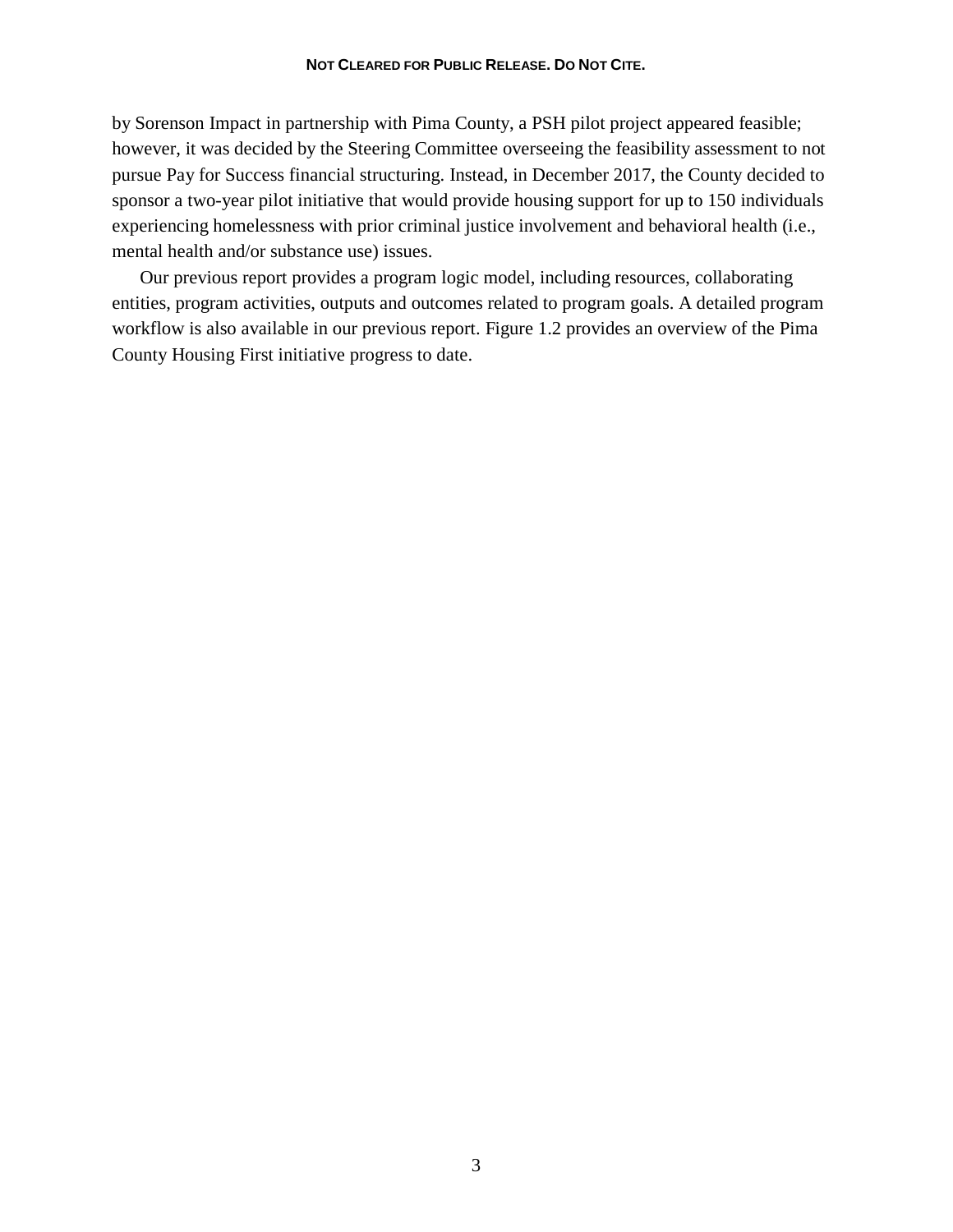by Sorenson Impact in partnership with Pima County, a PSH pilot project appeared feasible; however, it was decided by the Steering Committee overseeing the feasibility assessment to not pursue Pay for Success financial structuring. Instead, in December 2017, the County decided to sponsor a two-year pilot initiative that would provide housing support for up to 150 individuals experiencing homelessness with prior criminal justice involvement and behavioral health (i.e., mental health and/or substance use) issues.

Our previous report provides a program logic model, including resources, collaborating entities, program activities, outputs and outcomes related to program goals. A detailed program workflow is also available in our previous report. Figure 1.2 provides an overview of the Pima County Housing First initiative progress to date.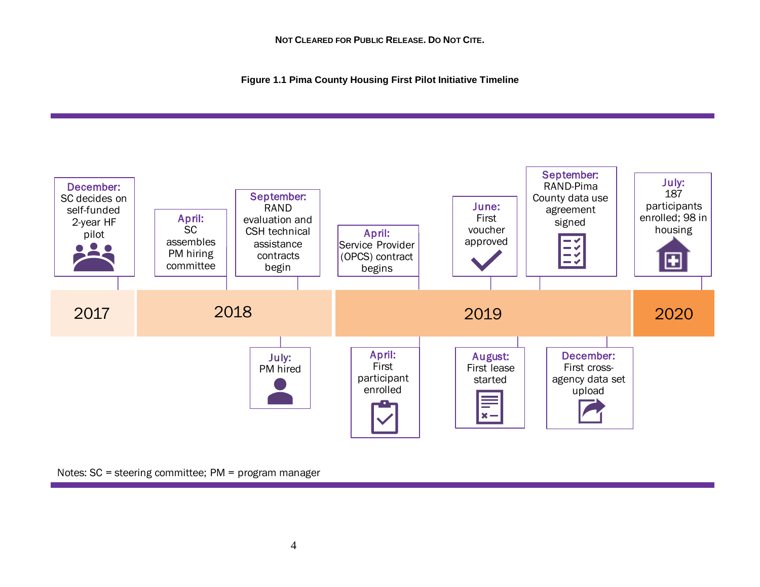NOT CLEARED FOR PUBLIC RELEASE. DO NOT CITE.

**Figure 1.1 Pima County Housing First Pilot Initiative Timeline**

**2017**

- **December:** SC decides on self-funded 2-year HF pilot

**2018**

- **April:** SC assembles PM hiring committee
- **July:** PM hired
- **September:** RAND evaluation and CSH technical assistance contracts begin

**2019**

- **April:** Service Provider (OPCS) contract begins
- **April:** First participant enrolled
- **June:** First voucher approved
- **August:** First lease started
- **September:** RAND-Pima County data use agreement signed
- **December:** First cross-agency data set upload

**2020**

- **July:** 187 participants enrolled; 98 in housing

Notes: SC = steering committee; PM = program manager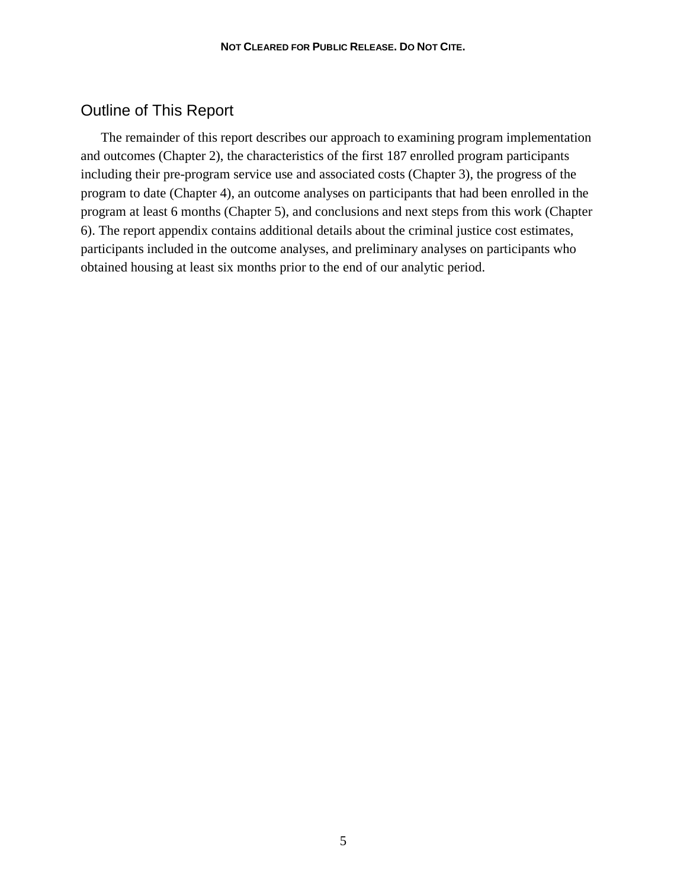## Outline of This Report

The remainder of this report describes our approach to examining program implementation and outcomes (Chapter 2), the characteristics of the first 187 enrolled program participants including their pre-program service use and associated costs (Chapter 3), the progress of the program to date (Chapter 4), an outcome analyses on participants that had been enrolled in the program at least 6 months (Chapter 5), and conclusions and next steps from this work (Chapter 6). The report appendix contains additional details about the criminal justice cost estimates, participants included in the outcome analyses, and preliminary analyses on participants who obtained housing at least six months prior to the end of our analytic period.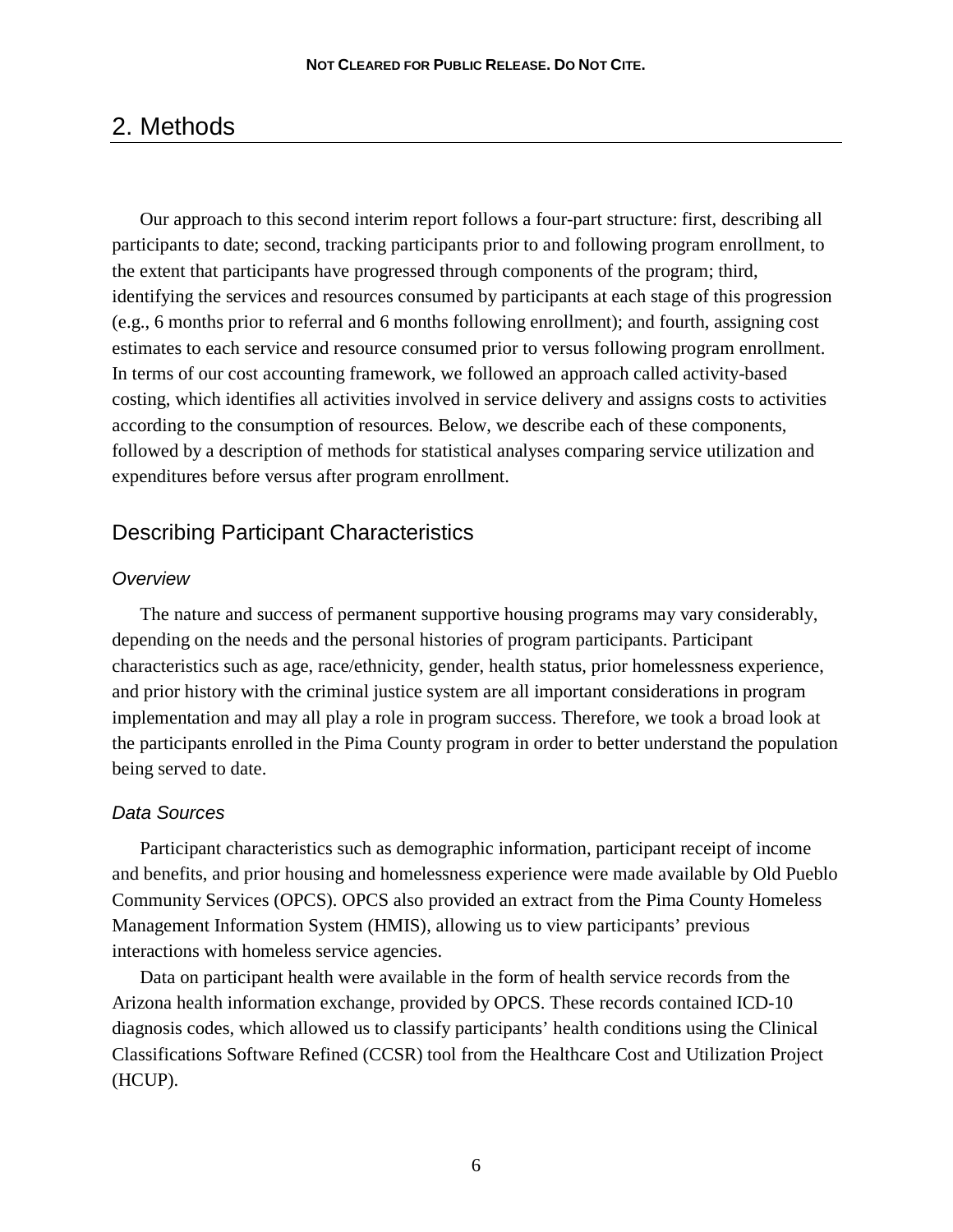# 2. Methods

Our approach to this second interim report follows a four-part structure: first, describing all participants to date; second, tracking participants prior to and following program enrollment, to the extent that participants have progressed through components of the program; third, identifying the services and resources consumed by participants at each stage of this progression (e.g., 6 months prior to referral and 6 months following enrollment); and fourth, assigning cost estimates to each service and resource consumed prior to versus following program enrollment. In terms of our cost accounting framework, we followed an approach called activity-based costing, which identifies all activities involved in service delivery and assigns costs to activities according to the consumption of resources. Below, we describe each of these components, followed by a description of methods for statistical analyses comparing service utilization and expenditures before versus after program enrollment.

## Describing Participant Characteristics

### *Overview*

The nature and success of permanent supportive housing programs may vary considerably, depending on the needs and the personal histories of program participants. Participant characteristics such as age, race/ethnicity, gender, health status, prior homelessness experience, and prior history with the criminal justice system are all important considerations in program implementation and may all play a role in program success. Therefore, we took a broad look at the participants enrolled in the Pima County program in order to better understand the population being served to date.

### *Data Sources*

Participant characteristics such as demographic information, participant receipt of income and benefits, and prior housing and homelessness experience were made available by Old Pueblo Community Services (OPCS). OPCS also provided an extract from the Pima County Homeless Management Information System (HMIS), allowing us to view participants' previous interactions with homeless service agencies.

Data on participant health were available in the form of health service records from the Arizona health information exchange, provided by OPCS. These records contained ICD-10 diagnosis codes, which allowed us to classify participants' health conditions using the Clinical Classifications Software Refined (CCSR) tool from the Healthcare Cost and Utilization Project (HCUP).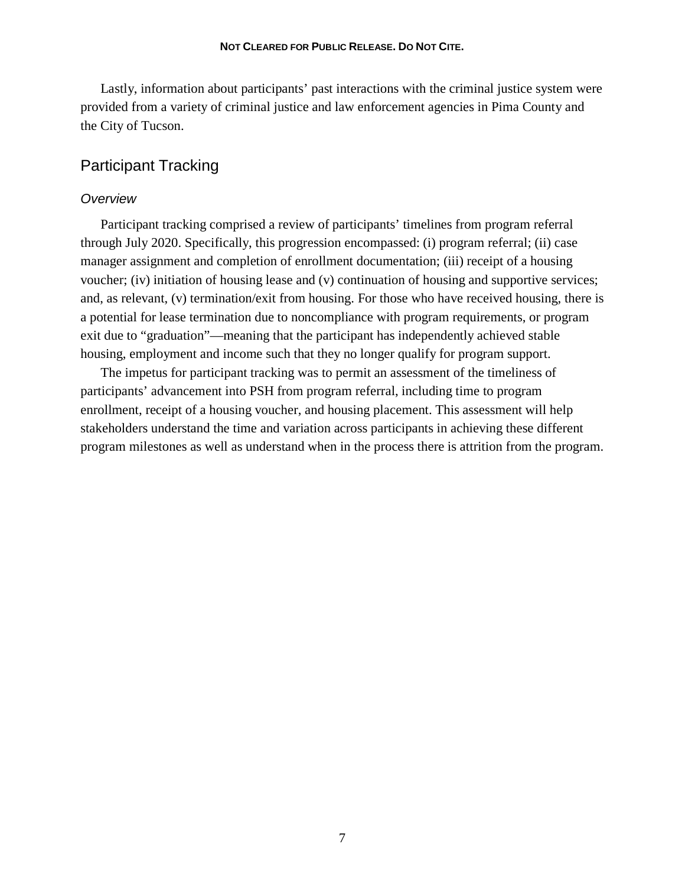Lastly, information about participants' past interactions with the criminal justice system were provided from a variety of criminal justice and law enforcement agencies in Pima County and the City of Tucson.

## Participant Tracking

### *Overview*

Participant tracking comprised a review of participants' timelines from program referral through July 2020. Specifically, this progression encompassed: (i) program referral; (ii) case manager assignment and completion of enrollment documentation; (iii) receipt of a housing voucher; (iv) initiation of housing lease and (v) continuation of housing and supportive services; and, as relevant, (v) termination/exit from housing. For those who have received housing, there is a potential for lease termination due to noncompliance with program requirements, or program exit due to "graduation"—meaning that the participant has independently achieved stable housing, employment and income such that they no longer qualify for program support.

The impetus for participant tracking was to permit an assessment of the timeliness of participants' advancement into PSH from program referral, including time to program enrollment, receipt of a housing voucher, and housing placement. This assessment will help stakeholders understand the time and variation across participants in achieving these different program milestones as well as understand when in the process there is attrition from the program.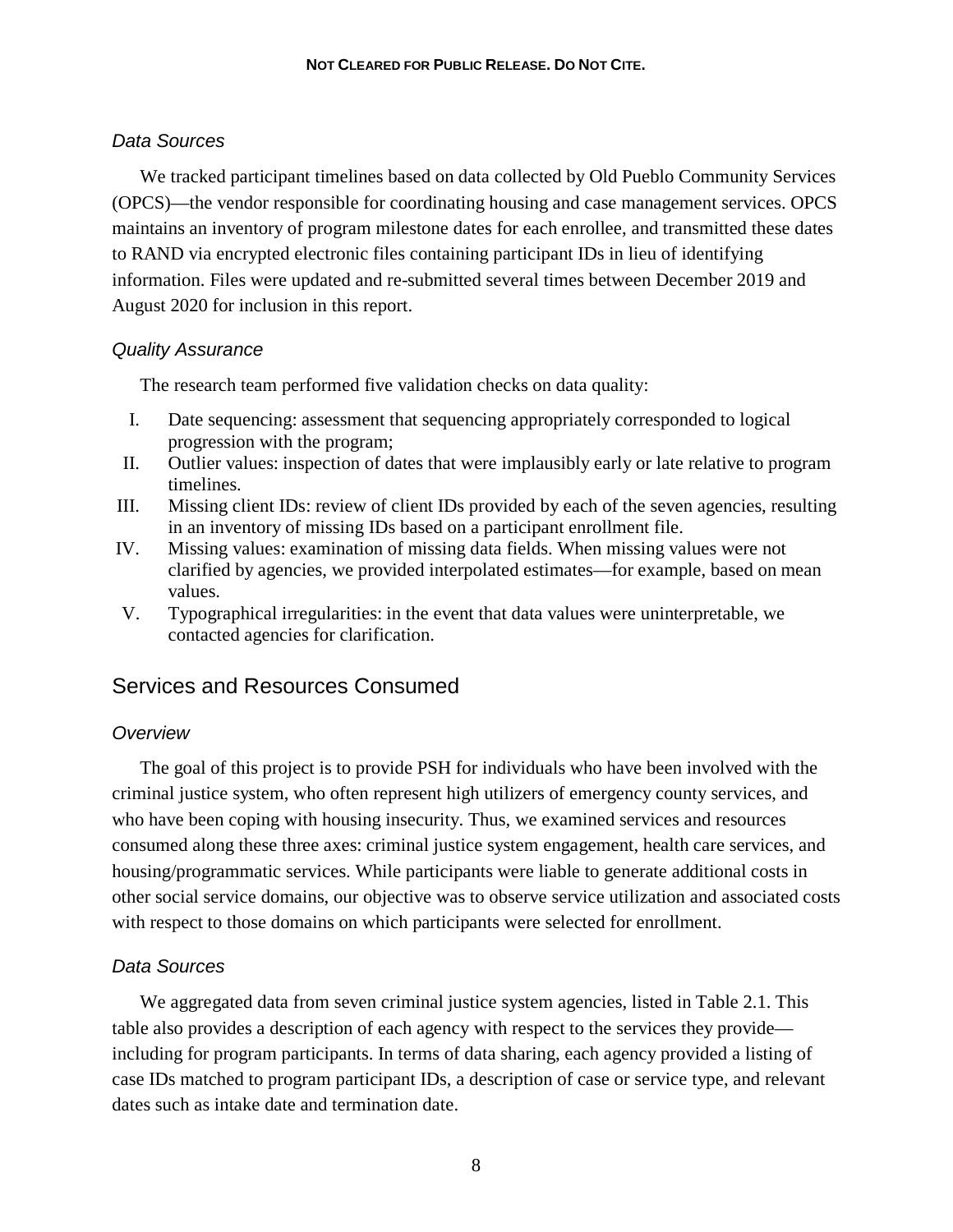### Data Sources

We tracked participant timelines based on data collected by Old Pueblo Community Services (OPCS)—the vendor responsible for coordinating housing and case management services. OPCS maintains an inventory of program milestone dates for each enrollee, and transmitted these dates to RAND via encrypted electronic files containing participant IDs in lieu of identifying information. Files were updated and re-submitted several times between December 2019 and August 2020 for inclusion in this report.

### Quality Assurance

The research team performed five validation checks on data quality:

I. Date sequencing: assessment that sequencing appropriately corresponded to logical progression with the program;
II. Outlier values: inspection of dates that were implausibly early or late relative to program timelines.
III. Missing client IDs: review of client IDs provided by each of the seven agencies, resulting in an inventory of missing IDs based on a participant enrollment file.
IV. Missing values: examination of missing data fields. When missing values were not clarified by agencies, we provided interpolated estimates—for example, based on mean values.
V. Typographical irregularities: in the event that data values were uninterpretable, we contacted agencies for clarification.

## Services and Resources Consumed

### Overview

The goal of this project is to provide PSH for individuals who have been involved with the criminal justice system, who often represent high utilizers of emergency county services, and who have been coping with housing insecurity. Thus, we examined services and resources consumed along these three axes: criminal justice system engagement, health care services, and housing/programmatic services. While participants were liable to generate additional costs in other social service domains, our objective was to observe service utilization and associated costs with respect to those domains on which participants were selected for enrollment.

### Data Sources

We aggregated data from seven criminal justice system agencies, listed in Table 2.1. This table also provides a description of each agency with respect to the services they provide—including for program participants. In terms of data sharing, each agency provided a listing of case IDs matched to program participant IDs, a description of case or service type, and relevant dates such as intake date and termination date.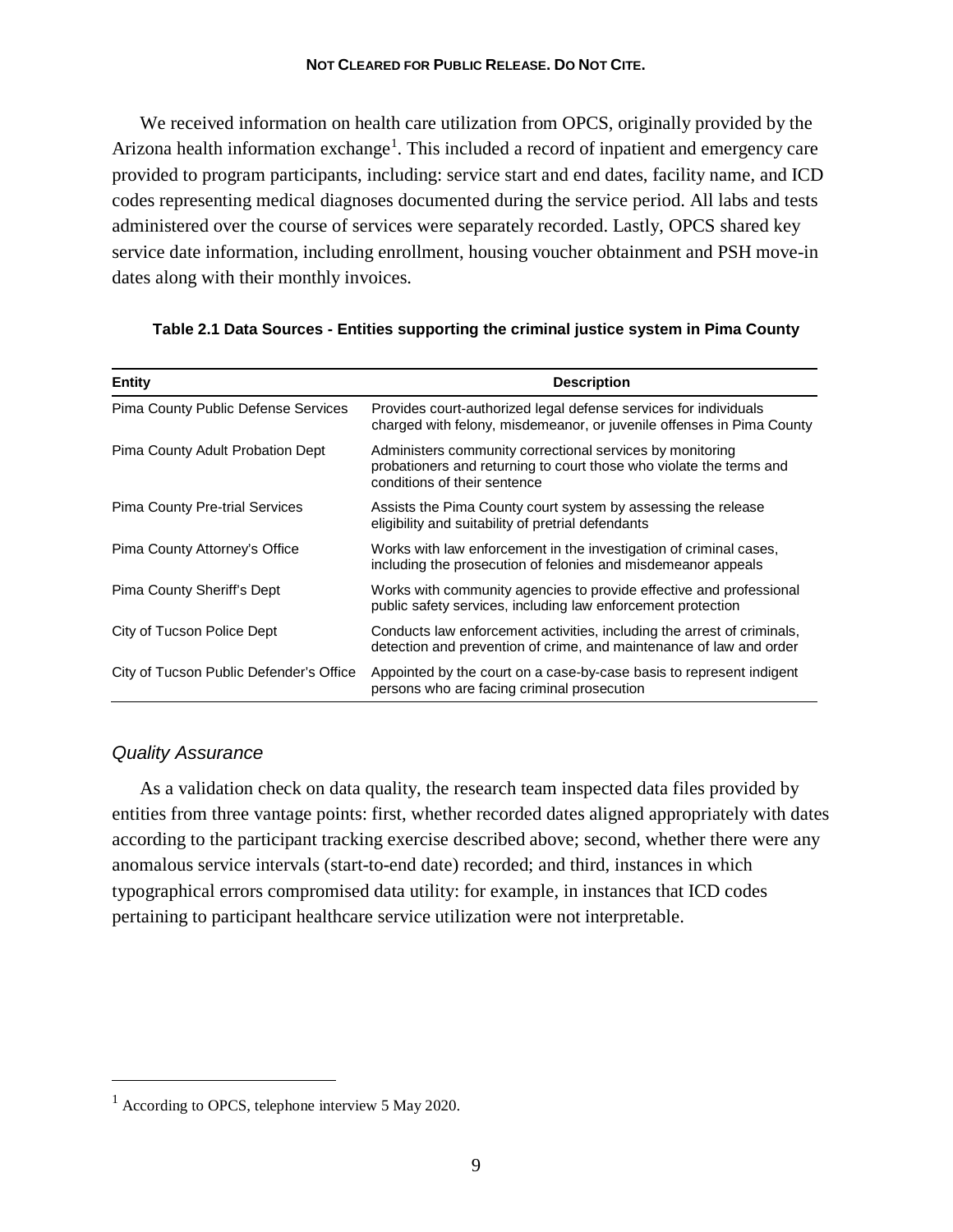We received information on health care utilization from OPCS, originally provided by the Arizona health information exchange[1]. This included a record of inpatient and emergency care provided to program participants, including: service start and end dates, facility name, and ICD codes representing medical diagnoses documented during the service period. All labs and tests administered over the course of services were separately recorded. Lastly, OPCS shared key service date information, including enrollment, housing voucher obtainment and PSH move-in dates along with their monthly invoices.

**Table 2.1 Data Sources - Entities supporting the criminal justice system in Pima County**

| Entity | Description |
|---|---|
| Pima County Public Defense Services | Provides court-authorized legal defense services for individuals charged with felony, misdemeanor, or juvenile offenses in Pima County |
| Pima County Adult Probation Dept | Administers community correctional services by monitoring probationers and returning to court those who violate the terms and conditions of their sentence |
| Pima County Pre-trial Services | Assists the Pima County court system by assessing the release eligibility and suitability of pretrial defendants |
| Pima County Attorney's Office | Works with law enforcement in the investigation of criminal cases, including the prosecution of felonies and misdemeanor appeals |
| Pima County Sheriff's Dept | Works with community agencies to provide effective and professional public safety services, including law enforcement protection |
| City of Tucson Police Dept | Conducts law enforcement activities, including the arrest of criminals, detection and prevention of crime, and maintenance of law and order |
| City of Tucson Public Defender's Office | Appointed by the court on a case-by-case basis to represent indigent persons who are facing criminal prosecution |

### *Quality Assurance*

As a validation check on data quality, the research team inspected data files provided by entities from three vantage points: first, whether recorded dates aligned appropriately with dates according to the participant tracking exercise described above; second, whether there were any anomalous service intervals (start-to-end date) recorded; and third, instances in which typographical errors compromised data utility: for example, in instances that ICD codes pertaining to participant healthcare service utilization were not interpretable.

[1] According to OPCS, telephone interview 5 May 2020.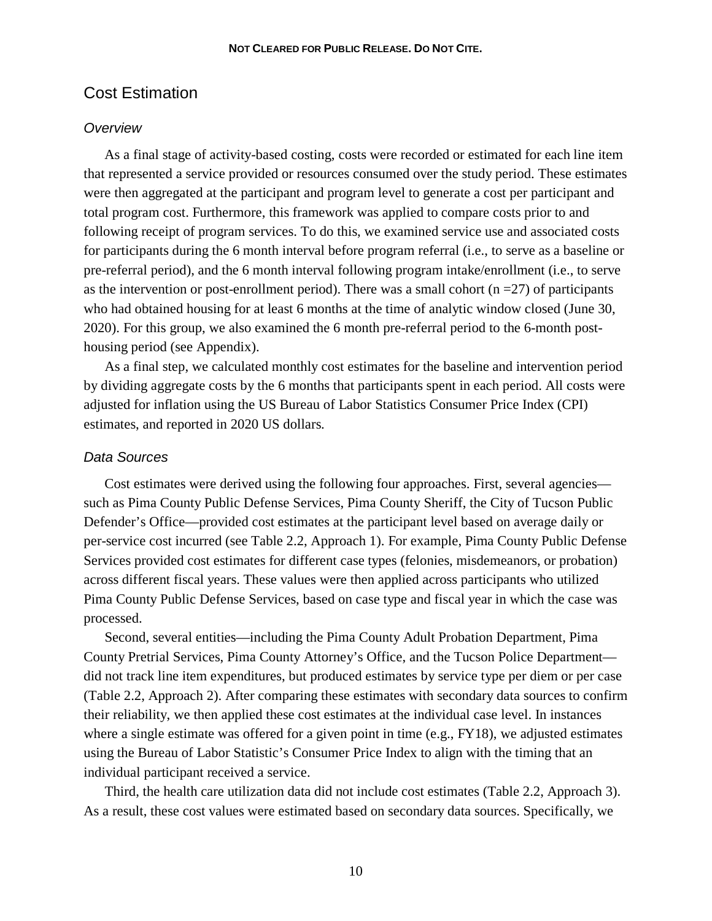## Cost Estimation

### *Overview*

As a final stage of activity-based costing, costs were recorded or estimated for each line item that represented a service provided or resources consumed over the study period. These estimates were then aggregated at the participant and program level to generate a cost per participant and total program cost. Furthermore, this framework was applied to compare costs prior to and following receipt of program services. To do this, we examined service use and associated costs for participants during the 6 month interval before program referral (i.e., to serve as a baseline or pre-referral period), and the 6 month interval following program intake/enrollment (i.e., to serve as the intervention or post-enrollment period). There was a small cohort (n =27) of participants who had obtained housing for at least 6 months at the time of analytic window closed (June 30, 2020). For this group, we also examined the 6 month pre-referral period to the 6-month post-housing period (see Appendix).

As a final step, we calculated monthly cost estimates for the baseline and intervention period by dividing aggregate costs by the 6 months that participants spent in each period. All costs were adjusted for inflation using the US Bureau of Labor Statistics Consumer Price Index (CPI) estimates, and reported in 2020 US dollars.

### *Data Sources*

Cost estimates were derived using the following four approaches. First, several agencies—such as Pima County Public Defense Services, Pima County Sheriff, the City of Tucson Public Defender's Office—provided cost estimates at the participant level based on average daily or per-service cost incurred (see Table 2.2, Approach 1). For example, Pima County Public Defense Services provided cost estimates for different case types (felonies, misdemeanors, or probation) across different fiscal years. These values were then applied across participants who utilized Pima County Public Defense Services, based on case type and fiscal year in which the case was processed.

Second, several entities—including the Pima County Adult Probation Department, Pima County Pretrial Services, Pima County Attorney's Office, and the Tucson Police Department—did not track line item expenditures, but produced estimates by service type per diem or per case (Table 2.2, Approach 2). After comparing these estimates with secondary data sources to confirm their reliability, we then applied these cost estimates at the individual case level. In instances where a single estimate was offered for a given point in time (e.g., FY18), we adjusted estimates using the Bureau of Labor Statistic's Consumer Price Index to align with the timing that an individual participant received a service.

Third, the health care utilization data did not include cost estimates (Table 2.2, Approach 3). As a result, these cost values were estimated based on secondary data sources. Specifically, we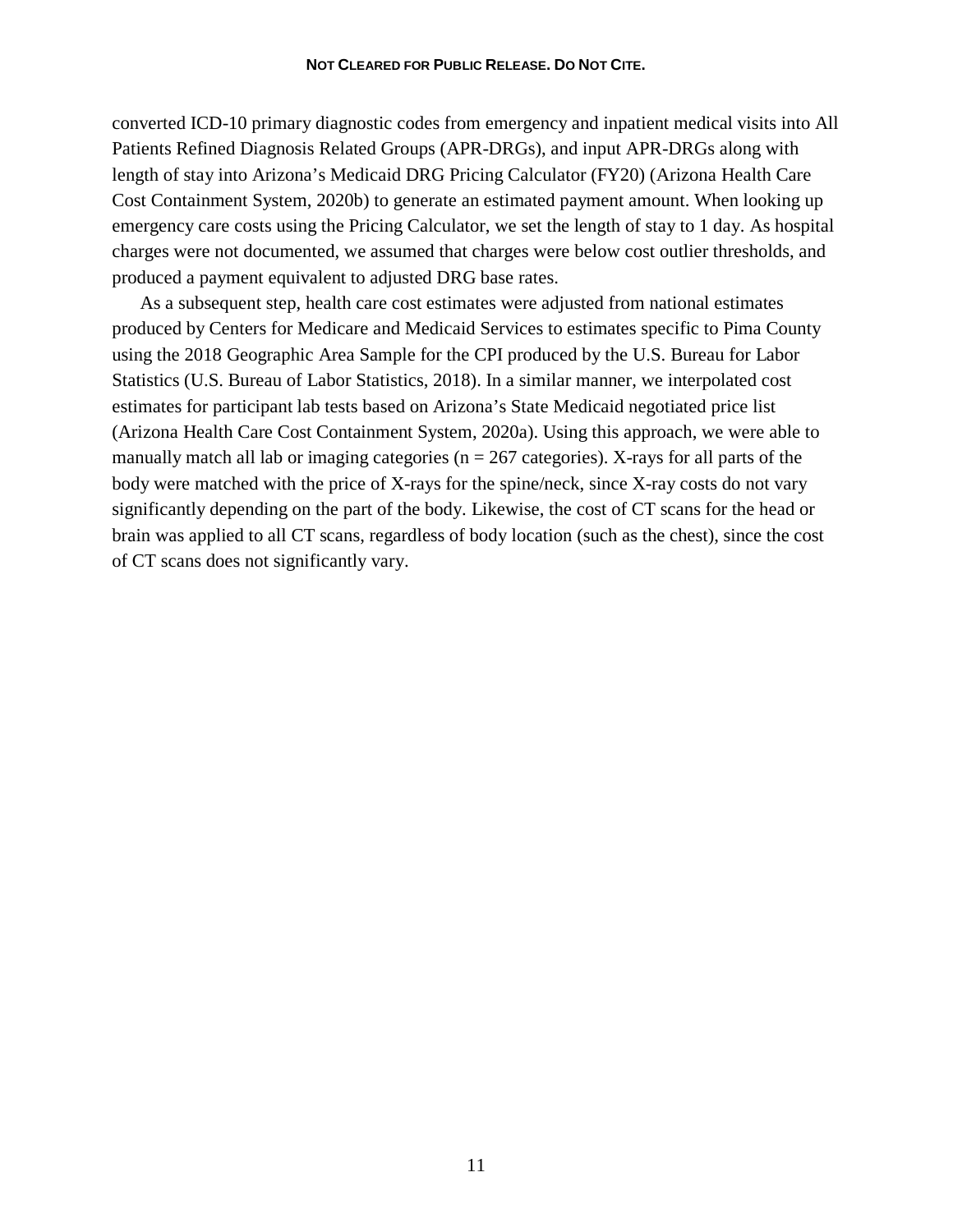converted ICD-10 primary diagnostic codes from emergency and inpatient medical visits into All Patients Refined Diagnosis Related Groups (APR-DRGs), and input APR-DRGs along with length of stay into Arizona's Medicaid DRG Pricing Calculator (FY20) (Arizona Health Care Cost Containment System, 2020b) to generate an estimated payment amount. When looking up emergency care costs using the Pricing Calculator, we set the length of stay to 1 day. As hospital charges were not documented, we assumed that charges were below cost outlier thresholds, and produced a payment equivalent to adjusted DRG base rates.

As a subsequent step, health care cost estimates were adjusted from national estimates produced by Centers for Medicare and Medicaid Services to estimates specific to Pima County using the 2018 Geographic Area Sample for the CPI produced by the U.S. Bureau for Labor Statistics (U.S. Bureau of Labor Statistics, 2018). In a similar manner, we interpolated cost estimates for participant lab tests based on Arizona's State Medicaid negotiated price list (Arizona Health Care Cost Containment System, 2020a). Using this approach, we were able to manually match all lab or imaging categories (n = 267 categories). X-rays for all parts of the body were matched with the price of X-rays for the spine/neck, since X-ray costs do not vary significantly depending on the part of the body. Likewise, the cost of CT scans for the head or brain was applied to all CT scans, regardless of body location (such as the chest), since the cost of CT scans does not significantly vary.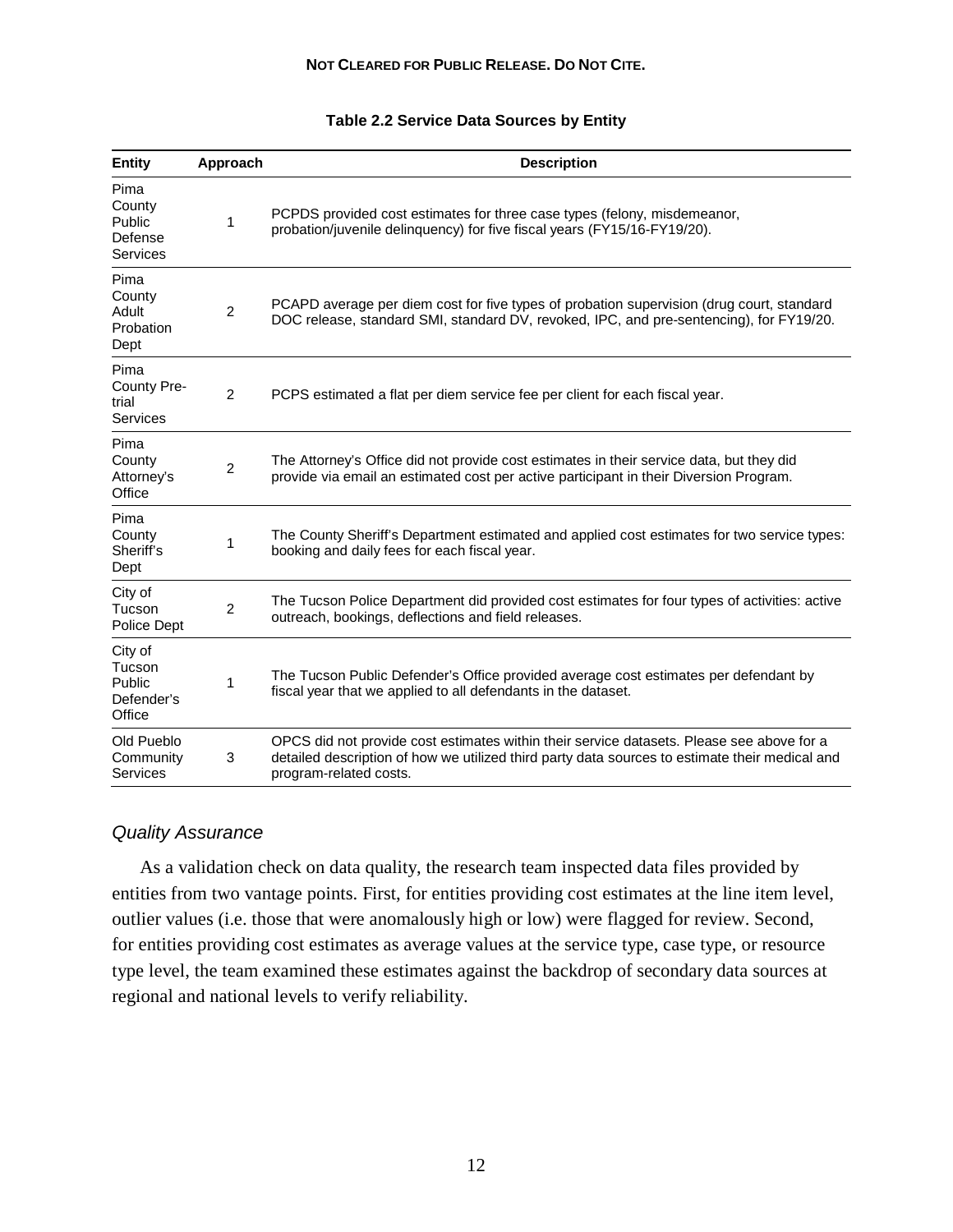**Table 2.2 Service Data Sources by Entity**

| Entity | Approach | Description |
|---|---|---|
| Pima County Public Defense Services | 1 | PCPDS provided cost estimates for three case types (felony, misdemeanor, probation/juvenile delinquency) for five fiscal years (FY15/16-FY19/20). |
| Pima County Adult Probation Dept | 2 | PCAPD average per diem cost for five types of probation supervision (drug court, standard DOC release, standard SMI, standard DV, revoked, IPC, and pre-sentencing), for FY19/20. |
| Pima County Pre-trial Services | 2 | PCPS estimated a flat per diem service fee per client for each fiscal year. |
| Pima County Attorney's Office | 2 | The Attorney's Office did not provide cost estimates in their service data, but they did provide via email an estimated cost per active participant in their Diversion Program. |
| Pima County Sheriff's Dept | 1 | The County Sheriff's Department estimated and applied cost estimates for two service types: booking and daily fees for each fiscal year. |
| City of Tucson Police Dept | 2 | The Tucson Police Department did provided cost estimates for four types of activities: active outreach, bookings, deflections and field releases. |
| City of Tucson Public Defender's Office | 1 | The Tucson Public Defender's Office provided average cost estimates per defendant by fiscal year that we applied to all defendants in the dataset. |
| Old Pueblo Community Services | 3 | OPCS did not provide cost estimates within their service datasets. Please see above for a detailed description of how we utilized third party data sources to estimate their medical and program-related costs. |

### *Quality Assurance*

As a validation check on data quality, the research team inspected data files provided by entities from two vantage points. First, for entities providing cost estimates at the line item level, outlier values (i.e. those that were anomalously high or low) were flagged for review. Second, for entities providing cost estimates as average values at the service type, case type, or resource type level, the team examined these estimates against the backdrop of secondary data sources at regional and national levels to verify reliability.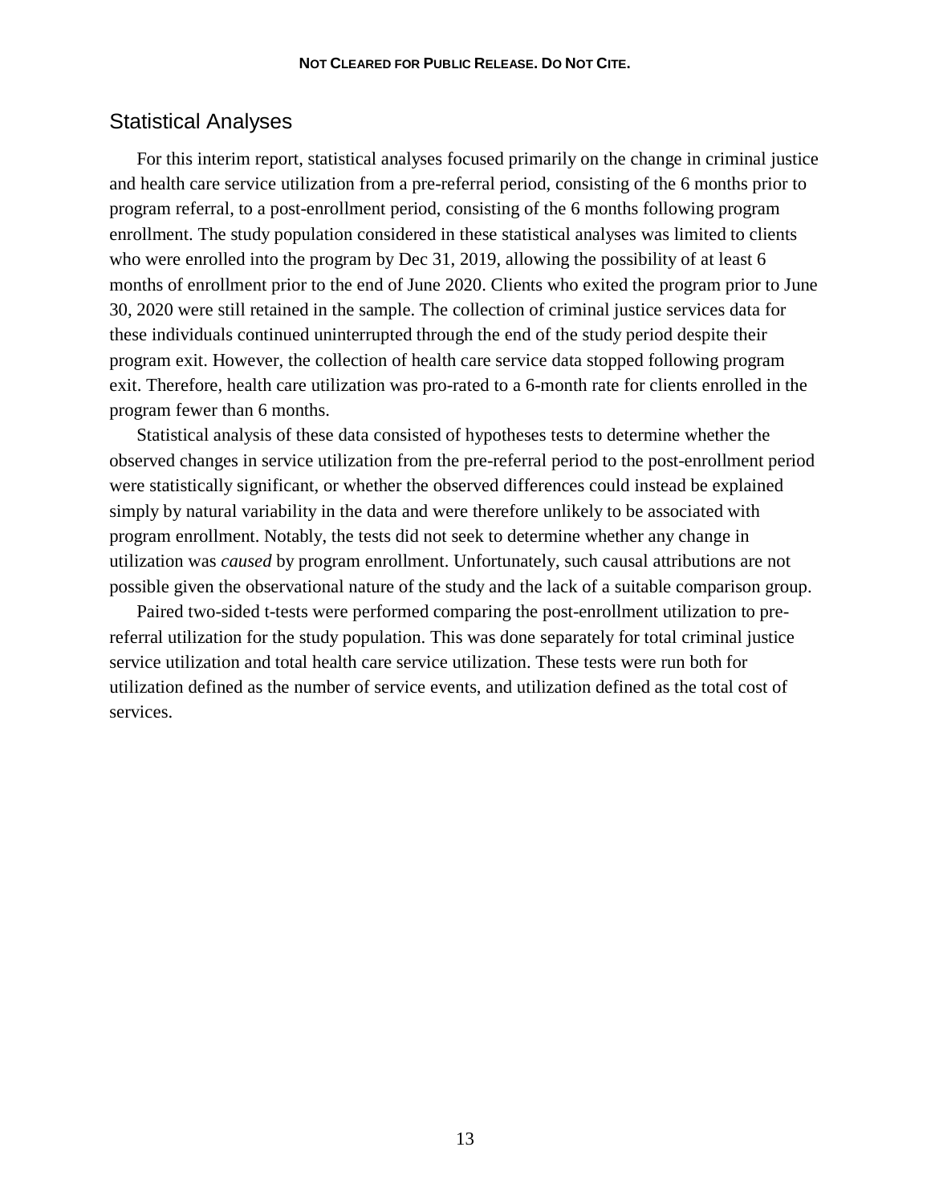## Statistical Analyses

For this interim report, statistical analyses focused primarily on the change in criminal justice and health care service utilization from a pre-referral period, consisting of the 6 months prior to program referral, to a post-enrollment period, consisting of the 6 months following program enrollment. The study population considered in these statistical analyses was limited to clients who were enrolled into the program by Dec 31, 2019, allowing the possibility of at least 6 months of enrollment prior to the end of June 2020. Clients who exited the program prior to June 30, 2020 were still retained in the sample. The collection of criminal justice services data for these individuals continued uninterrupted through the end of the study period despite their program exit. However, the collection of health care service data stopped following program exit. Therefore, health care utilization was pro-rated to a 6-month rate for clients enrolled in the program fewer than 6 months.

Statistical analysis of these data consisted of hypotheses tests to determine whether the observed changes in service utilization from the pre-referral period to the post-enrollment period were statistically significant, or whether the observed differences could instead be explained simply by natural variability in the data and were therefore unlikely to be associated with program enrollment. Notably, the tests did not seek to determine whether any change in utilization was *caused* by program enrollment. Unfortunately, such causal attributions are not possible given the observational nature of the study and the lack of a suitable comparison group.

Paired two-sided t-tests were performed comparing the post-enrollment utilization to pre-referral utilization for the study population. This was done separately for total criminal justice service utilization and total health care service utilization. These tests were run both for utilization defined as the number of service events, and utilization defined as the total cost of services.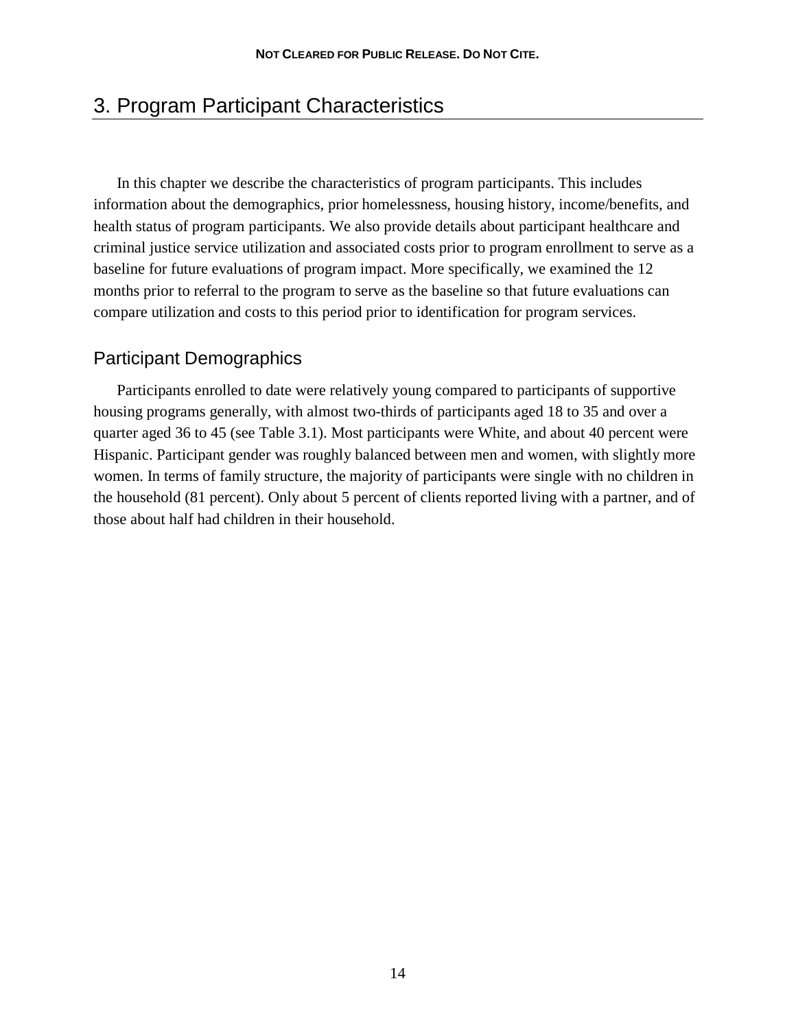# 3. Program Participant Characteristics

In this chapter we describe the characteristics of program participants. This includes information about the demographics, prior homelessness, housing history, income/benefits, and health status of program participants. We also provide details about participant healthcare and criminal justice service utilization and associated costs prior to program enrollment to serve as a baseline for future evaluations of program impact. More specifically, we examined the 12 months prior to referral to the program to serve as the baseline so that future evaluations can compare utilization and costs to this period prior to identification for program services.

## Participant Demographics

Participants enrolled to date were relatively young compared to participants of supportive housing programs generally, with almost two-thirds of participants aged 18 to 35 and over a quarter aged 36 to 45 (see Table 3.1). Most participants were White, and about 40 percent were Hispanic. Participant gender was roughly balanced between men and women, with slightly more women. In terms of family structure, the majority of participants were single with no children in the household (81 percent). Only about 5 percent of clients reported living with a partner, and of those about half had children in their household.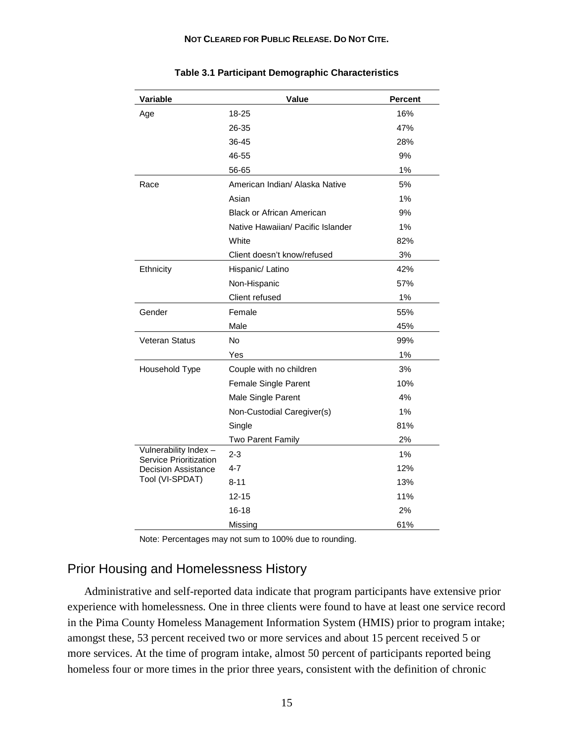**Table 3.1 Participant Demographic Characteristics**

| Variable | Value | Percent |
|---|---|---|
| Age | 18-25 | 16% |
| | 26-35 | 47% |
| | 36-45 | 28% |
| | 46-55 | 9% |
| | 56-65 | 1% |
| Race | American Indian/ Alaska Native | 5% |
| | Asian | 1% |
| | Black or African American | 9% |
| | Native Hawaiian/ Pacific Islander | 1% |
| | White | 82% |
| | Client doesn't know/refused | 3% |
| Ethnicity | Hispanic/ Latino | 42% |
| | Non-Hispanic | 57% |
| | Client refused | 1% |
| Gender | Female | 55% |
| | Male | 45% |
| Veteran Status | No | 99% |
| | Yes | 1% |
| Household Type | Couple with no children | 3% |
| | Female Single Parent | 10% |
| | Male Single Parent | 4% |
| | Non-Custodial Caregiver(s) | 1% |
| | Single | 81% |
| | Two Parent Family | 2% |
| Vulnerability Index – Service Prioritization Decision Assistance Tool (VI-SPDAT) | 2-3 | 1% |
| | 4-7 | 12% |
| | 8-11 | 13% |
| | 12-15 | 11% |
| | 16-18 | 2% |
| | Missing | 61% |

Note: Percentages may not sum to 100% due to rounding.

## Prior Housing and Homelessness History

Administrative and self-reported data indicate that program participants have extensive prior experience with homelessness. One in three clients were found to have at least one service record in the Pima County Homeless Management Information System (HMIS) prior to program intake; amongst these, 53 percent received two or more services and about 15 percent received 5 or more services. At the time of program intake, almost 50 percent of participants reported being homeless four or more times in the prior three years, consistent with the definition of chronic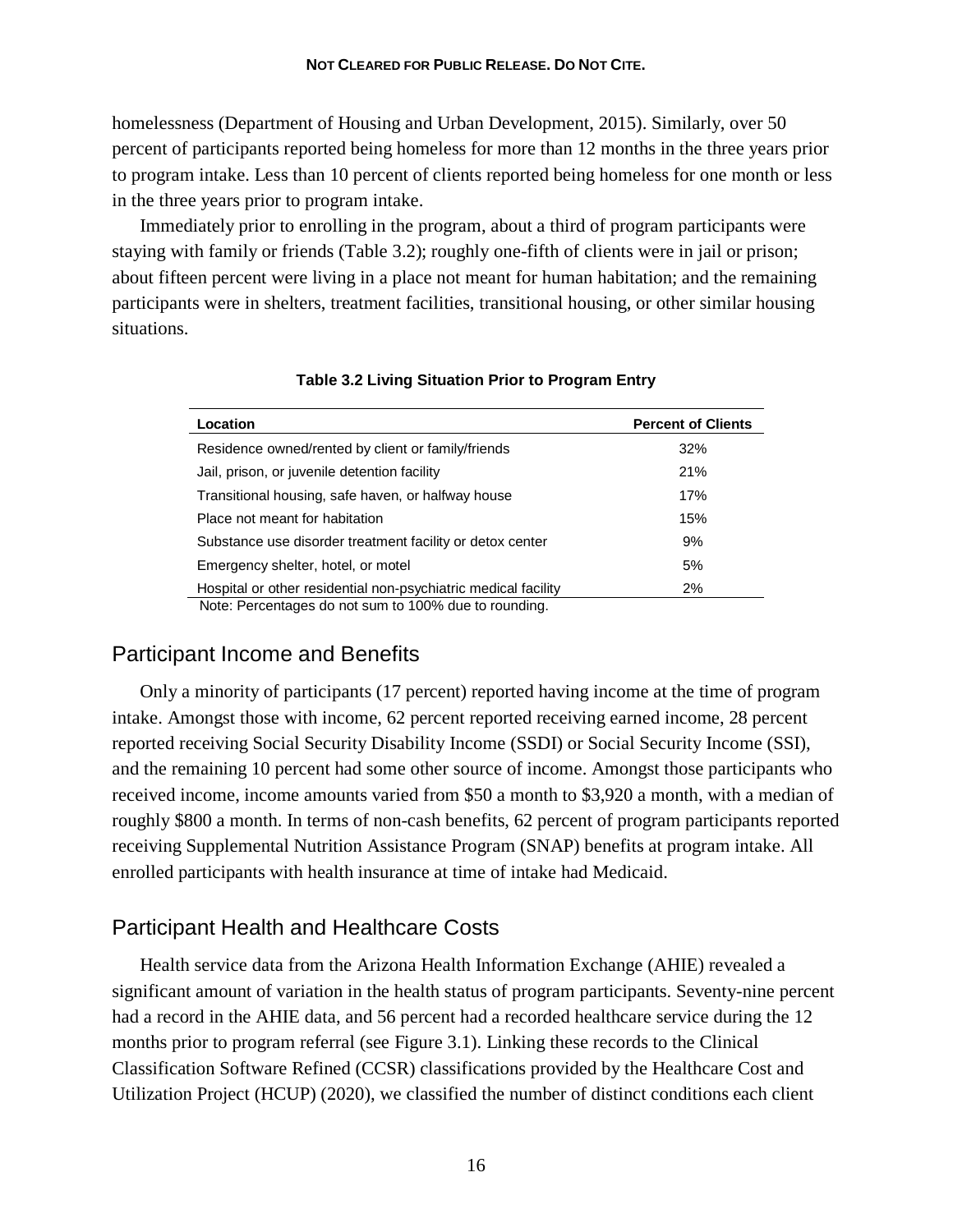homelessness (Department of Housing and Urban Development, 2015). Similarly, over 50 percent of participants reported being homeless for more than 12 months in the three years prior to program intake. Less than 10 percent of clients reported being homeless for one month or less in the three years prior to program intake.

Immediately prior to enrolling in the program, about a third of program participants were staying with family or friends (Table 3.2); roughly one-fifth of clients were in jail or prison; about fifteen percent were living in a place not meant for human habitation; and the remaining participants were in shelters, treatment facilities, transitional housing, or other similar housing situations.

**Table 3.2 Living Situation Prior to Program Entry**

| Location | Percent of Clients |
|---|---|
| Residence owned/rented by client or family/friends | 32% |
| Jail, prison, or juvenile detention facility | 21% |
| Transitional housing, safe haven, or halfway house | 17% |
| Place not meant for habitation | 15% |
| Substance use disorder treatment facility or detox center | 9% |
| Emergency shelter, hotel, or motel | 5% |
| Hospital or other residential non-psychiatric medical facility | 2% |

Note: Percentages do not sum to 100% due to rounding.

## Participant Income and Benefits

Only a minority of participants (17 percent) reported having income at the time of program intake. Amongst those with income, 62 percent reported receiving earned income, 28 percent reported receiving Social Security Disability Income (SSDI) or Social Security Income (SSI), and the remaining 10 percent had some other source of income. Amongst those participants who received income, income amounts varied from $50 a month to $3,920 a month, with a median of roughly $800 a month. In terms of non-cash benefits, 62 percent of program participants reported receiving Supplemental Nutrition Assistance Program (SNAP) benefits at program intake. All enrolled participants with health insurance at time of intake had Medicaid.

## Participant Health and Healthcare Costs

Health service data from the Arizona Health Information Exchange (AHIE) revealed a significant amount of variation in the health status of program participants. Seventy-nine percent had a record in the AHIE data, and 56 percent had a recorded healthcare service during the 12 months prior to program referral (see Figure 3.1). Linking these records to the Clinical Classification Software Refined (CCSR) classifications provided by the Healthcare Cost and Utilization Project (HCUP) (2020), we classified the number of distinct conditions each client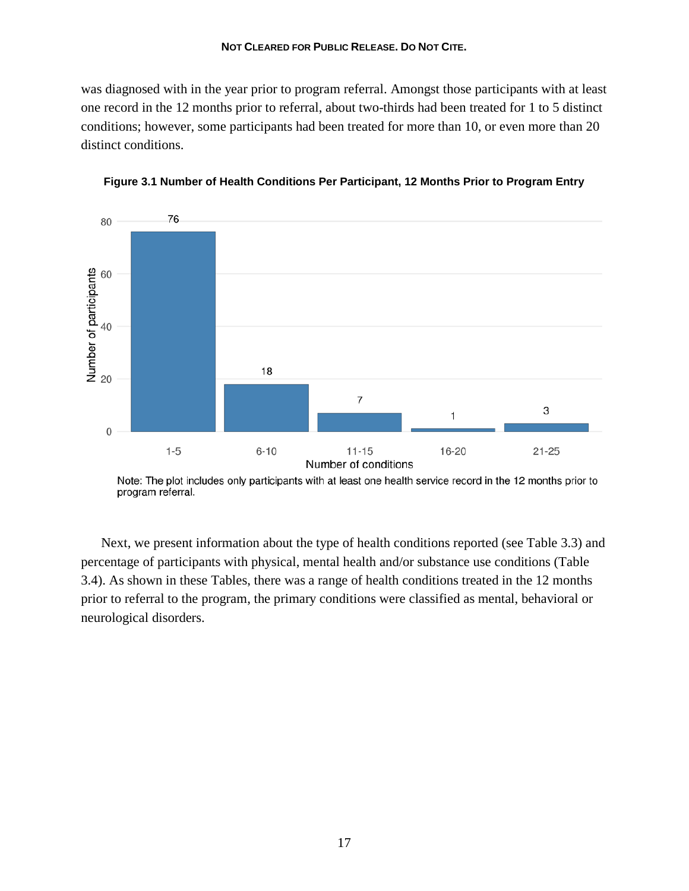was diagnosed with in the year prior to program referral. Amongst those participants with at least one record in the 12 months prior to referral, about two-thirds had been treated for 1 to 5 distinct conditions; however, some participants had been treated for more than 10, or even more than 20 distinct conditions.

**Figure 3.1 Number of Health Conditions Per Participant, 12 Months Prior to Program Entry**

| Number of conditions | Number of participants |
|---|---|
| 1-5 | 76 |
| 6-10 | 18 |
| 11-15 | 7 |
| 16-20 | 1 |
| 21-25 | 3 |

Note: The plot includes only participants with at least one health service record in the 12 months prior to program referral.

Next, we present information about the type of health conditions reported (see Table 3.3) and percentage of participants with physical, mental health and/or substance use conditions (Table 3.4). As shown in these Tables, there was a range of health conditions treated in the 12 months prior to referral to the program, the primary conditions were classified as mental, behavioral or neurological disorders.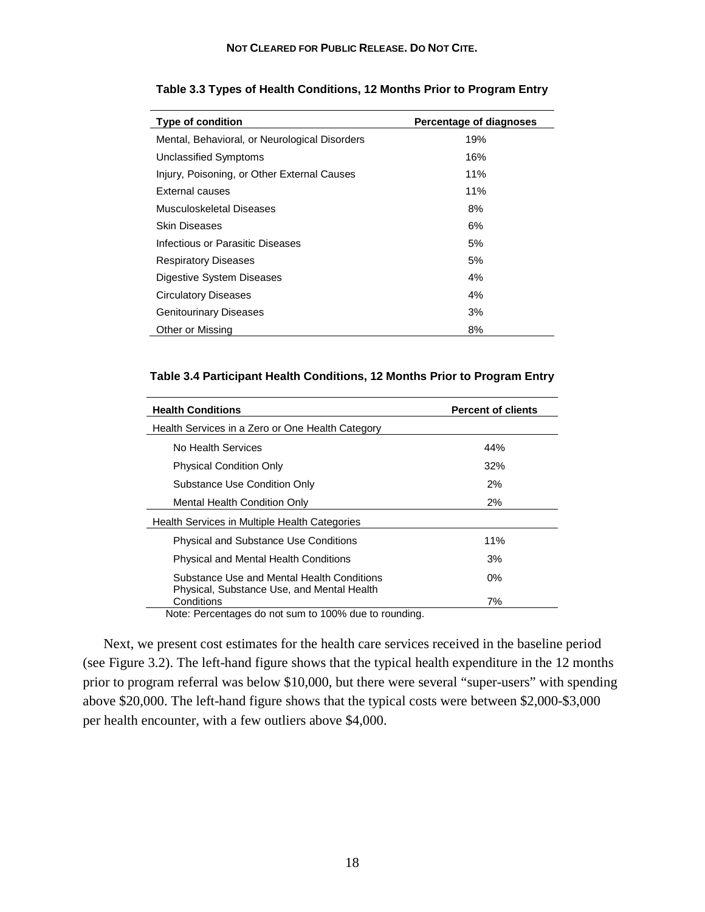**NOT CLEARED FOR PUBLIC RELEASE. DO NOT CITE.**

**Table 3.3 Types of Health Conditions, 12 Months Prior to Program Entry**

| Type of condition | Percentage of diagnoses |
|---|---|
| Mental, Behavioral, or Neurological Disorders | 19% |
| Unclassified Symptoms | 16% |
| Injury, Poisoning, or Other External Causes | 11% |
| External causes | 11% |
| Musculoskeletal Diseases | 8% |
| Skin Diseases | 6% |
| Infectious or Parasitic Diseases | 5% |
| Respiratory Diseases | 5% |
| Digestive System Diseases | 4% |
| Circulatory Diseases | 4% |
| Genitourinary Diseases | 3% |
| Other or Missing | 8% |

**Table 3.4 Participant Health Conditions, 12 Months Prior to Program Entry**

| Health Conditions | Percent of clients |
|---|---|
| Health Services in a Zero or One Health Category | |
| No Health Services | 44% |
| Physical Condition Only | 32% |
| Substance Use Condition Only | 2% |
| Mental Health Condition Only | 2% |
| Health Services in Multiple Health Categories | |
| Physical and Substance Use Conditions | 11% |
| Physical and Mental Health Conditions | 3% |
| Substance Use and Mental Health Conditions | 0% |
| Physical, Substance Use, and Mental Health Conditions | 7% |

Note: Percentages do not sum to 100% due to rounding.

Next, we present cost estimates for the health care services received in the baseline period (see Figure 3.2). The left-hand figure shows that the typical health expenditure in the 12 months prior to program referral was below $10,000, but there were several "super-users" with spending above $20,000. The left-hand figure shows that the typical costs were between $2,000-$3,000 per health encounter, with a few outliers above $4,000.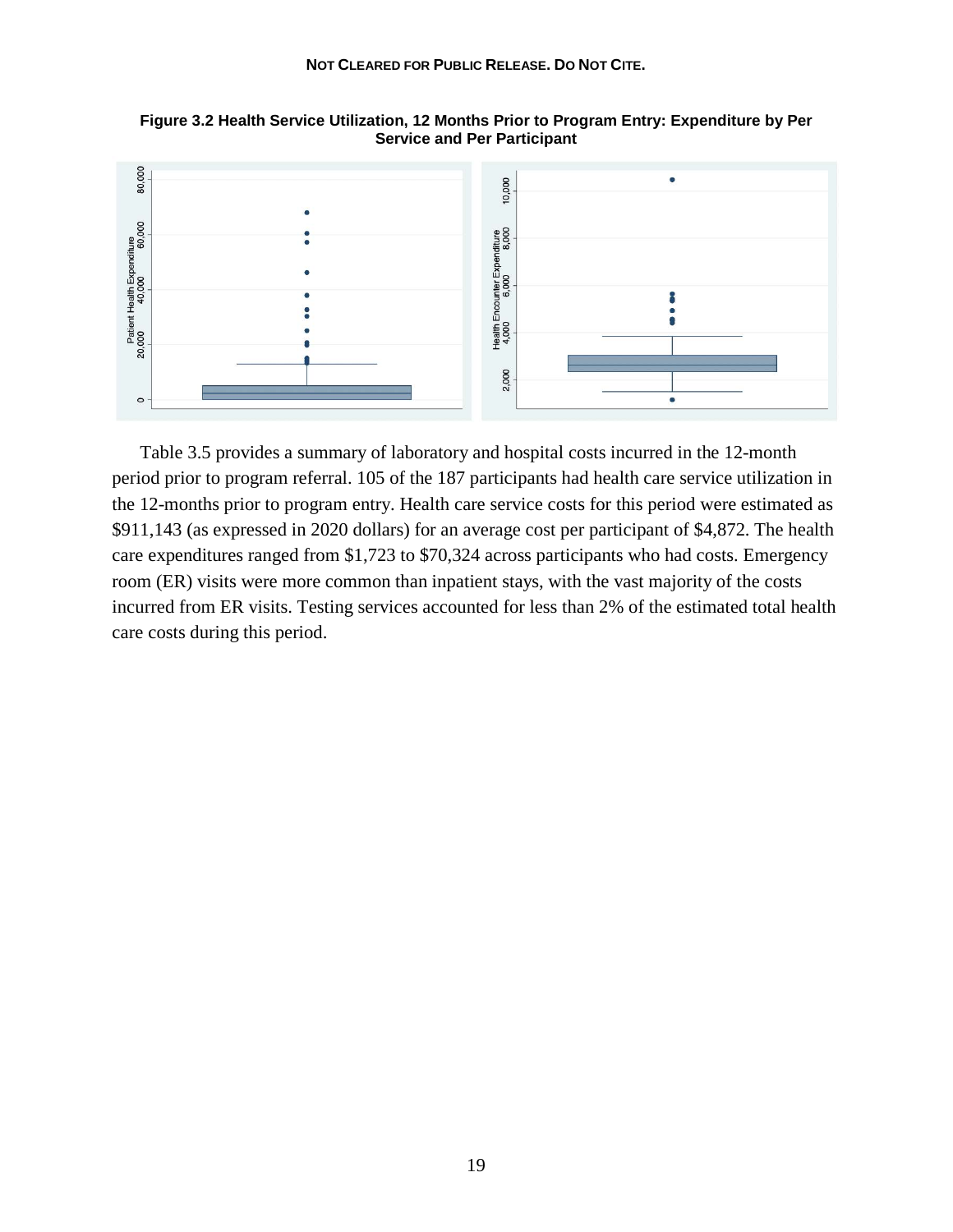**Figure 3.2 Health Service Utilization, 12 Months Prior to Program Entry: Expenditure by Per Service and Per Participant**

Table 3.5 provides a summary of laboratory and hospital costs incurred in the 12-month period prior to program referral. 105 of the 187 participants had health care service utilization in the 12-months prior to program entry. Health care service costs for this period were estimated as $911,143 (as expressed in 2020 dollars) for an average cost per participant of $4,872. The health care expenditures ranged from $1,723 to $70,324 across participants who had costs. Emergency room (ER) visits were more common than inpatient stays, with the vast majority of the costs incurred from ER visits. Testing services accounted for less than 2% of the estimated total health care costs during this period.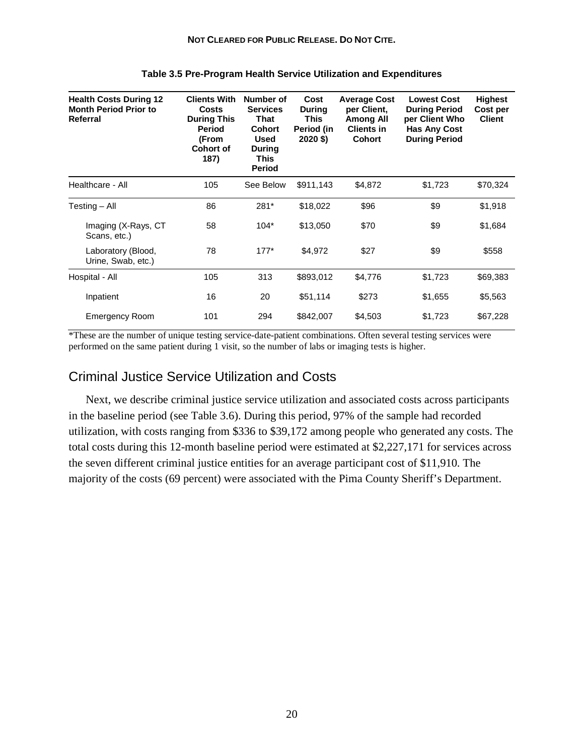**Table 3.5 Pre-Program Health Service Utilization and Expenditures**

| Health Costs During 12 Month Period Prior to Referral | Clients With Costs During This Period (From Cohort of 187) | Number of Services That Cohort Used During This Period | Cost During This Period (in 2020 $) | Average Cost per Client, Among All Clients in Cohort | Lowest Cost During Period per Client Who Has Any Cost During Period | Highest Cost per Client |
|---|---|---|---|---|---|---|
| Healthcare - All | 105 | See Below | $911,143 | $4,872 | $1,723 | $70,324 |
| Testing – All | 86 | 281* | $18,022 | $96 | $9 | $1,918 |
| Imaging (X-Rays, CT Scans, etc.) | 58 | 104* | $13,050 | $70 | $9 | $1,684 |
| Laboratory (Blood, Urine, Swab, etc.) | 78 | 177* | $4,972 | $27 | $9 | $558 |
| Hospital - All | 105 | 313 | $893,012 | $4,776 | $1,723 | $69,383 |
| Inpatient | 16 | 20 | $51,114 | $273 | $1,655 | $5,563 |
| Emergency Room | 101 | 294 | $842,007 | $4,503 | $1,723 | $67,228 |

*These are the number of unique testing service-date-patient combinations. Often several testing services were performed on the same patient during 1 visit, so the number of labs or imaging tests is higher.

## Criminal Justice Service Utilization and Costs

Next, we describe criminal justice service utilization and associated costs across participants in the baseline period (see Table 3.6). During this period, 97% of the sample had recorded utilization, with costs ranging from $336 to $39,172 among people who generated any costs. The total costs during this 12-month baseline period were estimated at $2,227,171 for services across the seven different criminal justice entities for an average participant cost of $11,910. The majority of the costs (69 percent) were associated with the Pima County Sheriff's Department.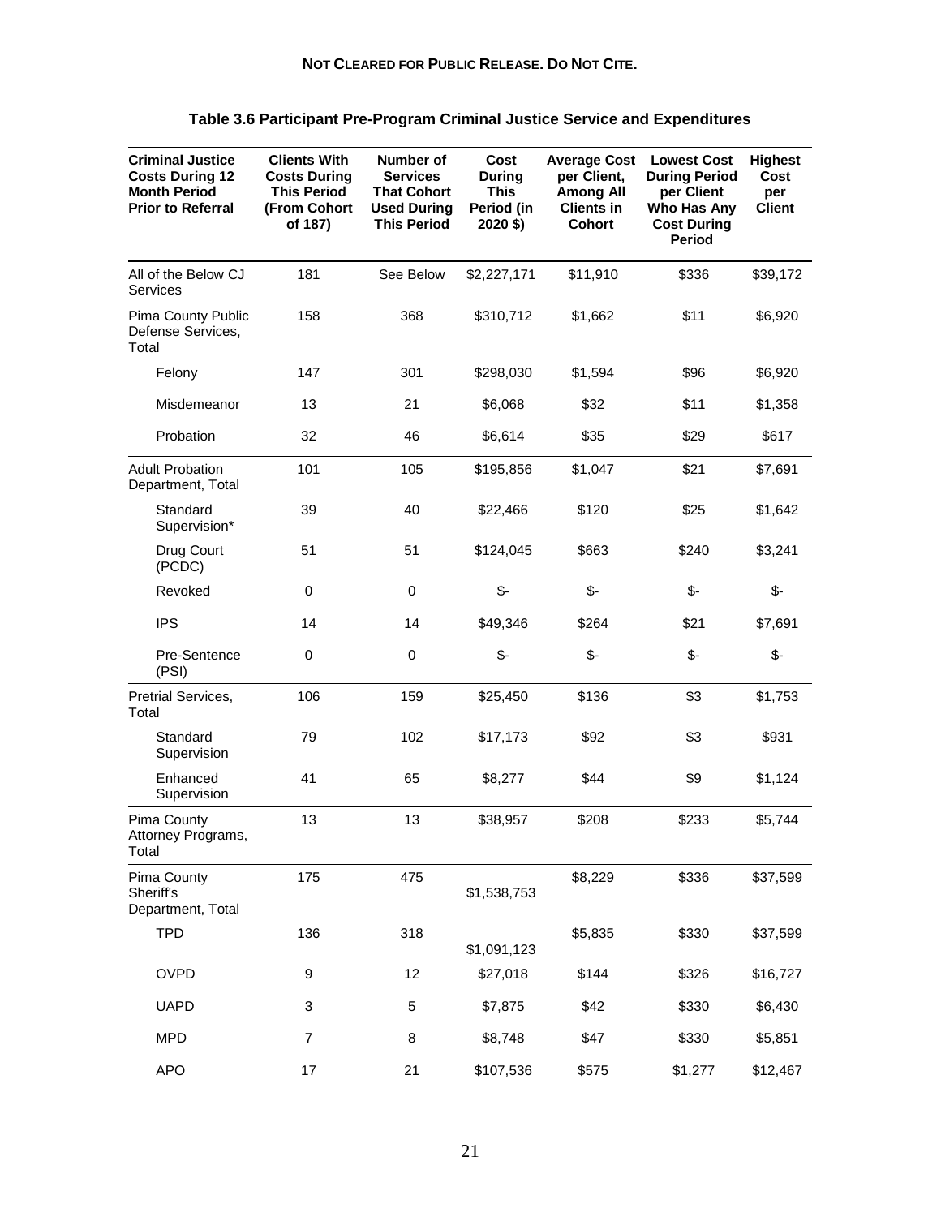**NOT CLEARED FOR PUBLIC RELEASE. DO NOT CITE.**

**Table 3.6 Participant Pre-Program Criminal Justice Service and Expenditures**

| Criminal Justice Costs During 12 Month Period Prior to Referral | Clients With Costs During This Period (From Cohort of 187) | Number of Services That Cohort Used During This Period | Cost During This Period (in 2020 $) | Average Cost per Client, Among All Clients in Cohort | Lowest Cost During Period per Client Who Has Any Cost During Period | Highest Cost per Client |
|---|---|---|---|---|---|---|
| All of the Below CJ Services | 181 | See Below | $2,227,171 | $11,910 | $336 | $39,172 |
| Pima County Public Defense Services, Total | 158 | 368 | $310,712 | $1,662 | $11 | $6,920 |
| Felony | 147 | 301 | $298,030 | $1,594 | $96 | $6,920 |
| Misdemeanor | 13 | 21 | $6,068 | $32 | $11 | $1,358 |
| Probation | 32 | 46 | $6,614 | $35 | $29 | $617 |
| Adult Probation Department, Total | 101 | 105 | $195,856 | $1,047 | $21 | $7,691 |
| Standard Supervision* | 39 | 40 | $22,466 | $120 | $25 | $1,642 |
| Drug Court (PCDC) | 51 | 51 | $124,045 | $663 | $240 | $3,241 |
| Revoked | 0 | 0 | $- | $- | $- | $- |
| IPS | 14 | 14 | $49,346 | $264 | $21 | $7,691 |
| Pre-Sentence (PSI) | 0 | 0 | $- | $- | $- | $- |
| Pretrial Services, Total | 106 | 159 | $25,450 | $136 | $3 | $1,753 |
| Standard Supervision | 79 | 102 | $17,173 | $92 | $3 | $931 |
| Enhanced Supervision | 41 | 65 | $8,277 | $44 | $9 | $1,124 |
| Pima County Attorney Programs, Total | 13 | 13 | $38,957 | $208 | $233 | $5,744 |
| Pima County Sheriff's Department, Total | 175 | 475 | $1,538,753 | $8,229 | $336 | $37,599 |
| TPD | 136 | 318 | $1,091,123 | $5,835 | $330 | $37,599 |
| OVPD | 9 | 12 | $27,018 | $144 | $326 | $16,727 |
| UAPD | 3 | 5 | $7,875 | $42 | $330 | $6,430 |
| MPD | 7 | 8 | $8,748 | $47 | $330 | $5,851 |
| APO | 17 | 21 | $107,536 | $575 | $1,277 | $12,467 |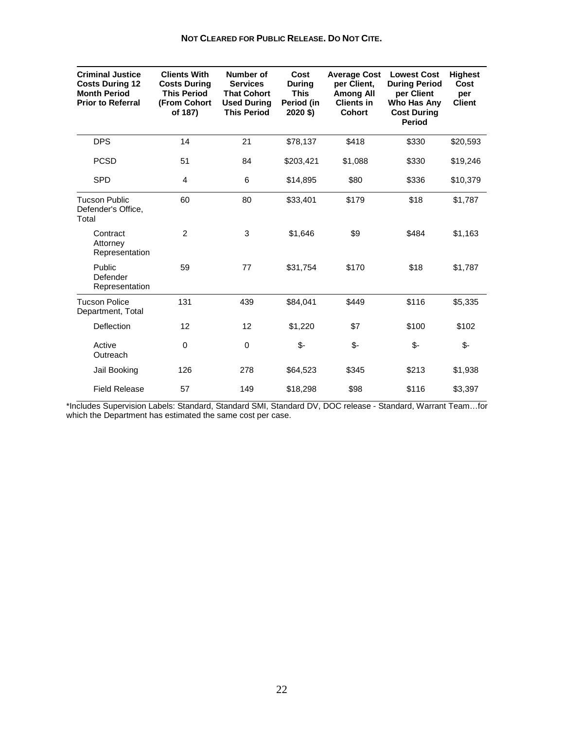**NOT CLEARED FOR PUBLIC RELEASE. DO NOT CITE.**

| Criminal Justice Costs During 12 Month Period Prior to Referral | Clients With Costs During This Period (From Cohort of 187) | Number of Services That Cohort Used During This Period | Cost During This Period (in 2020 $) | Average Cost per Client, Among All Clients in Cohort | Lowest Cost During Period per Client Who Has Any Cost During Period | Highest Cost per Client |
|---|---|---|---|---|---|---|
| DPS | 14 | 21 | $78,137 | $418 | $330 | $20,593 |
| PCSD | 51 | 84 | $203,421 | $1,088 | $330 | $19,246 |
| SPD | 4 | 6 | $14,895 | $80 | $336 | $10,379 |
| Tucson Public Defender's Office, Total | 60 | 80 | $33,401 | $179 | $18 | $1,787 |
| Contract Attorney Representation | 2 | 3 | $1,646 | $9 | $484 | $1,163 |
| Public Defender Representation | 59 | 77 | $31,754 | $170 | $18 | $1,787 |
| Tucson Police Department, Total | 131 | 439 | $84,041 | $449 | $116 | $5,335 |
| Deflection | 12 | 12 | $1,220 | $7 | $100 | $102 |
| Active Outreach | 0 | 0 | $- | $- | $- | $- |
| Jail Booking | 126 | 278 | $64,523 | $345 | $213 | $1,938 |
| Field Release | 57 | 149 | $18,298 | $98 | $116 | $3,397 |

*Includes Supervision Labels: Standard, Standard SMI, Standard DV, DOC release - Standard, Warrant Team…for which the Department has estimated the same cost per case.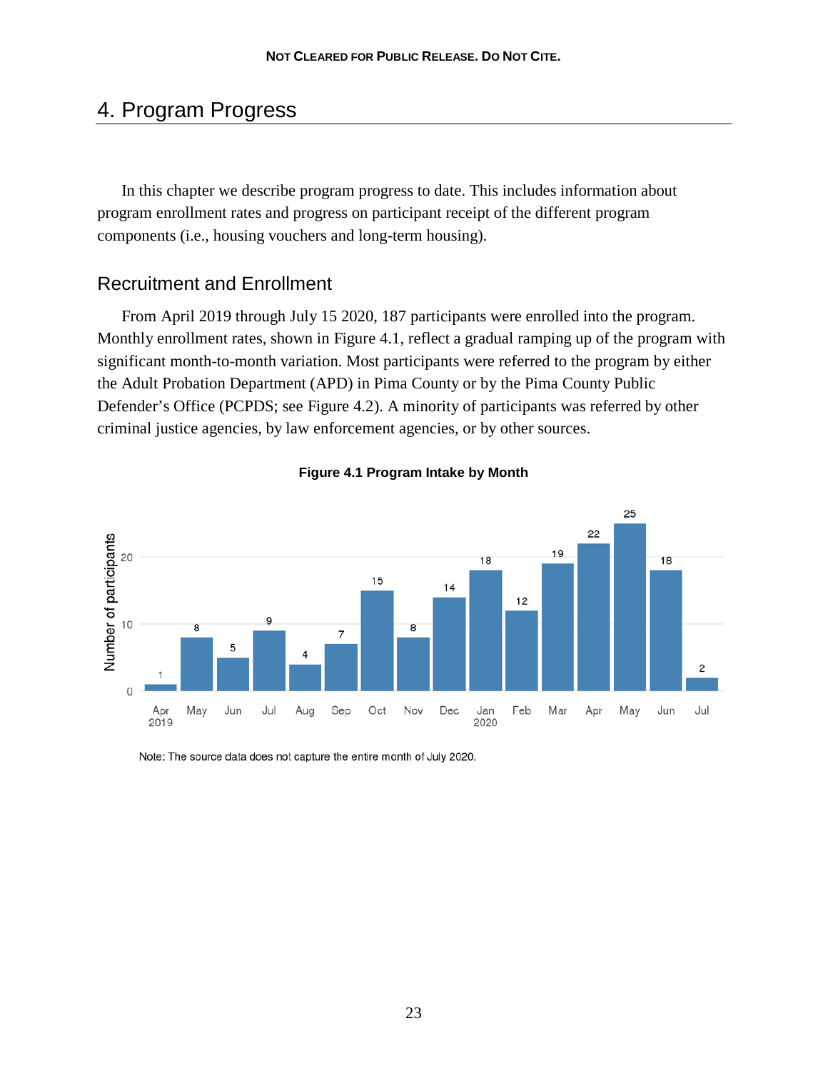# 4. Program Progress

In this chapter we describe program progress to date. This includes information about program enrollment rates and progress on participant receipt of the different program components (i.e., housing vouchers and long-term housing).

## Recruitment and Enrollment

From April 2019 through July 15 2020, 187 participants were enrolled into the program. Monthly enrollment rates, shown in Figure 4.1, reflect a gradual ramping up of the program with significant month-to-month variation. Most participants were referred to the program by either the Adult Probation Department (APD) in Pima County or by the Pima County Public Defender's Office (PCPDS; see Figure 4.2). A minority of participants was referred by other criminal justice agencies, by law enforcement agencies, or by other sources.

**Figure 4.1 Program Intake by Month**

| Month | Number of participants |
|---|---|
| Apr 2019 | 1 |
| May | 8 |
| Jun | 5 |
| Jul | 9 |
| Aug | 4 |
| Sep | 7 |
| Oct | 15 |
| Nov | 8 |
| Dec | 14 |
| Jan 2020 | 18 |
| Feb | 12 |
| Mar | 19 |
| Apr | 22 |
| May | 25 |
| Jun | 18 |
| Jul | 2 |

Note: The source data does not capture the entire month of July 2020.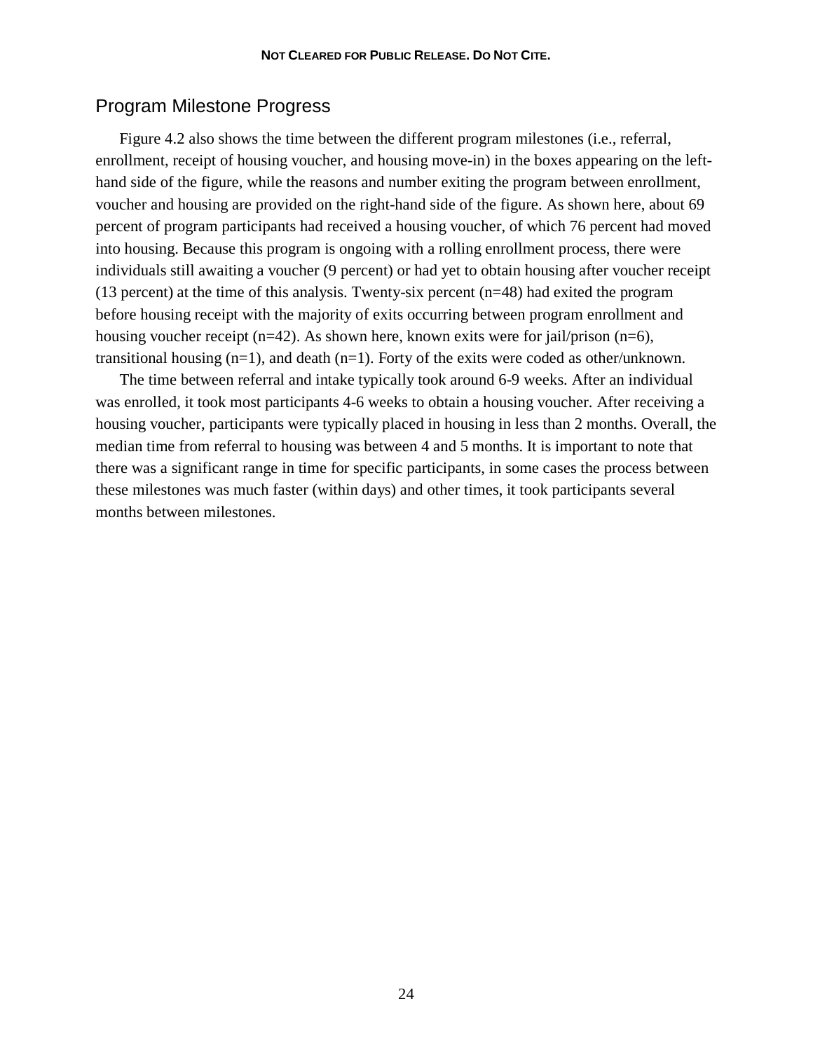## Program Milestone Progress

Figure 4.2 also shows the time between the different program milestones (i.e., referral, enrollment, receipt of housing voucher, and housing move-in) in the boxes appearing on the left-hand side of the figure, while the reasons and number exiting the program between enrollment, voucher and housing are provided on the right-hand side of the figure. As shown here, about 69 percent of program participants had received a housing voucher, of which 76 percent had moved into housing. Because this program is ongoing with a rolling enrollment process, there were individuals still awaiting a voucher (9 percent) or had yet to obtain housing after voucher receipt (13 percent) at the time of this analysis. Twenty-six percent (n=48) had exited the program before housing receipt with the majority of exits occurring between program enrollment and housing voucher receipt (n=42). As shown here, known exits were for jail/prison (n=6), transitional housing (n=1), and death (n=1). Forty of the exits were coded as other/unknown.

The time between referral and intake typically took around 6-9 weeks. After an individual was enrolled, it took most participants 4-6 weeks to obtain a housing voucher. After receiving a housing voucher, participants were typically placed in housing in less than 2 months. Overall, the median time from referral to housing was between 4 and 5 months. It is important to note that there was a significant range in time for specific participants, in some cases the process between these milestones was much faster (within days) and other times, it took participants several months between milestones.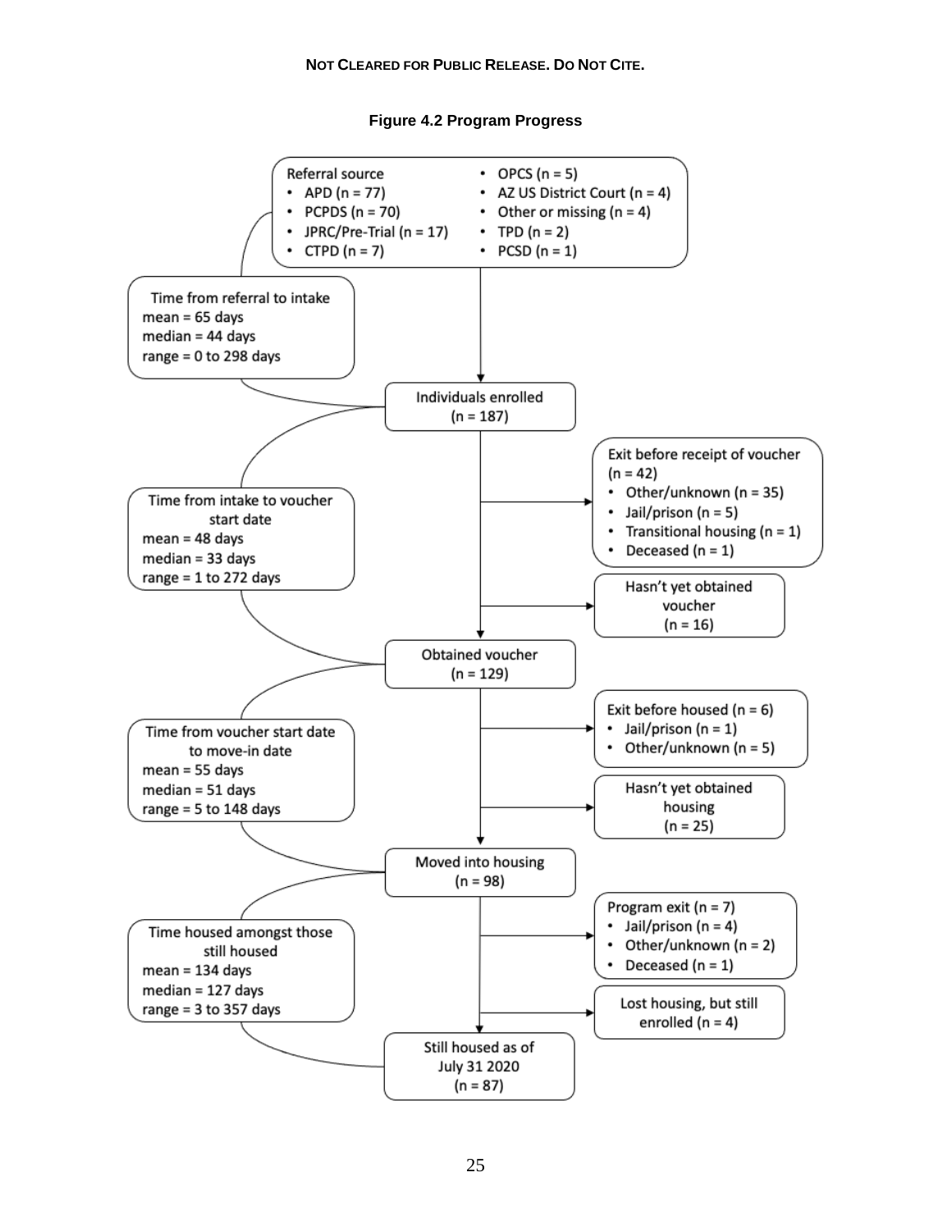**Figure 4.2 Program Progress**

Referral source
- APD (n = 77)
- PCPDS (n = 70)
- JPRC/Pre-Trial (n = 17)
- CTPD (n = 7)
- OPCS (n = 5)
- AZ US District Court (n = 4)
- Other or missing (n = 4)
- TPD (n = 2)
- PCSD (n = 1)

Time from referral to intake
mean = 65 days
median = 44 days
range = 0 to 298 days

Individuals enrolled
(n = 187)

Exit before receipt of voucher
(n = 42)
- Other/unknown (n = 35)
- Jail/prison (n = 5)
- Transitional housing (n = 1)
- Deceased (n = 1)

Hasn't yet obtained voucher
(n = 16)

Time from intake to voucher start date
mean = 48 days
median = 33 days
range = 1 to 272 days

Obtained voucher
(n = 129)

Exit before housed (n = 6)
- Jail/prison (n = 1)
- Other/unknown (n = 5)

Hasn't yet obtained housing
(n = 25)

Time from voucher start date to move-in date
mean = 55 days
median = 51 days
range = 5 to 148 days

Moved into housing
(n = 98)

Program exit (n = 7)
- Jail/prison (n = 4)
- Other/unknown (n = 2)
- Deceased (n = 1)

Lost housing, but still enrolled (n = 4)

Time housed amongst those still housed
mean = 134 days
median = 127 days
range = 3 to 357 days

Still housed as of July 31 2020
(n = 87)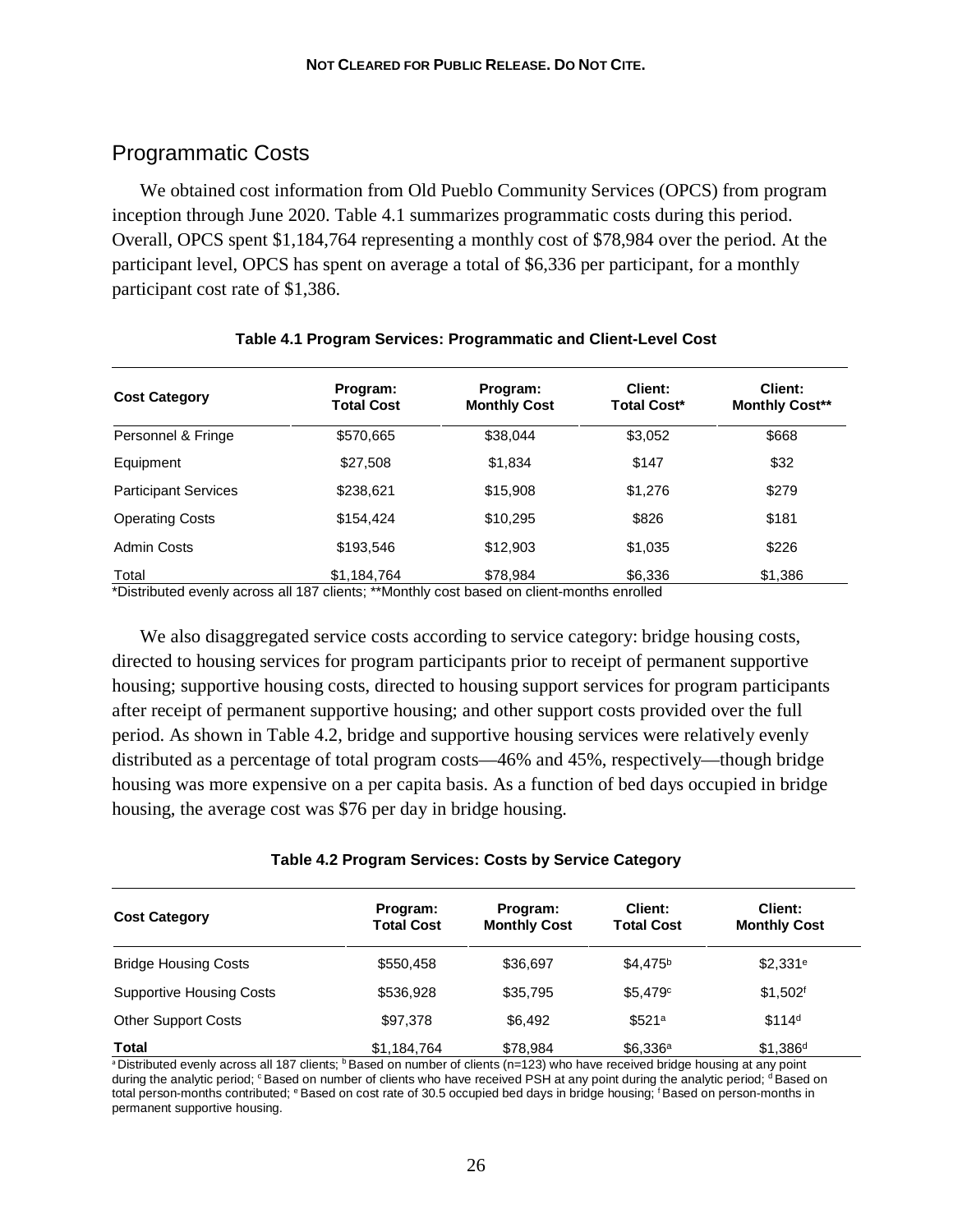## Programmatic Costs

We obtained cost information from Old Pueblo Community Services (OPCS) from program inception through June 2020. Table 4.1 summarizes programmatic costs during this period. Overall, OPCS spent $1,184,764 representing a monthly cost of $78,984 over the period. At the participant level, OPCS has spent on average a total of $6,336 per participant, for a monthly participant cost rate of $1,386.

**Table 4.1 Program Services: Programmatic and Client-Level Cost**

| Cost Category | Program: Total Cost | Program: Monthly Cost | Client: Total Cost* | Client: Monthly Cost** |
|---|---|---|---|---|
| Personnel & Fringe | $570,665 | $38,044 | $3,052 | $668 |
| Equipment | $27,508 | $1,834 | $147 | $32 |
| Participant Services | $238,621 | $15,908 | $1,276 | $279 |
| Operating Costs | $154,424 | $10,295 | $826 | $181 |
| Admin Costs | $193,546 | $12,903 | $1,035 | $226 |
| Total | $1,184,764 | $78,984 | $6,336 | $1,386 |

*Distributed evenly across all 187 clients; **Monthly cost based on client-months enrolled

We also disaggregated service costs according to service category: bridge housing costs, directed to housing services for program participants prior to receipt of permanent supportive housing; supportive housing costs, directed to housing support services for program participants after receipt of permanent supportive housing; and other support costs provided over the full period. As shown in Table 4.2, bridge and supportive housing services were relatively evenly distributed as a percentage of total program costs—46% and 45%, respectively—though bridge housing was more expensive on a per capita basis. As a function of bed days occupied in bridge housing, the average cost was $76 per day in bridge housing.

**Table 4.2 Program Services: Costs by Service Category**

| Cost Category | Program: Total Cost | Program: Monthly Cost | Client: Total Cost | Client: Monthly Cost |
|---|---|---|---|---|
| Bridge Housing Costs | $550,458 | $36,697 | $4,475[b] | $2,331[e] |
| Supportive Housing Costs | $536,928 | $35,795 | $5,479[c] | $1,502[f] |
| Other Support Costs | $97,378 | $6,492 | $521[a] | $114[d] |
| **Total** | $1,184,764 | $78,984 | $6,336[a] | $1,386[d] |

[a] Distributed evenly across all 187 clients; [b] Based on number of clients (n=123) who have received bridge housing at any point during the analytic period; [c] Based on number of clients who have received PSH at any point during the analytic period; [d] Based on total person-months contributed; [e] Based on cost rate of 30.5 occupied bed days in bridge housing; [f] Based on person-months in permanent supportive housing.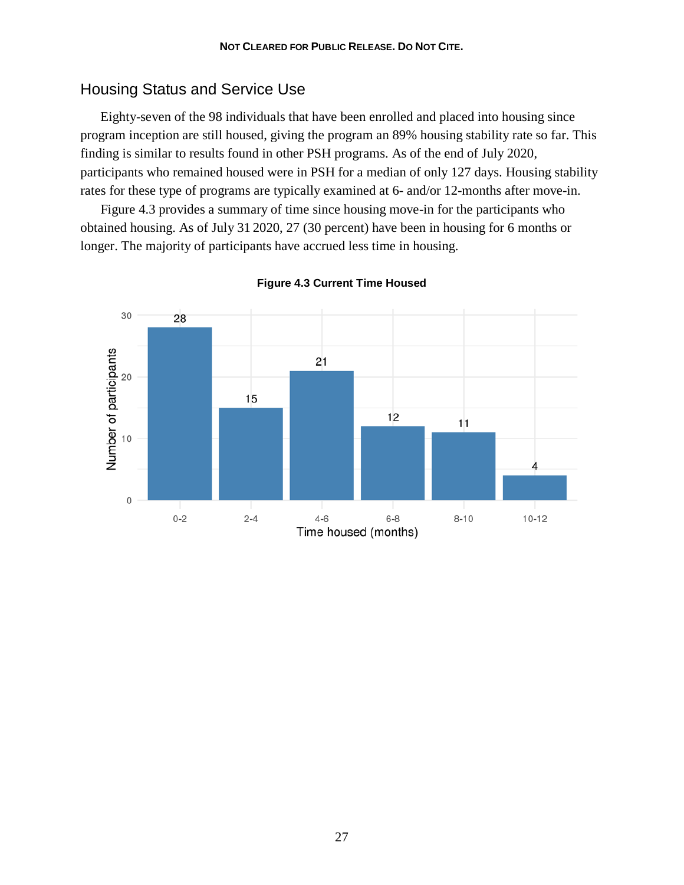## Housing Status and Service Use

Eighty-seven of the 98 individuals that have been enrolled and placed into housing since program inception are still housed, giving the program an 89% housing stability rate so far. This finding is similar to results found in other PSH programs. As of the end of July 2020, participants who remained housed were in PSH for a median of only 127 days. Housing stability rates for these type of programs are typically examined at 6- and/or 12-months after move-in.

Figure 4.3 provides a summary of time since housing move-in for the participants who obtained housing. As of July 31 2020, 27 (30 percent) have been in housing for 6 months or longer. The majority of participants have accrued less time in housing.

**Figure 4.3 Current Time Housed**

| Time housed (months) | Number of participants |
| --- | --- |
| 0-2 | 28 |
| 2-4 | 15 |
| 4-6 | 21 |
| 6-8 | 12 |
| 8-10 | 11 |
| 10-12 | 4 |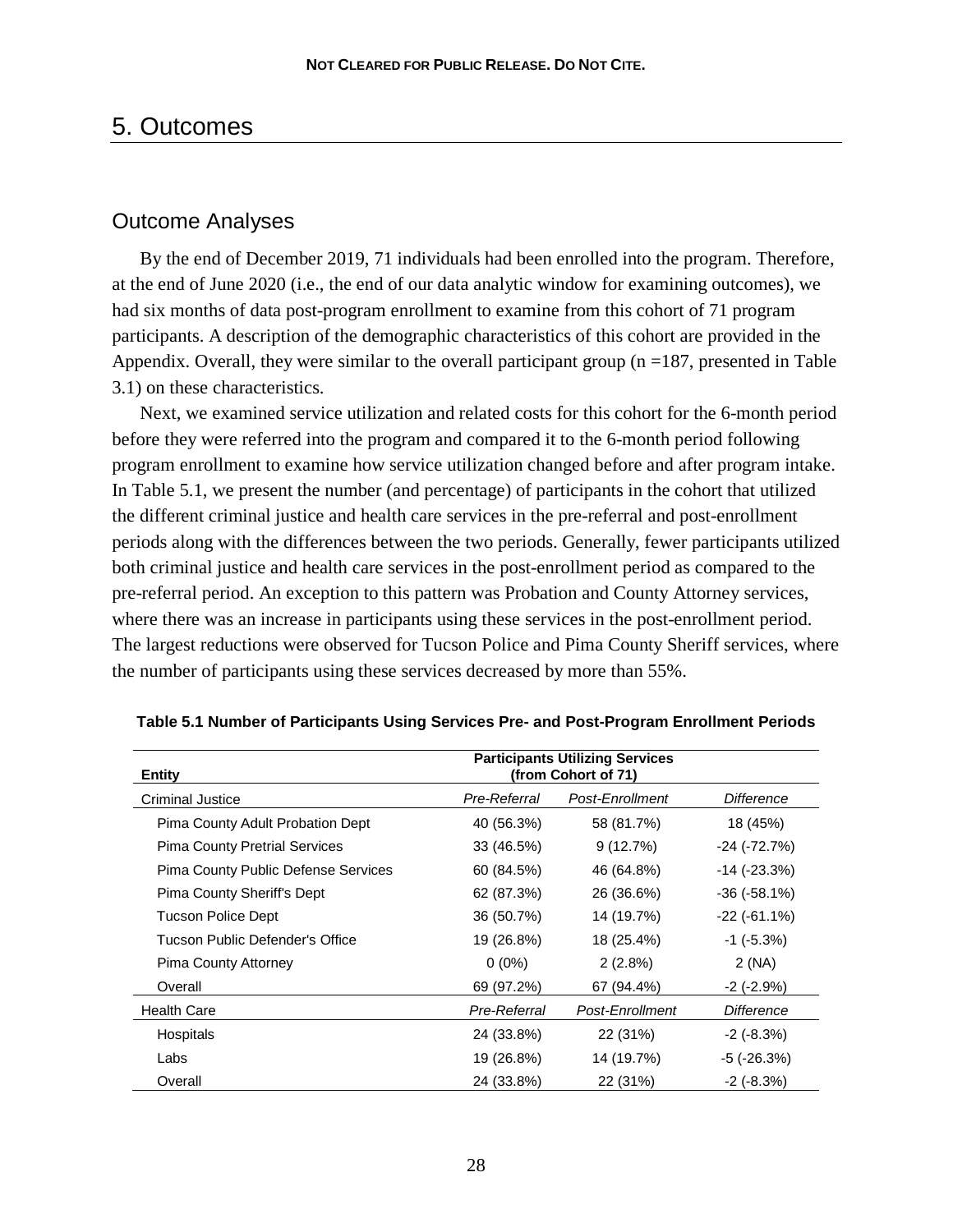# 5. Outcomes

## Outcome Analyses

By the end of December 2019, 71 individuals had been enrolled into the program. Therefore, at the end of June 2020 (i.e., the end of our data analytic window for examining outcomes), we had six months of data post-program enrollment to examine from this cohort of 71 program participants. A description of the demographic characteristics of this cohort are provided in the Appendix. Overall, they were similar to the overall participant group (n =187, presented in Table 3.1) on these characteristics.

Next, we examined service utilization and related costs for this cohort for the 6-month period before they were referred into the program and compared it to the 6-month period following program enrollment to examine how service utilization changed before and after program intake. In Table 5.1, we present the number (and percentage) of participants in the cohort that utilized the different criminal justice and health care services in the pre-referral and post-enrollment periods along with the differences between the two periods. Generally, fewer participants utilized both criminal justice and health care services in the post-enrollment period as compared to the pre-referral period. An exception to this pattern was Probation and County Attorney services, where there was an increase in participants using these services in the post-enrollment period. The largest reductions were observed for Tucson Police and Pima County Sheriff services, where the number of participants using these services decreased by more than 55%.

**Table 5.1 Number of Participants Using Services Pre- and Post-Program Enrollment Periods**

| Entity | Participants Utilizing Services (from Cohort of 71) | | |
|---|---|---|---|
| Criminal Justice | *Pre-Referral* | *Post-Enrollment* | *Difference* |
| Pima County Adult Probation Dept | 40 (56.3%) | 58 (81.7%) | 18 (45%) |
| Pima County Pretrial Services | 33 (46.5%) | 9 (12.7%) | -24 (-72.7%) |
| Pima County Public Defense Services | 60 (84.5%) | 46 (64.8%) | -14 (-23.3%) |
| Pima County Sheriff's Dept | 62 (87.3%) | 26 (36.6%) | -36 (-58.1%) |
| Tucson Police Dept | 36 (50.7%) | 14 (19.7%) | -22 (-61.1%) |
| Tucson Public Defender's Office | 19 (26.8%) | 18 (25.4%) | -1 (-5.3%) |
| Pima County Attorney | 0 (0%) | 2 (2.8%) | 2 (NA) |
| Overall | 69 (97.2%) | 67 (94.4%) | -2 (-2.9%) |
| Health Care | *Pre-Referral* | *Post-Enrollment* | *Difference* |
| Hospitals | 24 (33.8%) | 22 (31%) | -2 (-8.3%) |
| Labs | 19 (26.8%) | 14 (19.7%) | -5 (-26.3%) |
| Overall | 24 (33.8%) | 22 (31%) | -2 (-8.3%) |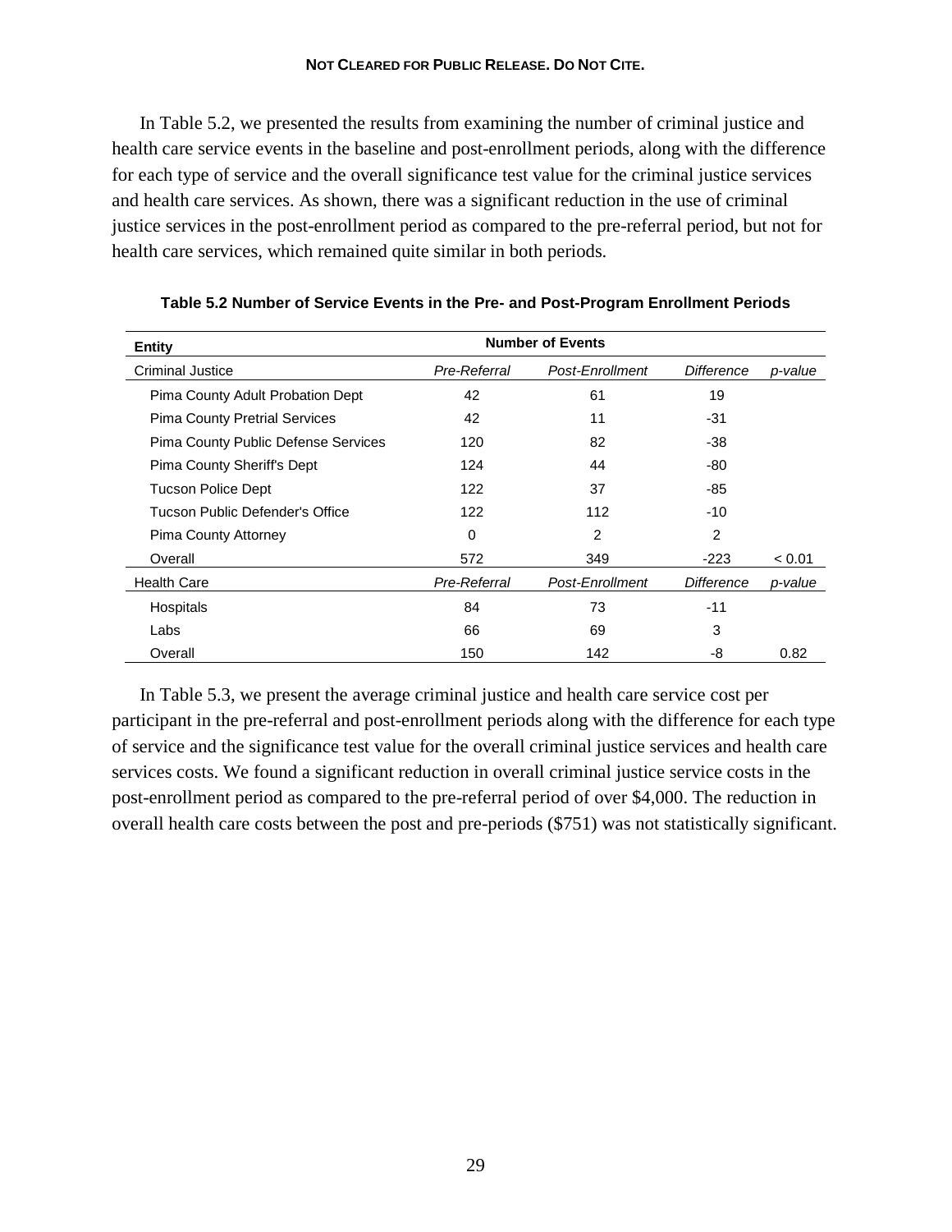In Table 5.2, we presented the results from examining the number of criminal justice and health care service events in the baseline and post-enrollment periods, along with the difference for each type of service and the overall significance test value for the criminal justice services and health care services. As shown, there was a significant reduction in the use of criminal justice services in the post-enrollment period as compared to the pre-referral period, but not for health care services, which remained quite similar in both periods.

**Table 5.2 Number of Service Events in the Pre- and Post-Program Enrollment Periods**

| Entity | Number of Events | | | |
|---|---|---|---|---|
| Criminal Justice | *Pre-Referral* | *Post-Enrollment* | *Difference* | *p-value* |
| Pima County Adult Probation Dept | 42 | 61 | 19 | |
| Pima County Pretrial Services | 42 | 11 | -31 | |
| Pima County Public Defense Services | 120 | 82 | -38 | |
| Pima County Sheriff's Dept | 124 | 44 | -80 | |
| Tucson Police Dept | 122 | 37 | -85 | |
| Tucson Public Defender's Office | 122 | 112 | -10 | |
| Pima County Attorney | 0 | 2 | 2 | |
| Overall | 572 | 349 | -223 | < 0.01 |
| Health Care | *Pre-Referral* | *Post-Enrollment* | *Difference* | *p-value* |
| Hospitals | 84 | 73 | -11 | |
| Labs | 66 | 69 | 3 | |
| Overall | 150 | 142 | -8 | 0.82 |

In Table 5.3, we present the average criminal justice and health care service cost per participant in the pre-referral and post-enrollment periods along with the difference for each type of service and the significance test value for the overall criminal justice services and health care services costs. We found a significant reduction in overall criminal justice service costs in the post-enrollment period as compared to the pre-referral period of over $4,000. The reduction in overall health care costs between the post and pre-periods ($751) was not statistically significant.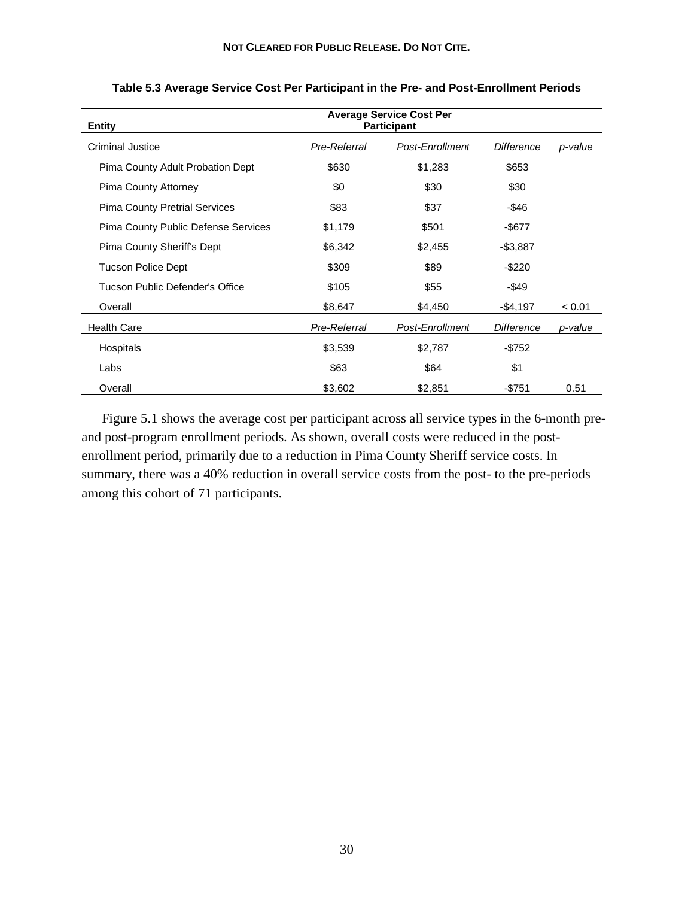**Table 5.3 Average Service Cost Per Participant in the Pre- and Post-Enrollment Periods**

| Entity | Average Service Cost Per Participant | | | |
|---|---|---|---|---|
| Criminal Justice | *Pre-Referral* | *Post-Enrollment* | *Difference* | *p-value* |
| Pima County Adult Probation Dept | \$630 | \$1,283 | \$653 | |
| Pima County Attorney | \$0 | \$30 | \$30 | |
| Pima County Pretrial Services | \$83 | \$37 | -\$46 | |
| Pima County Public Defense Services | \$1,179 | \$501 | -\$677 | |
| Pima County Sheriff's Dept | \$6,342 | \$2,455 | -\$3,887 | |
| Tucson Police Dept | \$309 | \$89 | -\$220 | |
| Tucson Public Defender's Office | \$105 | \$55 | -\$49 | |
| Overall | \$8,647 | \$4,450 | -\$4,197 | < 0.01 |
| Health Care | *Pre-Referral* | *Post-Enrollment* | *Difference* | *p-value* |
| Hospitals | \$3,539 | \$2,787 | -\$752 | |
| Labs | \$63 | \$64 | \$1 | |
| Overall | \$3,602 | \$2,851 | -\$751 | 0.51 |

Figure 5.1 shows the average cost per participant across all service types in the 6-month pre- and post-program enrollment periods. As shown, overall costs were reduced in the post-enrollment period, primarily due to a reduction in Pima County Sheriff service costs. In summary, there was a 40% reduction in overall service costs from the post- to the pre-periods among this cohort of 71 participants.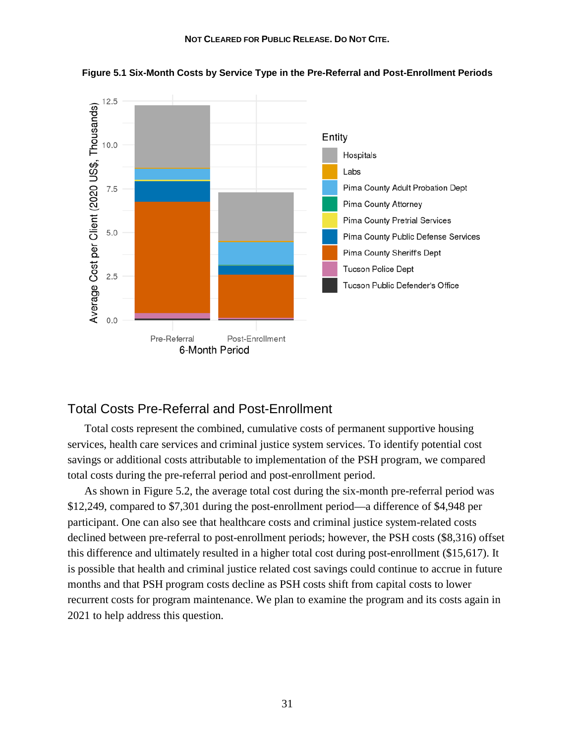**Figure 5.1 Six-Month Costs by Service Type in the Pre-Referral and Post-Enrollment Periods**

## Total Costs Pre-Referral and Post-Enrollment

Total costs represent the combined, cumulative costs of permanent supportive housing services, health care services and criminal justice system services. To identify potential cost savings or additional costs attributable to implementation of the PSH program, we compared total costs during the pre-referral period and post-enrollment period.

As shown in Figure 5.2, the average total cost during the six-month pre-referral period was $12,249, compared to $7,301 during the post-enrollment period—a difference of $4,948 per participant. One can also see that healthcare costs and criminal justice system-related costs declined between pre-referral to post-enrollment periods; however, the PSH costs ($8,316) offset this difference and ultimately resulted in a higher total cost during post-enrollment ($15,617). It is possible that health and criminal justice related cost savings could continue to accrue in future months and that PSH program costs decline as PSH costs shift from capital costs to lower recurrent costs for program maintenance. We plan to examine the program and its costs again in 2021 to help address this question.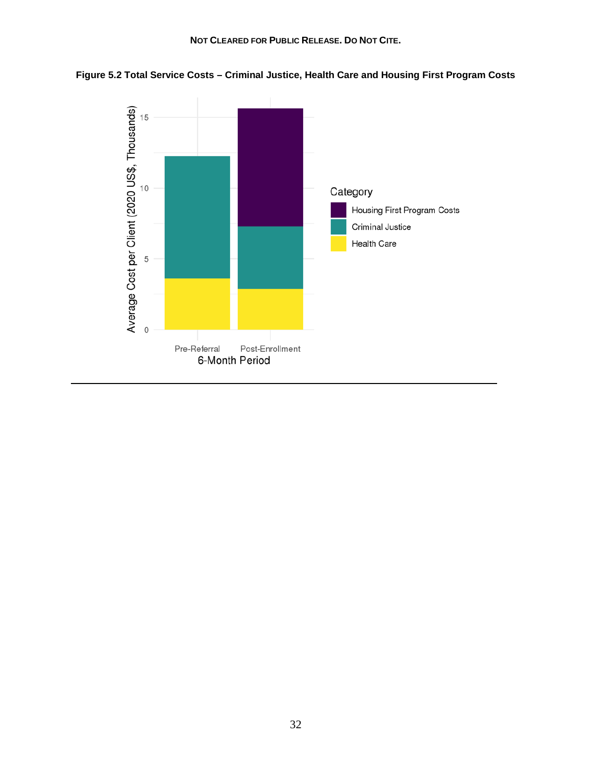**Figure 5.2 Total Service Costs – Criminal Justice, Health Care and Housing First Program Costs**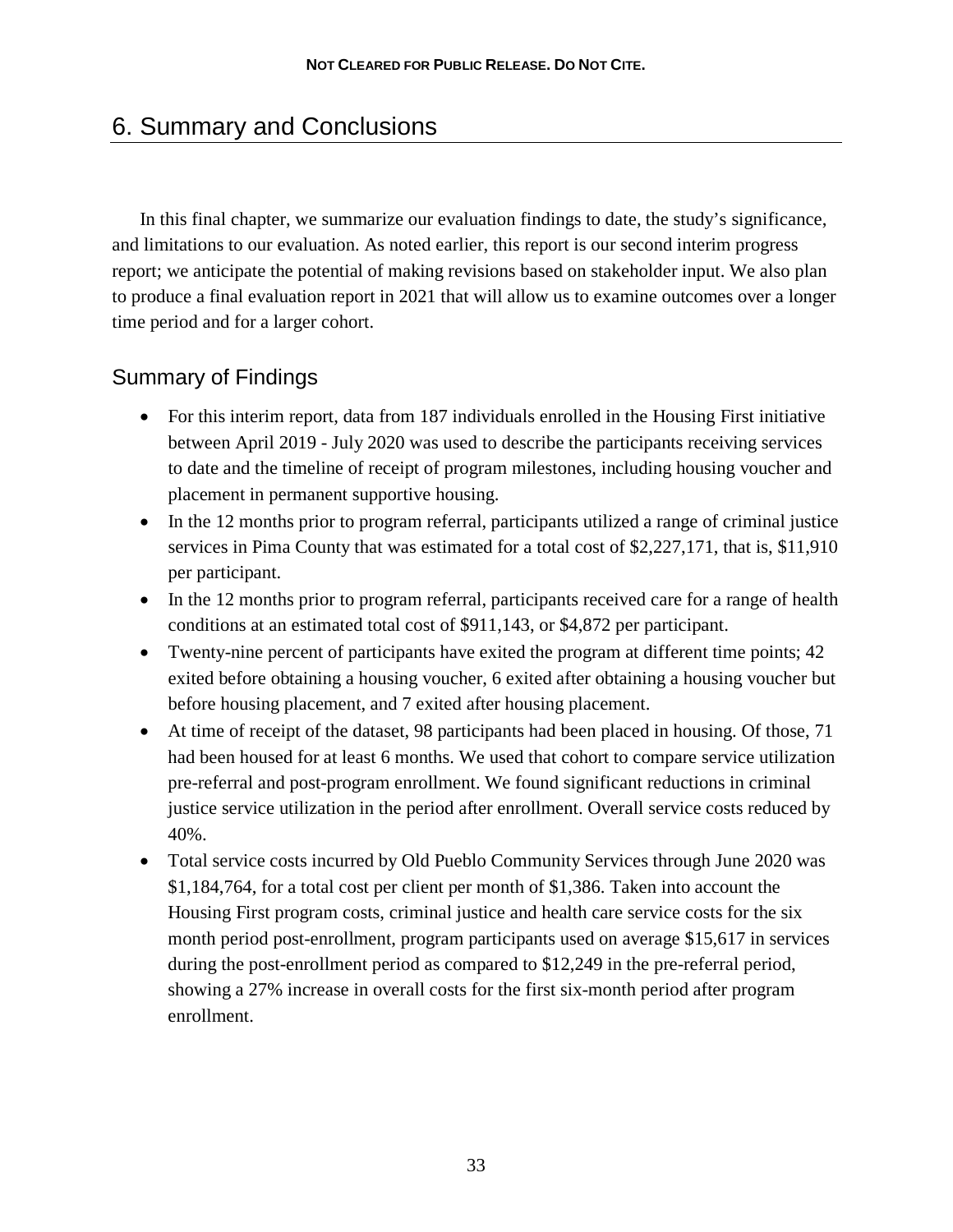# 6. Summary and Conclusions

In this final chapter, we summarize our evaluation findings to date, the study's significance, and limitations to our evaluation. As noted earlier, this report is our second interim progress report; we anticipate the potential of making revisions based on stakeholder input. We also plan to produce a final evaluation report in 2021 that will allow us to examine outcomes over a longer time period and for a larger cohort.

## Summary of Findings

- For this interim report, data from 187 individuals enrolled in the Housing First initiative between April 2019 - July 2020 was used to describe the participants receiving services to date and the timeline of receipt of program milestones, including housing voucher and placement in permanent supportive housing.
- In the 12 months prior to program referral, participants utilized a range of criminal justice services in Pima County that was estimated for a total cost of \$2,227,171, that is, \$11,910 per participant.
- In the 12 months prior to program referral, participants received care for a range of health conditions at an estimated total cost of \$911,143, or \$4,872 per participant.
- Twenty-nine percent of participants have exited the program at different time points; 42 exited before obtaining a housing voucher, 6 exited after obtaining a housing voucher but before housing placement, and 7 exited after housing placement.
- At time of receipt of the dataset, 98 participants had been placed in housing. Of those, 71 had been housed for at least 6 months. We used that cohort to compare service utilization pre-referral and post-program enrollment. We found significant reductions in criminal justice service utilization in the period after enrollment. Overall service costs reduced by 40%.
- Total service costs incurred by Old Pueblo Community Services through June 2020 was \$1,184,764, for a total cost per client per month of \$1,386. Taken into account the Housing First program costs, criminal justice and health care service costs for the six month period post-enrollment, program participants used on average \$15,617 in services during the post-enrollment period as compared to \$12,249 in the pre-referral period, showing a 27% increase in overall costs for the first six-month period after program enrollment.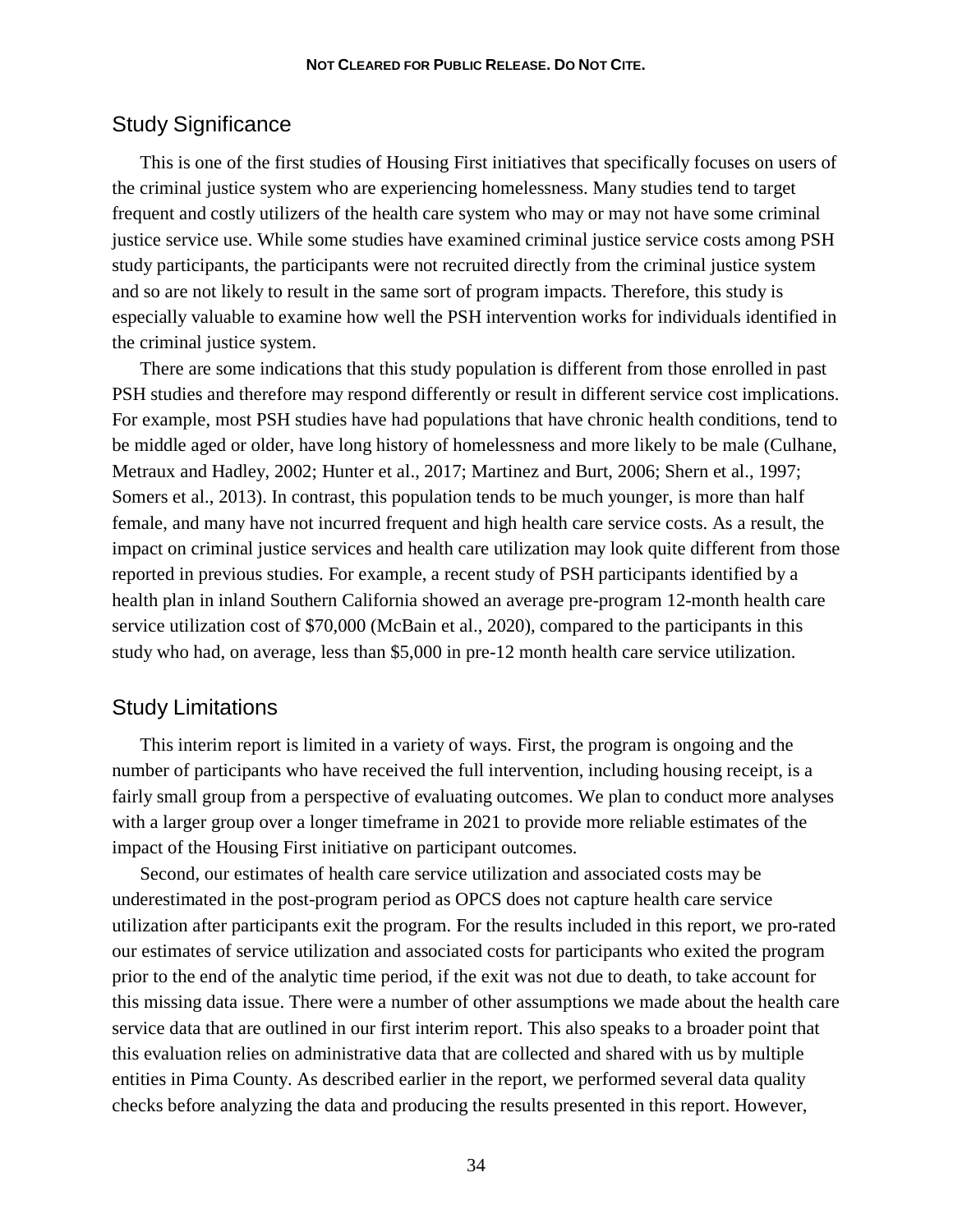## Study Significance

This is one of the first studies of Housing First initiatives that specifically focuses on users of the criminal justice system who are experiencing homelessness. Many studies tend to target frequent and costly utilizers of the health care system who may or may not have some criminal justice service use. While some studies have examined criminal justice service costs among PSH study participants, the participants were not recruited directly from the criminal justice system and so are not likely to result in the same sort of program impacts. Therefore, this study is especially valuable to examine how well the PSH intervention works for individuals identified in the criminal justice system.

There are some indications that this study population is different from those enrolled in past PSH studies and therefore may respond differently or result in different service cost implications. For example, most PSH studies have had populations that have chronic health conditions, tend to be middle aged or older, have long history of homelessness and more likely to be male (Culhane, Metraux and Hadley, 2002; Hunter et al., 2017; Martinez and Burt, 2006; Shern et al., 1997; Somers et al., 2013). In contrast, this population tends to be much younger, is more than half female, and many have not incurred frequent and high health care service costs. As a result, the impact on criminal justice services and health care utilization may look quite different from those reported in previous studies. For example, a recent study of PSH participants identified by a health plan in inland Southern California showed an average pre-program 12-month health care service utilization cost of $70,000 (McBain et al., 2020), compared to the participants in this study who had, on average, less than $5,000 in pre-12 month health care service utilization.

## Study Limitations

This interim report is limited in a variety of ways. First, the program is ongoing and the number of participants who have received the full intervention, including housing receipt, is a fairly small group from a perspective of evaluating outcomes. We plan to conduct more analyses with a larger group over a longer timeframe in 2021 to provide more reliable estimates of the impact of the Housing First initiative on participant outcomes.

Second, our estimates of health care service utilization and associated costs may be underestimated in the post-program period as OPCS does not capture health care service utilization after participants exit the program. For the results included in this report, we pro-rated our estimates of service utilization and associated costs for participants who exited the program prior to the end of the analytic time period, if the exit was not due to death, to take account for this missing data issue. There were a number of other assumptions we made about the health care service data that are outlined in our first interim report. This also speaks to a broader point that this evaluation relies on administrative data that are collected and shared with us by multiple entities in Pima County. As described earlier in the report, we performed several data quality checks before analyzing the data and producing the results presented in this report. However,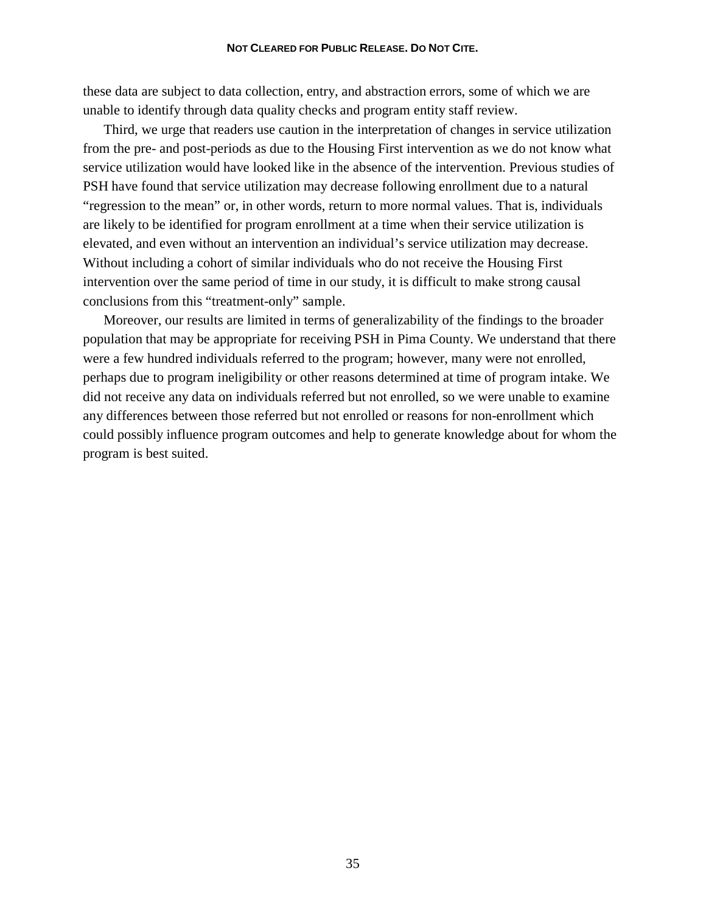these data are subject to data collection, entry, and abstraction errors, some of which we are unable to identify through data quality checks and program entity staff review.

Third, we urge that readers use caution in the interpretation of changes in service utilization from the pre- and post-periods as due to the Housing First intervention as we do not know what service utilization would have looked like in the absence of the intervention. Previous studies of PSH have found that service utilization may decrease following enrollment due to a natural “regression to the mean” or, in other words, return to more normal values. That is, individuals are likely to be identified for program enrollment at a time when their service utilization is elevated, and even without an intervention an individual’s service utilization may decrease. Without including a cohort of similar individuals who do not receive the Housing First intervention over the same period of time in our study, it is difficult to make strong causal conclusions from this “treatment-only” sample.

Moreover, our results are limited in terms of generalizability of the findings to the broader population that may be appropriate for receiving PSH in Pima County. We understand that there were a few hundred individuals referred to the program; however, many were not enrolled, perhaps due to program ineligibility or other reasons determined at time of program intake. We did not receive any data on individuals referred but not enrolled, so we were unable to examine any differences between those referred but not enrolled or reasons for non-enrollment which could possibly influence program outcomes and help to generate knowledge about for whom the program is best suited.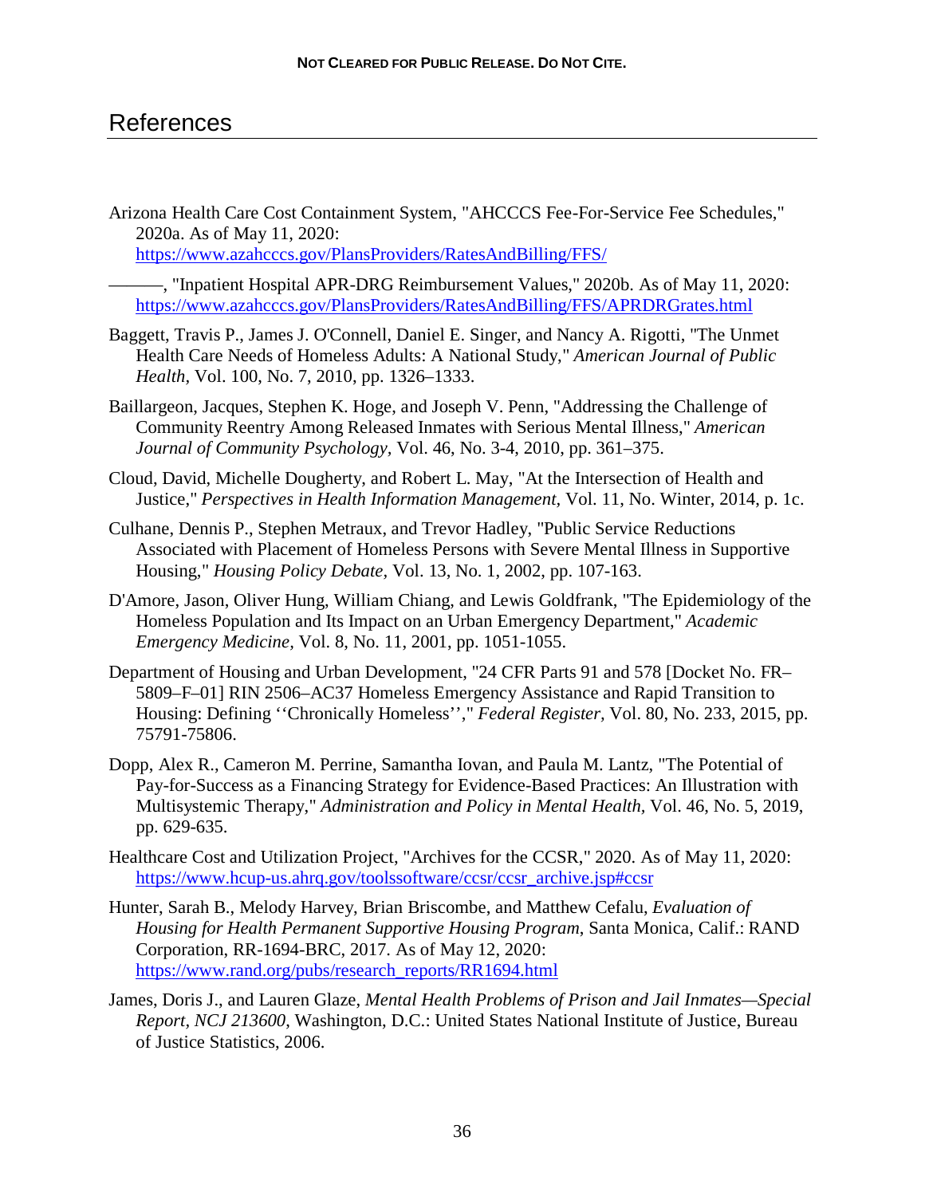# References

Arizona Health Care Cost Containment System, "AHCCCS Fee-For-Service Fee Schedules," 2020a. As of May 11, 2020: https://www.azahcccs.gov/PlansProviders/RatesAndBilling/FFS/

———, "Inpatient Hospital APR-DRG Reimbursement Values," 2020b. As of May 11, 2020: https://www.azahcccs.gov/PlansProviders/RatesAndBilling/FFS/APRDRGrates.html

Baggett, Travis P., James J. O'Connell, Daniel E. Singer, and Nancy A. Rigotti, "The Unmet Health Care Needs of Homeless Adults: A National Study," *American Journal of Public Health*, Vol. 100, No. 7, 2010, pp. 1326–1333.

Baillargeon, Jacques, Stephen K. Hoge, and Joseph V. Penn, "Addressing the Challenge of Community Reentry Among Released Inmates with Serious Mental Illness," *American Journal of Community Psychology*, Vol. 46, No. 3-4, 2010, pp. 361–375.

Cloud, David, Michelle Dougherty, and Robert L. May, "At the Intersection of Health and Justice," *Perspectives in Health Information Management*, Vol. 11, No. Winter, 2014, p. 1c.

Culhane, Dennis P., Stephen Metraux, and Trevor Hadley, "Public Service Reductions Associated with Placement of Homeless Persons with Severe Mental Illness in Supportive Housing," *Housing Policy Debate*, Vol. 13, No. 1, 2002, pp. 107-163.

D'Amore, Jason, Oliver Hung, William Chiang, and Lewis Goldfrank, "The Epidemiology of the Homeless Population and Its Impact on an Urban Emergency Department," *Academic Emergency Medicine*, Vol. 8, No. 11, 2001, pp. 1051-1055.

Department of Housing and Urban Development, "24 CFR Parts 91 and 578 [Docket No. FR–5809–F–01] RIN 2506–AC37 Homeless Emergency Assistance and Rapid Transition to Housing: Defining ''Chronically Homeless''," *Federal Register*, Vol. 80, No. 233, 2015, pp. 75791-75806.

Dopp, Alex R., Cameron M. Perrine, Samantha Iovan, and Paula M. Lantz, "The Potential of Pay-for-Success as a Financing Strategy for Evidence-Based Practices: An Illustration with Multisystemic Therapy," *Administration and Policy in Mental Health*, Vol. 46, No. 5, 2019, pp. 629-635.

Healthcare Cost and Utilization Project, "Archives for the CCSR," 2020. As of May 11, 2020: https://www.hcup-us.ahrq.gov/toolssoftware/ccsr/ccsr_archive.jsp#ccsr

Hunter, Sarah B., Melody Harvey, Brian Briscombe, and Matthew Cefalu, *Evaluation of Housing for Health Permanent Supportive Housing Program*, Santa Monica, Calif.: RAND Corporation, RR-1694-BRC, 2017. As of May 12, 2020: https://www.rand.org/pubs/research_reports/RR1694.html

James, Doris J., and Lauren Glaze, *Mental Health Problems of Prison and Jail Inmates—Special Report, NCJ 213600*, Washington, D.C.: United States National Institute of Justice, Bureau of Justice Statistics, 2006.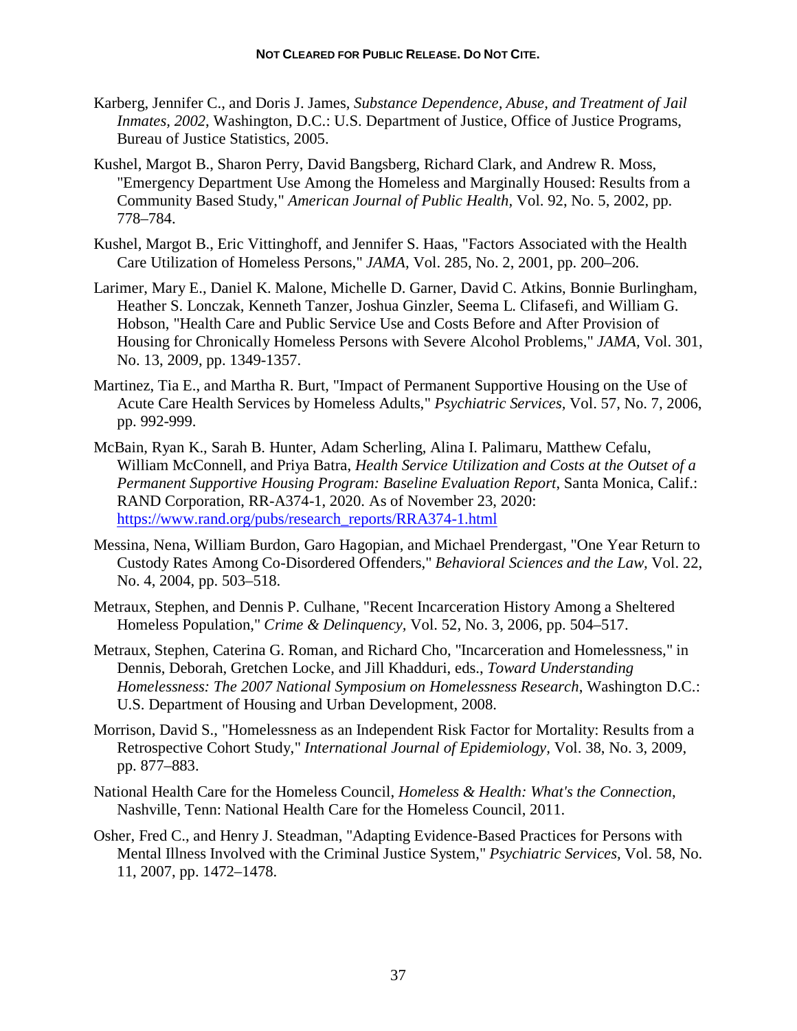Karberg, Jennifer C., and Doris J. James, *Substance Dependence, Abuse, and Treatment of Jail Inmates, 2002*, Washington, D.C.: U.S. Department of Justice, Office of Justice Programs, Bureau of Justice Statistics, 2005.

Kushel, Margot B., Sharon Perry, David Bangsberg, Richard Clark, and Andrew R. Moss, "Emergency Department Use Among the Homeless and Marginally Housed: Results from a Community Based Study," *American Journal of Public Health*, Vol. 92, No. 5, 2002, pp. 778–784.

Kushel, Margot B., Eric Vittinghoff, and Jennifer S. Haas, "Factors Associated with the Health Care Utilization of Homeless Persons," *JAMA*, Vol. 285, No. 2, 2001, pp. 200–206.

Larimer, Mary E., Daniel K. Malone, Michelle D. Garner, David C. Atkins, Bonnie Burlingham, Heather S. Lonczak, Kenneth Tanzer, Joshua Ginzler, Seema L. Clifasefi, and William G. Hobson, "Health Care and Public Service Use and Costs Before and After Provision of Housing for Chronically Homeless Persons with Severe Alcohol Problems," *JAMA*, Vol. 301, No. 13, 2009, pp. 1349-1357.

Martinez, Tia E., and Martha R. Burt, "Impact of Permanent Supportive Housing on the Use of Acute Care Health Services by Homeless Adults," *Psychiatric Services*, Vol. 57, No. 7, 2006, pp. 992-999.

McBain, Ryan K., Sarah B. Hunter, Adam Scherling, Alina I. Palimaru, Matthew Cefalu, William McConnell, and Priya Batra, *Health Service Utilization and Costs at the Outset of a Permanent Supportive Housing Program: Baseline Evaluation Report*, Santa Monica, Calif.: RAND Corporation, RR-A374-1, 2020. As of November 23, 2020: https://www.rand.org/pubs/research_reports/RRA374-1.html

Messina, Nena, William Burdon, Garo Hagopian, and Michael Prendergast, "One Year Return to Custody Rates Among Co-Disordered Offenders," *Behavioral Sciences and the Law*, Vol. 22, No. 4, 2004, pp. 503–518.

Metraux, Stephen, and Dennis P. Culhane, "Recent Incarceration History Among a Sheltered Homeless Population," *Crime & Delinquency*, Vol. 52, No. 3, 2006, pp. 504–517.

Metraux, Stephen, Caterina G. Roman, and Richard Cho, "Incarceration and Homelessness," in Dennis, Deborah, Gretchen Locke, and Jill Khadduri, eds., *Toward Understanding Homelessness: The 2007 National Symposium on Homelessness Research*, Washington D.C.: U.S. Department of Housing and Urban Development, 2008.

Morrison, David S., "Homelessness as an Independent Risk Factor for Mortality: Results from a Retrospective Cohort Study," *International Journal of Epidemiology*, Vol. 38, No. 3, 2009, pp. 877–883.

National Health Care for the Homeless Council, *Homeless & Health: What's the Connection*, Nashville, Tenn: National Health Care for the Homeless Council, 2011.

Osher, Fred C., and Henry J. Steadman, "Adapting Evidence-Based Practices for Persons with Mental Illness Involved with the Criminal Justice System," *Psychiatric Services*, Vol. 58, No. 11, 2007, pp. 1472–1478.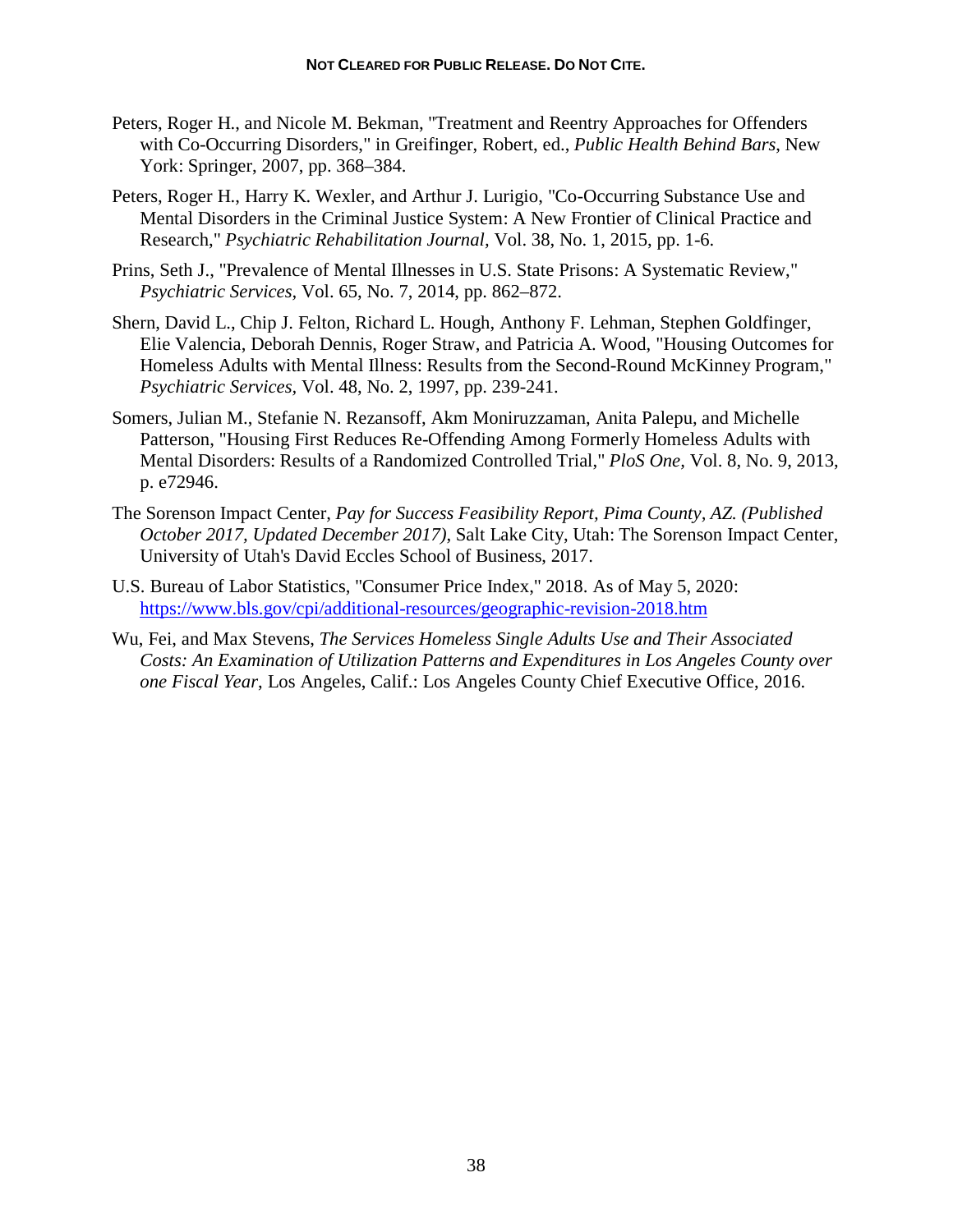Peters, Roger H., and Nicole M. Bekman, "Treatment and Reentry Approaches for Offenders with Co-Occurring Disorders," in Greifinger, Robert, ed., *Public Health Behind Bars*, New York: Springer, 2007, pp. 368–384.

Peters, Roger H., Harry K. Wexler, and Arthur J. Lurigio, "Co-Occurring Substance Use and Mental Disorders in the Criminal Justice System: A New Frontier of Clinical Practice and Research," *Psychiatric Rehabilitation Journal*, Vol. 38, No. 1, 2015, pp. 1-6.

Prins, Seth J., "Prevalence of Mental Illnesses in U.S. State Prisons: A Systematic Review," *Psychiatric Services*, Vol. 65, No. 7, 2014, pp. 862–872.

Shern, David L., Chip J. Felton, Richard L. Hough, Anthony F. Lehman, Stephen Goldfinger, Elie Valencia, Deborah Dennis, Roger Straw, and Patricia A. Wood, "Housing Outcomes for Homeless Adults with Mental Illness: Results from the Second-Round McKinney Program," *Psychiatric Services*, Vol. 48, No. 2, 1997, pp. 239-241.

Somers, Julian M., Stefanie N. Rezansoff, Akm Moniruzzaman, Anita Palepu, and Michelle Patterson, "Housing First Reduces Re-Offending Among Formerly Homeless Adults with Mental Disorders: Results of a Randomized Controlled Trial," *PloS One*, Vol. 8, No. 9, 2013, p. e72946.

The Sorenson Impact Center, *Pay for Success Feasibility Report, Pima County, AZ. (Published October 2017, Updated December 2017)*, Salt Lake City, Utah: The Sorenson Impact Center, University of Utah's David Eccles School of Business, 2017.

U.S. Bureau of Labor Statistics, "Consumer Price Index," 2018. As of May 5, 2020: https://www.bls.gov/cpi/additional-resources/geographic-revision-2018.htm

Wu, Fei, and Max Stevens, *The Services Homeless Single Adults Use and Their Associated Costs: An Examination of Utilization Patterns and Expenditures in Los Angeles County over one Fiscal Year*, Los Angeles, Calif.: Los Angeles County Chief Executive Office, 2016.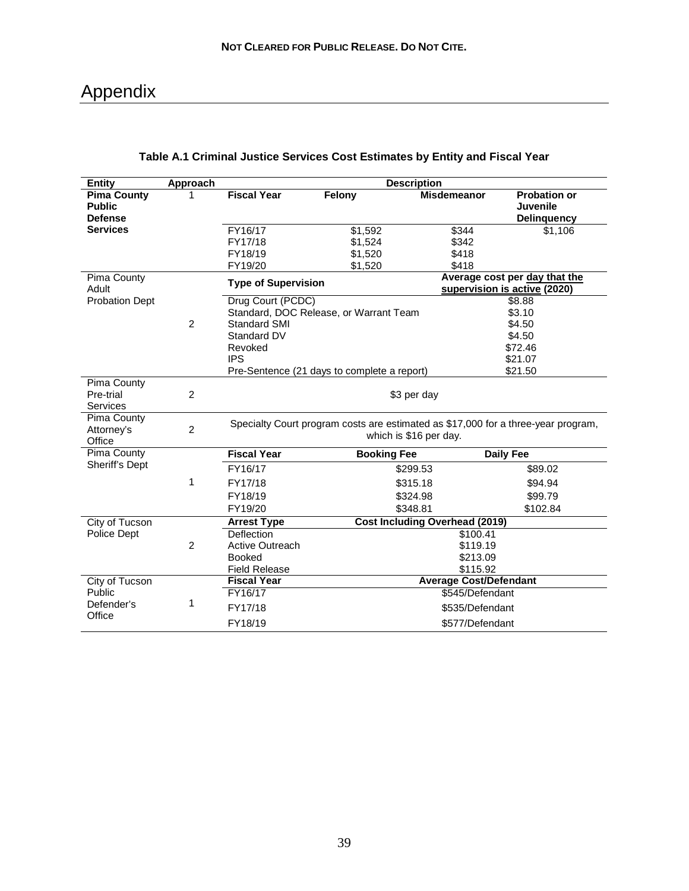**NOT CLEARED FOR PUBLIC RELEASE. DO NOT CITE.**

# Appendix

**Table A.1 Criminal Justice Services Cost Estimates by Entity and Fiscal Year**

| Entity | Approach | Description | | | |
|---|---|---|---|---|---|
| **Pima County Public Defense Services** | 1 | **Fiscal Year** | **Felony** | **Misdemeanor** | **Probation or Juvenile Delinquency** |
| | | FY16/17 | $1,592 | $344 | $1,106 |
| | | FY17/18 | $1,524 | $342 | |
| | | FY18/19 | $1,520 | $418 | |
| | | FY19/20 | $1,520 | $418 | |
| Pima County Adult Probation Dept | 2 | **Type of Supervision** | | **Average cost per day that the supervision is active (2020)** | |
| | | Drug Court (PCDC) | | $8.88 | |
| | | Standard, DOC Release, or Warrant Team | | $3.10 | |
| | | Standard SMI | | $4.50 | |
| | | Standard DV | | $4.50 | |
| | | Revoked | | $72.46 | |
| | | IPS | | $21.07 | |
| | | Pre-Sentence (21 days to complete a report) | | $21.50 | |
| Pima County Pre-trial Services | 2 | $3 per day | | | |
| Pima County Attorney's Office | 2 | Specialty Court program costs are estimated as $17,000 for a three-year program, which is $16 per day. | | | |
| Pima County Sheriff's Dept | 1 | **Fiscal Year** | **Booking Fee** | **Daily Fee** | |
| | | FY16/17 | $299.53 | $89.02 | |
| | | FY17/18 | $315.18 | $94.94 | |
| | | FY18/19 | $324.98 | $99.79 | |
| | | FY19/20 | $348.81 | $102.84 | |
| City of Tucson Police Dept | 2 | **Arrest Type** | **Cost Including Overhead (2019)** | | |
| | | Deflection | $100.41 | | |
| | | Active Outreach | $119.19 | | |
| | | Booked | $213.09 | | |
| | | Field Release | $115.92 | | |
| City of Tucson Public Defender's Office | 1 | **Fiscal Year** | **Average Cost/Defendant** | | |
| | | FY16/17 | $545/Defendant | | |
| | | FY17/18 | $535/Defendant | | |
| | | FY18/19 | $577/Defendant | | |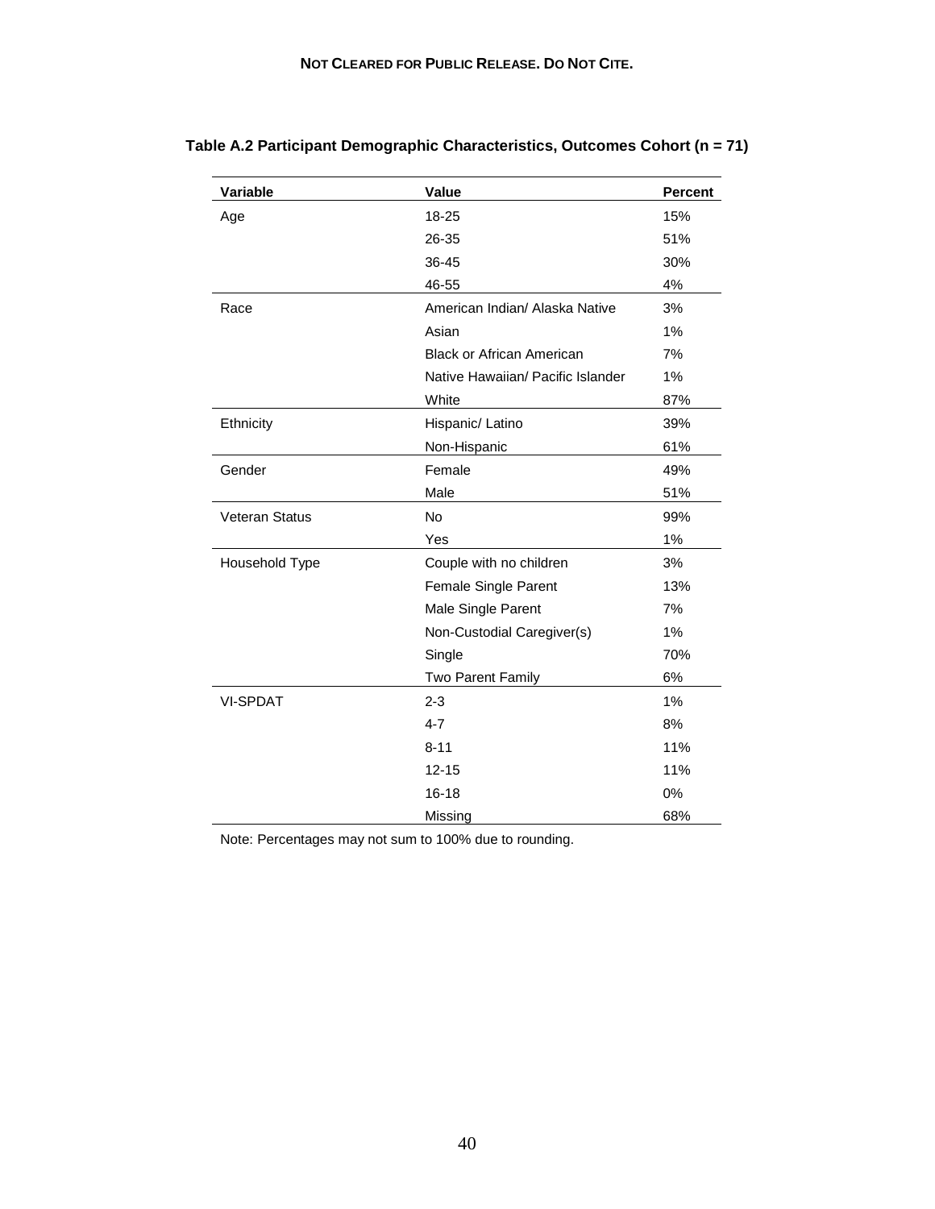**Table A.2 Participant Demographic Characteristics, Outcomes Cohort (n = 71)**

| Variable | Value | Percent |
|---|---|---|
| Age | 18-25 | 15% |
| | 26-35 | 51% |
| | 36-45 | 30% |
| | 46-55 | 4% |
| Race | American Indian/ Alaska Native | 3% |
| | Asian | 1% |
| | Black or African American | 7% |
| | Native Hawaiian/ Pacific Islander | 1% |
| | White | 87% |
| Ethnicity | Hispanic/ Latino | 39% |
| | Non-Hispanic | 61% |
| Gender | Female | 49% |
| | Male | 51% |
| Veteran Status | No | 99% |
| | Yes | 1% |
| Household Type | Couple with no children | 3% |
| | Female Single Parent | 13% |
| | Male Single Parent | 7% |
| | Non-Custodial Caregiver(s) | 1% |
| | Single | 70% |
| | Two Parent Family | 6% |
| VI-SPDAT | 2-3 | 1% |
| | 4-7 | 8% |
| | 8-11 | 11% |
| | 12-15 | 11% |
| | 16-18 | 0% |
| | Missing | 68% |

Note: Percentages may not sum to 100% due to rounding.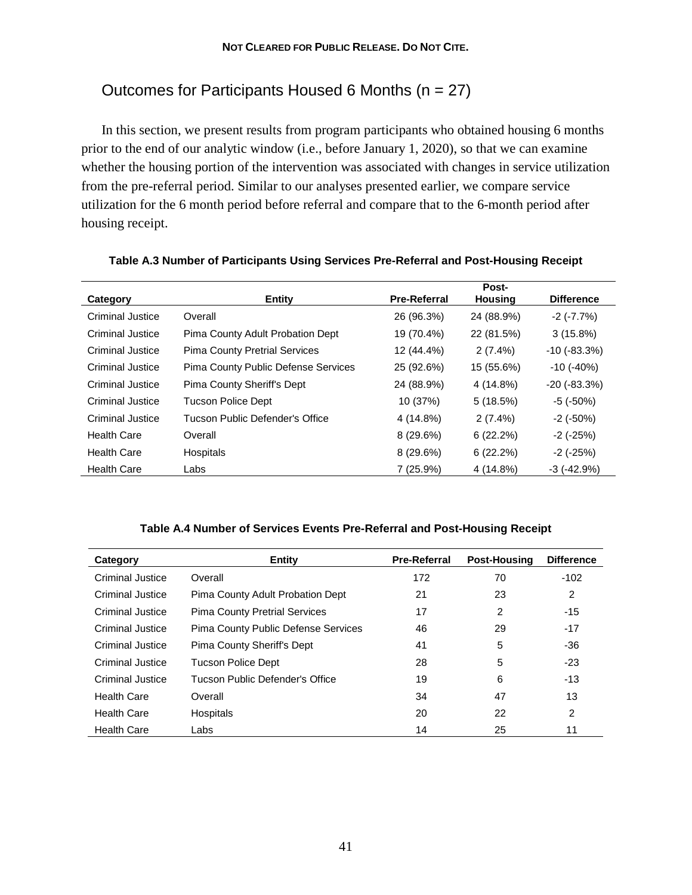## Outcomes for Participants Housed 6 Months (n = 27)

In this section, we present results from program participants who obtained housing 6 months prior to the end of our analytic window (i.e., before January 1, 2020), so that we can examine whether the housing portion of the intervention was associated with changes in service utilization from the pre-referral period. Similar to our analyses presented earlier, we compare service utilization for the 6 month period before referral and compare that to the 6-month period after housing receipt.

**Table A.3 Number of Participants Using Services Pre-Referral and Post-Housing Receipt**

| Category | Entity | Pre-Referral | Post-Housing | Difference |
|---|---|---|---|---|
| Criminal Justice | Overall | 26 (96.3%) | 24 (88.9%) | -2 (-7.7%) |
| Criminal Justice | Pima County Adult Probation Dept | 19 (70.4%) | 22 (81.5%) | 3 (15.8%) |
| Criminal Justice | Pima County Pretrial Services | 12 (44.4%) | 2 (7.4%) | -10 (-83.3%) |
| Criminal Justice | Pima County Public Defense Services | 25 (92.6%) | 15 (55.6%) | -10 (-40%) |
| Criminal Justice | Pima County Sheriff's Dept | 24 (88.9%) | 4 (14.8%) | -20 (-83.3%) |
| Criminal Justice | Tucson Police Dept | 10 (37%) | 5 (18.5%) | -5 (-50%) |
| Criminal Justice | Tucson Public Defender's Office | 4 (14.8%) | 2 (7.4%) | -2 (-50%) |
| Health Care | Overall | 8 (29.6%) | 6 (22.2%) | -2 (-25%) |
| Health Care | Hospitals | 8 (29.6%) | 6 (22.2%) | -2 (-25%) |
| Health Care | Labs | 7 (25.9%) | 4 (14.8%) | -3 (-42.9%) |

**Table A.4 Number of Services Events Pre-Referral and Post-Housing Receipt**

| Category | Entity | Pre-Referral | Post-Housing | Difference |
|---|---|---|---|---|
| Criminal Justice | Overall | 172 | 70 | -102 |
| Criminal Justice | Pima County Adult Probation Dept | 21 | 23 | 2 |
| Criminal Justice | Pima County Pretrial Services | 17 | 2 | -15 |
| Criminal Justice | Pima County Public Defense Services | 46 | 29 | -17 |
| Criminal Justice | Pima County Sheriff's Dept | 41 | 5 | -36 |
| Criminal Justice | Tucson Police Dept | 28 | 5 | -23 |
| Criminal Justice | Tucson Public Defender's Office | 19 | 6 | -13 |
| Health Care | Overall | 34 | 47 | 13 |
| Health Care | Hospitals | 20 | 22 | 2 |
| Health Care | Labs | 14 | 25 | 11 |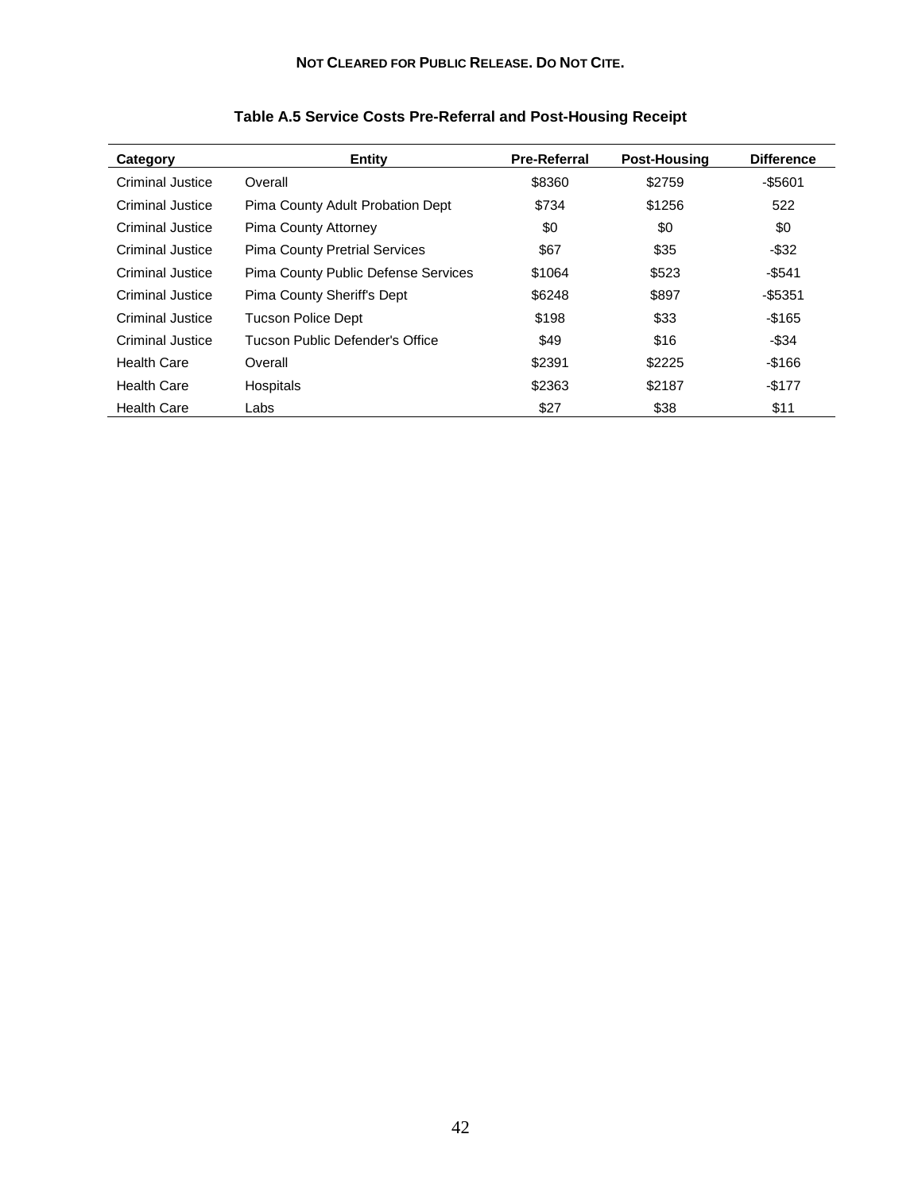**NOT CLEARED FOR PUBLIC RELEASE. DO NOT CITE.**

### Table A.5 Service Costs Pre-Referral and Post-Housing Receipt

| Category | Entity | Pre-Referral | Post-Housing | Difference |
|---|---|---|---|---|
| Criminal Justice | Overall | $8360 | $2759 | -$5601 |
| Criminal Justice | Pima County Adult Probation Dept | $734 | $1256 | 522 |
| Criminal Justice | Pima County Attorney | $0 | $0 | $0 |
| Criminal Justice | Pima County Pretrial Services | $67 | $35 | -$32 |
| Criminal Justice | Pima County Public Defense Services | $1064 | $523 | -$541 |
| Criminal Justice | Pima County Sheriff's Dept | $6248 | $897 | -$5351 |
| Criminal Justice | Tucson Police Dept | $198 | $33 | -$165 |
| Criminal Justice | Tucson Public Defender's Office | $49 | $16 | -$34 |
| Health Care | Overall | $2391 | $2225 | -$166 |
| Health Care | Hospitals | $2363 | $2187 | -$177 |
| Health Care | Labs | $27 | $38 | $11 |